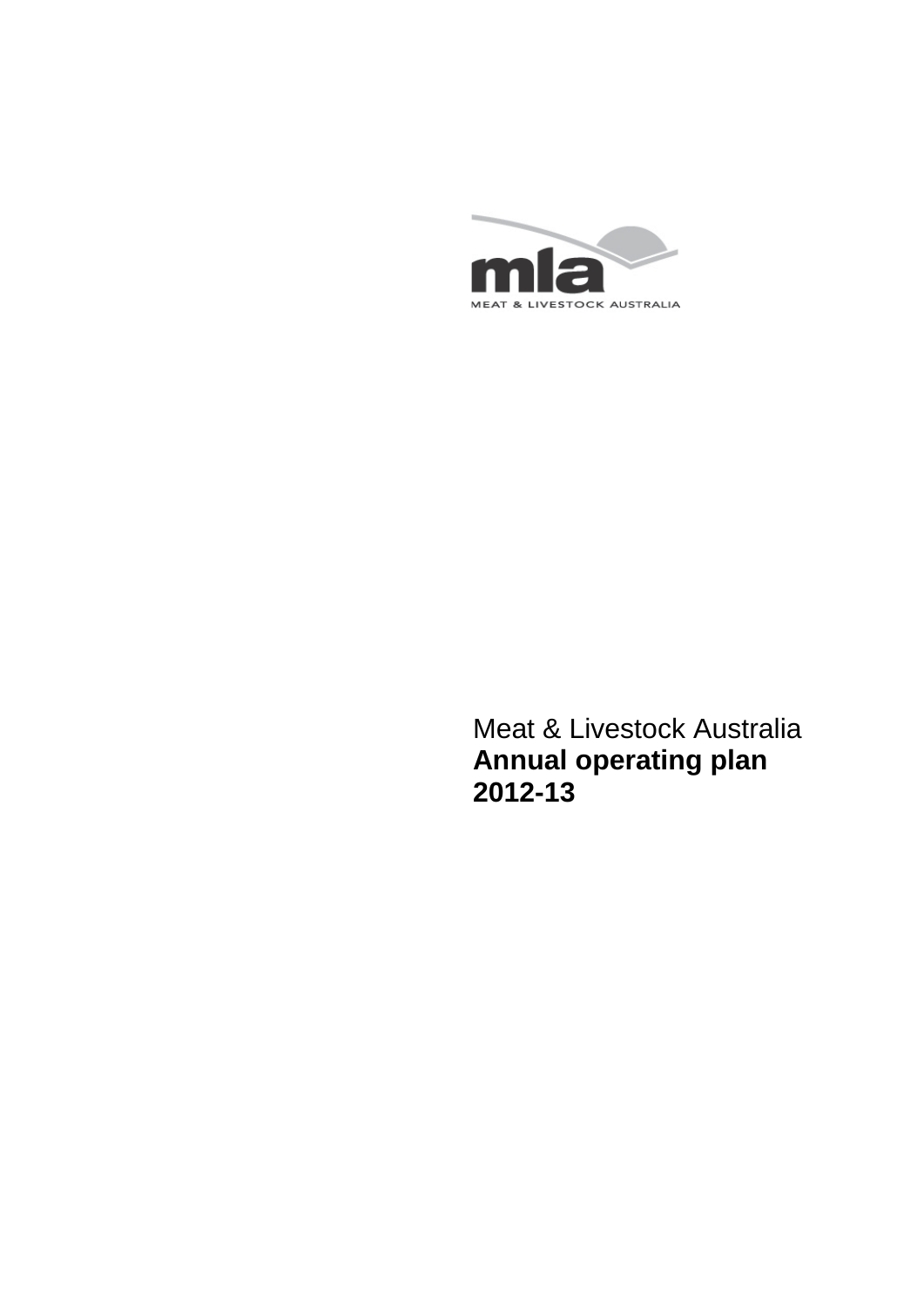mla

MEAT & LIVESTOCK AUSTRALIA

Meat & Livestock Australia

**Annual operating plan 2012-13**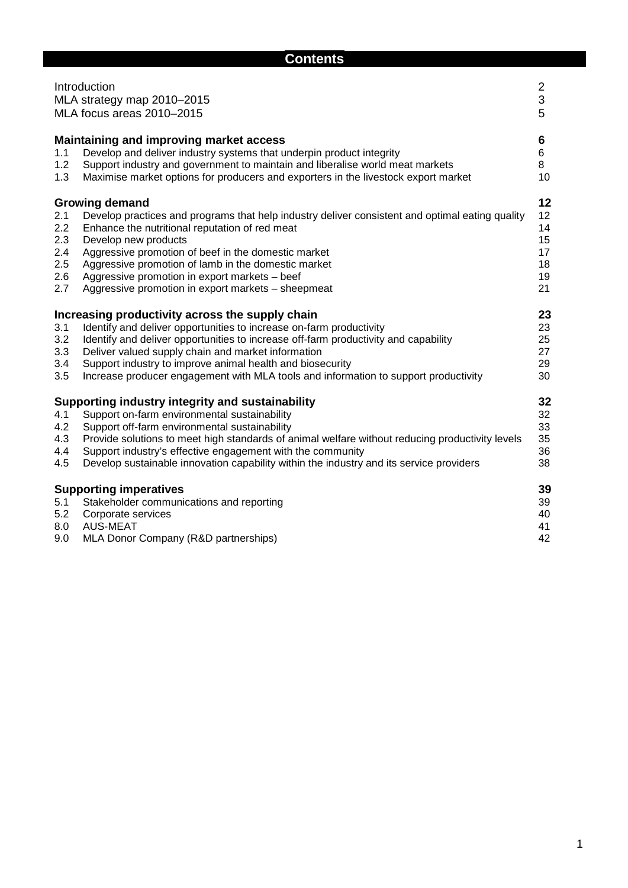# Contents

| | | |
|---|---|---|
| | Introduction | 2 |
| | MLA strategy map 2010–2015 | 3 |
| | MLA focus areas 2010–2015 | 5 |
| | **Maintaining and improving market access** | **6** |
| 1.1 | Develop and deliver industry systems that underpin product integrity | 6 |
| 1.2 | Support industry and government to maintain and liberalise world meat markets | 8 |
| 1.3 | Maximise market options for producers and exporters in the livestock export market | 10 |
| | **Growing demand** | **12** |
| 2.1 | Develop practices and programs that help industry deliver consistent and optimal eating quality | 12 |
| 2.2 | Enhance the nutritional reputation of red meat | 14 |
| 2.3 | Develop new products | 15 |
| 2.4 | Aggressive promotion of beef in the domestic market | 17 |
| 2.5 | Aggressive promotion of lamb in the domestic market | 18 |
| 2.6 | Aggressive promotion in export markets – beef | 19 |
| 2.7 | Aggressive promotion in export markets – sheepmeat | 21 |
| | **Increasing productivity across the supply chain** | **23** |
| 3.1 | Identify and deliver opportunities to increase on-farm productivity | 23 |
| 3.2 | Identify and deliver opportunities to increase off-farm productivity and capability | 25 |
| 3.3 | Deliver valued supply chain and market information | 27 |
| 3.4 | Support industry to improve animal health and biosecurity | 29 |
| 3.5 | Increase producer engagement with MLA tools and information to support productivity | 30 |
| | **Supporting industry integrity and sustainability** | **32** |
| 4.1 | Support on-farm environmental sustainability | 32 |
| 4.2 | Support off-farm environmental sustainability | 33 |
| 4.3 | Provide solutions to meet high standards of animal welfare without reducing productivity levels | 35 |
| 4.4 | Support industry's effective engagement with the community | 36 |
| 4.5 | Develop sustainable innovation capability within the industry and its service providers | 38 |
| | **Supporting imperatives** | **39** |
| 5.1 | Stakeholder communications and reporting | 39 |
| 5.2 | Corporate services | 40 |
| 8.0 | AUS-MEAT | 41 |
| 9.0 | MLA Donor Company (R&D partnerships) | 42 |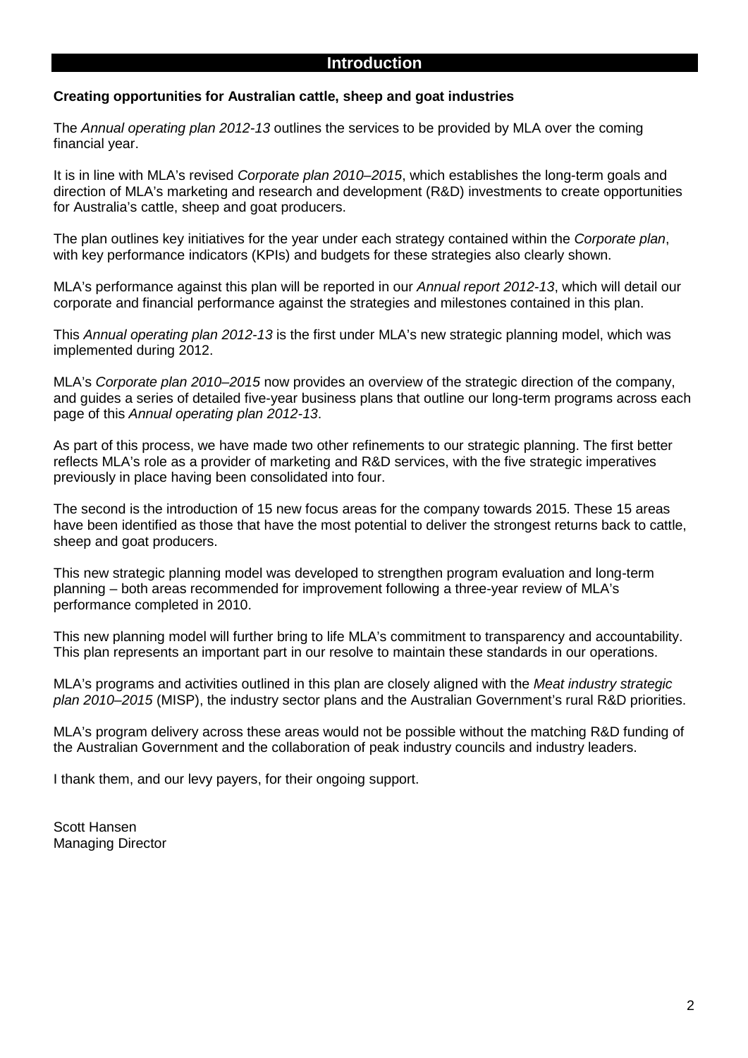# Introduction

**Creating opportunities for Australian cattle, sheep and goat industries**

The *Annual operating plan 2012-13* outlines the services to be provided by MLA over the coming financial year.

It is in line with MLA's revised *Corporate plan 2010–2015*, which establishes the long-term goals and direction of MLA's marketing and research and development (R&D) investments to create opportunities for Australia's cattle, sheep and goat producers.

The plan outlines key initiatives for the year under each strategy contained within the *Corporate plan*, with key performance indicators (KPIs) and budgets for these strategies also clearly shown.

MLA's performance against this plan will be reported in our *Annual report 2012-13*, which will detail our corporate and financial performance against the strategies and milestones contained in this plan.

This *Annual operating plan 2012-13* is the first under MLA's new strategic planning model, which was implemented during 2012.

MLA's *Corporate plan 2010–2015* now provides an overview of the strategic direction of the company, and guides a series of detailed five-year business plans that outline our long-term programs across each page of this *Annual operating plan 2012-13*.

As part of this process, we have made two other refinements to our strategic planning. The first better reflects MLA's role as a provider of marketing and R&D services, with the five strategic imperatives previously in place having been consolidated into four.

The second is the introduction of 15 new focus areas for the company towards 2015. These 15 areas have been identified as those that have the most potential to deliver the strongest returns back to cattle, sheep and goat producers.

This new strategic planning model was developed to strengthen program evaluation and long-term planning – both areas recommended for improvement following a three-year review of MLA's performance completed in 2010.

This new planning model will further bring to life MLA's commitment to transparency and accountability. This plan represents an important part in our resolve to maintain these standards in our operations.

MLA's programs and activities outlined in this plan are closely aligned with the *Meat industry strategic plan 2010–2015* (MISP), the industry sector plans and the Australian Government's rural R&D priorities.

MLA's program delivery across these areas would not be possible without the matching R&D funding of the Australian Government and the collaboration of peak industry councils and industry leaders.

I thank them, and our levy payers, for their ongoing support.

Scott Hansen
Managing Director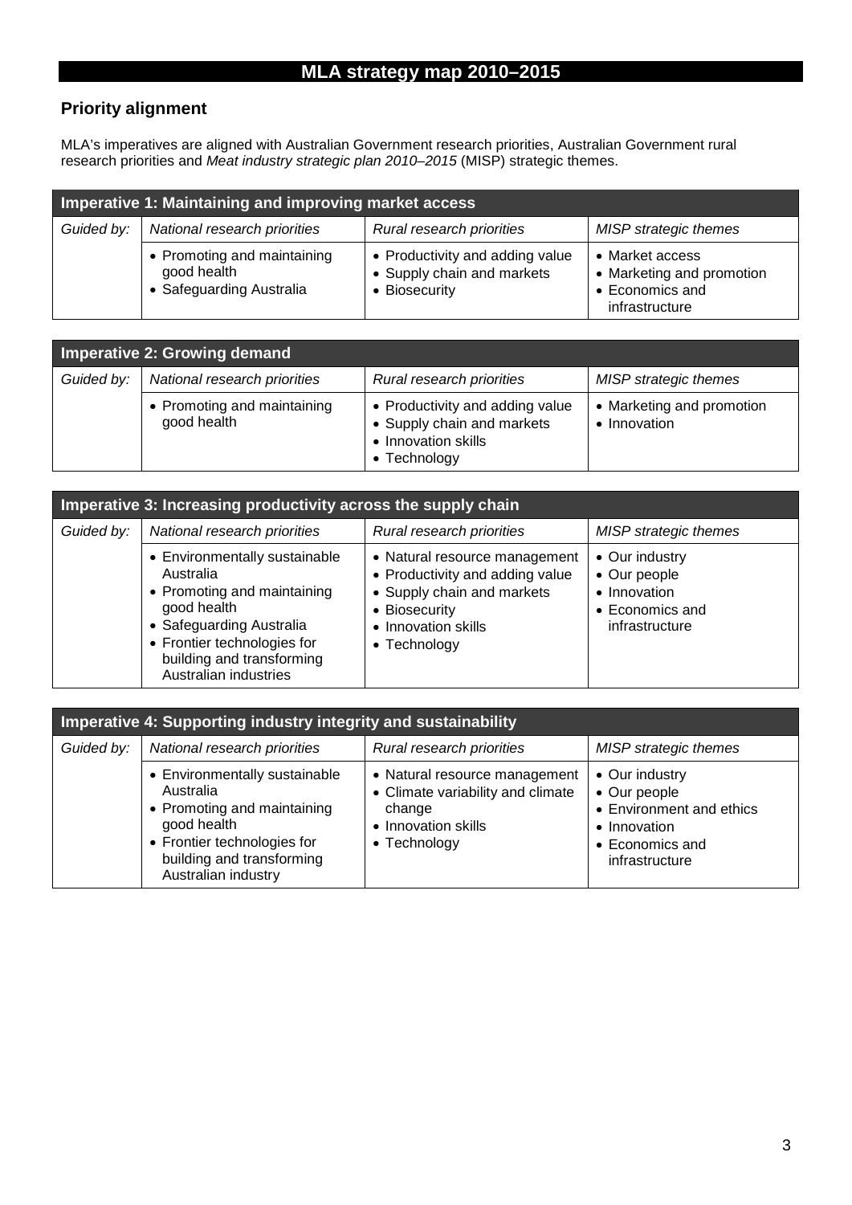# MLA strategy map 2010–2015

## Priority alignment

MLA's imperatives are aligned with Australian Government research priorities, Australian Government rural research priorities and *Meat industry strategic plan 2010–2015* (MISP) strategic themes.

| Imperative 1: Maintaining and improving market access | | | |
|---|---|---|---|
| *Guided by:* | *National research priorities* | *Rural research priorities* | *MISP strategic themes* |
| | • Promoting and maintaining good health<br>• Safeguarding Australia | • Productivity and adding value<br>• Supply chain and markets<br>• Biosecurity | • Market access<br>• Marketing and promotion<br>• Economics and infrastructure |

| Imperative 2: Growing demand | | | |
|---|---|---|---|
| *Guided by:* | *National research priorities* | *Rural research priorities* | *MISP strategic themes* |
| | • Promoting and maintaining good health | • Productivity and adding value<br>• Supply chain and markets<br>• Innovation skills<br>• Technology | • Marketing and promotion<br>• Innovation |

| Imperative 3: Increasing productivity across the supply chain | | | |
|---|---|---|---|
| *Guided by:* | *National research priorities* | *Rural research priorities* | *MISP strategic themes* |
| | • Environmentally sustainable Australia<br>• Promoting and maintaining good health<br>• Safeguarding Australia<br>• Frontier technologies for building and transforming Australian industries | • Natural resource management<br>• Productivity and adding value<br>• Supply chain and markets<br>• Biosecurity<br>• Innovation skills<br>• Technology | • Our industry<br>• Our people<br>• Innovation<br>• Economics and infrastructure |

| Imperative 4: Supporting industry integrity and sustainability | | | |
|---|---|---|---|
| *Guided by:* | *National research priorities* | *Rural research priorities* | *MISP strategic themes* |
| | • Environmentally sustainable Australia<br>• Promoting and maintaining good health<br>• Frontier technologies for building and transforming Australian industry | • Natural resource management<br>• Climate variability and climate change<br>• Innovation skills<br>• Technology | • Our industry<br>• Our people<br>• Environment and ethics<br>• Innovation<br>• Economics and infrastructure |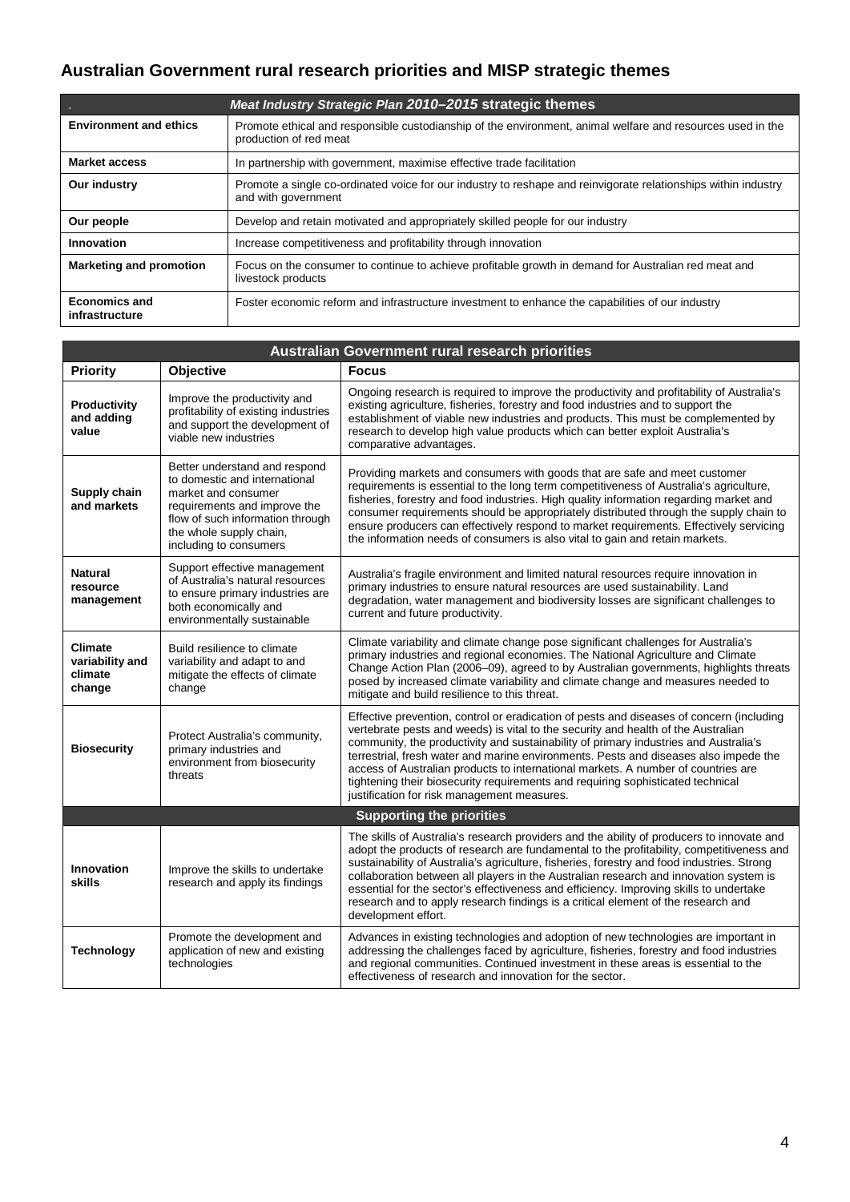## Australian Government rural research priorities and MISP strategic themes

| *Meat Industry Strategic Plan 2010–2015* **strategic themes** | |
|---|---|
| **Environment and ethics** | Promote ethical and responsible custodianship of the environment, animal welfare and resources used in the production of red meat |
| **Market access** | In partnership with government, maximise effective trade facilitation |
| **Our industry** | Promote a single co-ordinated voice for our industry to reshape and reinvigorate relationships within industry and with government |
| **Our people** | Develop and retain motivated and appropriately skilled people for our industry |
| **Innovation** | Increase competitiveness and profitability through innovation |
| **Marketing and promotion** | Focus on the consumer to continue to achieve profitable growth in demand for Australian red meat and livestock products |
| **Economics and infrastructure** | Foster economic reform and infrastructure investment to enhance the capabilities of our industry |

| **Australian Government rural research priorities** | | |
|---|---|---|
| **Priority** | **Objective** | **Focus** |
| **Productivity and adding value** | Improve the productivity and profitability of existing industries and support the development of viable new industries | Ongoing research is required to improve the productivity and profitability of Australia's existing agriculture, fisheries, forestry and food industries and to support the establishment of viable new industries and products. This must be complemented by research to develop high value products which can better exploit Australia's comparative advantages. |
| **Supply chain and markets** | Better understand and respond to domestic and international market and consumer requirements and improve the flow of such information through the whole supply chain, including to consumers | Providing markets and consumers with goods that are safe and meet customer requirements is essential to the long term competitiveness of Australia's agriculture, fisheries, forestry and food industries. High quality information regarding market and consumer requirements should be appropriately distributed through the supply chain to ensure producers can effectively respond to market requirements. Effectively servicing the information needs of consumers is also vital to gain and retain markets. |
| **Natural resource management** | Support effective management of Australia's natural resources to ensure primary industries are both economically and environmentally sustainable | Australia's fragile environment and limited natural resources require innovation in primary industries to ensure natural resources are used sustainability. Land degradation, water management and biodiversity losses are significant challenges to current and future productivity. |
| **Climate variability and climate change** | Build resilience to climate variability and adapt to and mitigate the effects of climate change | Climate variability and climate change pose significant challenges for Australia's primary industries and regional economies. The National Agriculture and Climate Change Action Plan (2006–09), agreed to by Australian governments, highlights threats posed by increased climate variability and climate change and measures needed to mitigate and build resilience to this threat. |
| **Biosecurity** | Protect Australia's community, primary industries and environment from biosecurity threats | Effective prevention, control or eradication of pests and diseases of concern (including vertebrate pests and weeds) is vital to the security and health of the Australian community, the productivity and sustainability of primary industries and Australia's terrestrial, fresh water and marine environments. Pests and diseases also impede the access of Australian products to international markets. A number of countries are tightening their biosecurity requirements and requiring sophisticated technical justification for risk management measures. |
| **Supporting the priorities** | | |
| **Innovation skills** | Improve the skills to undertake research and apply its findings | The skills of Australia's research providers and the ability of producers to innovate and adopt the products of research are fundamental to the profitability, competitiveness and sustainability of Australia's agriculture, fisheries, forestry and food industries. Strong collaboration between all players in the Australian research and innovation system is essential for the sector's effectiveness and efficiency. Improving skills to undertake research and to apply research findings is a critical element of the research and development effort. |
| **Technology** | Promote the development and application of new and existing technologies | Advances in existing technologies and adoption of new technologies are important in addressing the challenges faced by agriculture, fisheries, forestry and food industries and regional communities. Continued investment in these areas is essential to the effectiveness of research and innovation for the sector. |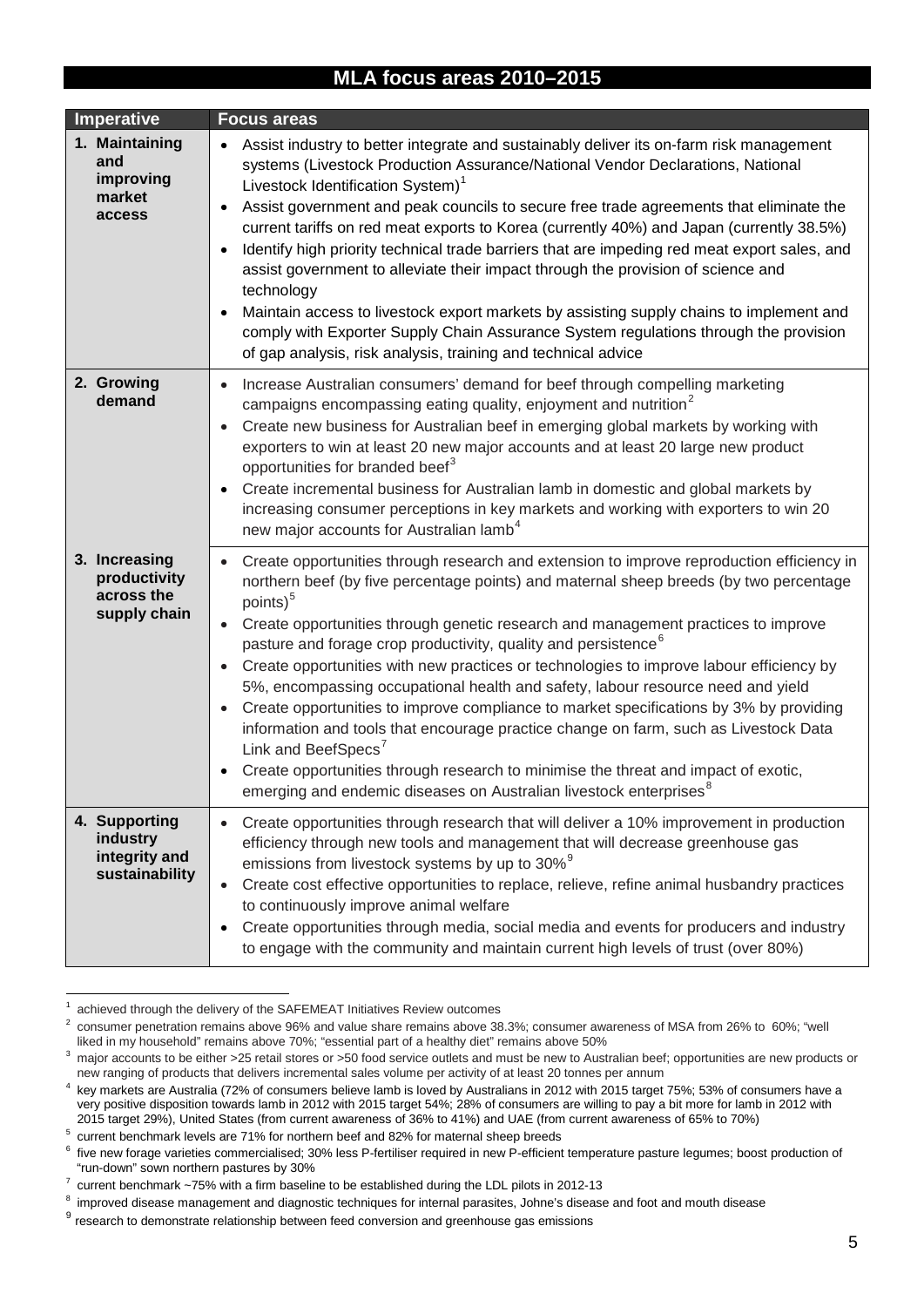## MLA focus areas 2010–2015

| Imperative | Focus areas |
| --- | --- |
| 1. Maintaining and improving market access | • Assist industry to better integrate and sustainably deliver its on-farm risk management systems (Livestock Production Assurance/National Vendor Declarations, National Livestock Identification System)[1]<br>• Assist government and peak councils to secure free trade agreements that eliminate the current tariffs on red meat exports to Korea (currently 40%) and Japan (currently 38.5%)<br>• Identify high priority technical trade barriers that are impeding red meat export sales, and assist government to alleviate their impact through the provision of science and technology<br>• Maintain access to livestock export markets by assisting supply chains to implement and comply with Exporter Supply Chain Assurance System regulations through the provision of gap analysis, risk analysis, training and technical advice |
| 2. Growing demand | • Increase Australian consumers' demand for beef through compelling marketing campaigns encompassing eating quality, enjoyment and nutrition[2]<br>• Create new business for Australian beef in emerging global markets by working with exporters to win at least 20 new major accounts and at least 20 large new product opportunities for branded beef[3]<br>• Create incremental business for Australian lamb in domestic and global markets by increasing consumer perceptions in key markets and working with exporters to win 20 new major accounts for Australian lamb[4] |
| 3. Increasing productivity across the supply chain | • Create opportunities through research and extension to improve reproduction efficiency in northern beef (by five percentage points) and maternal sheep breeds (by two percentage points)[5]<br>• Create opportunities through genetic research and management practices to improve pasture and forage crop productivity, quality and persistence[6]<br>• Create opportunities with new practices or technologies to improve labour efficiency by 5%, encompassing occupational health and safety, labour resource need and yield<br>• Create opportunities to improve compliance to market specifications by 3% by providing information and tools that encourage practice change on farm, such as Livestock Data Link and BeefSpecs[7]<br>• Create opportunities through research to minimise the threat and impact of exotic, emerging and endemic diseases on Australian livestock enterprises[8] |
| 4. Supporting industry integrity and sustainability | • Create opportunities through research that will deliver a 10% improvement in production efficiency through new tools and management that will decrease greenhouse gas emissions from livestock systems by up to 30%[9]<br>• Create cost effective opportunities to replace, relieve, refine animal husbandry practices to continuously improve animal welfare<br>• Create opportunities through media, social media and events for producers and industry to engage with the community and maintain current high levels of trust (over 80%) |

[1] achieved through the delivery of the SAFEMEAT Initiatives Review outcomes

[2] consumer penetration remains above 96% and value share remains above 38.3%; consumer awareness of MSA from 26% to 60%; "well liked in my household" remains above 70%; "essential part of a healthy diet" remains above 50%

[3] major accounts to be either >25 retail stores or >50 food service outlets and must be new to Australian beef; opportunities are new products or new ranging of products that delivers incremental sales volume per activity of at least 20 tonnes per annum

[4] key markets are Australia (72% of consumers believe lamb is loved by Australians in 2012 with 2015 target 75%; 53% of consumers have a very positive disposition towards lamb in 2012 with 2015 target 54%; 28% of consumers are willing to pay a bit more for lamb in 2012 with 2015 target 29%), United States (from current awareness of 36% to 41%) and UAE (from current awareness of 65% to 70%)

[5] current benchmark levels are 71% for northern beef and 82% for maternal sheep breeds

[6] five new forage varieties commercialised; 30% less P-fertiliser required in new P-efficient temperature pasture legumes; boost production of "run-down" sown northern pastures by 30%

[7] current benchmark ~75% with a firm baseline to be established during the LDL pilots in 2012-13

[8] improved disease management and diagnostic techniques for internal parasites, Johne's disease and foot and mouth disease

[9] research to demonstrate relationship between feed conversion and greenhouse gas emissions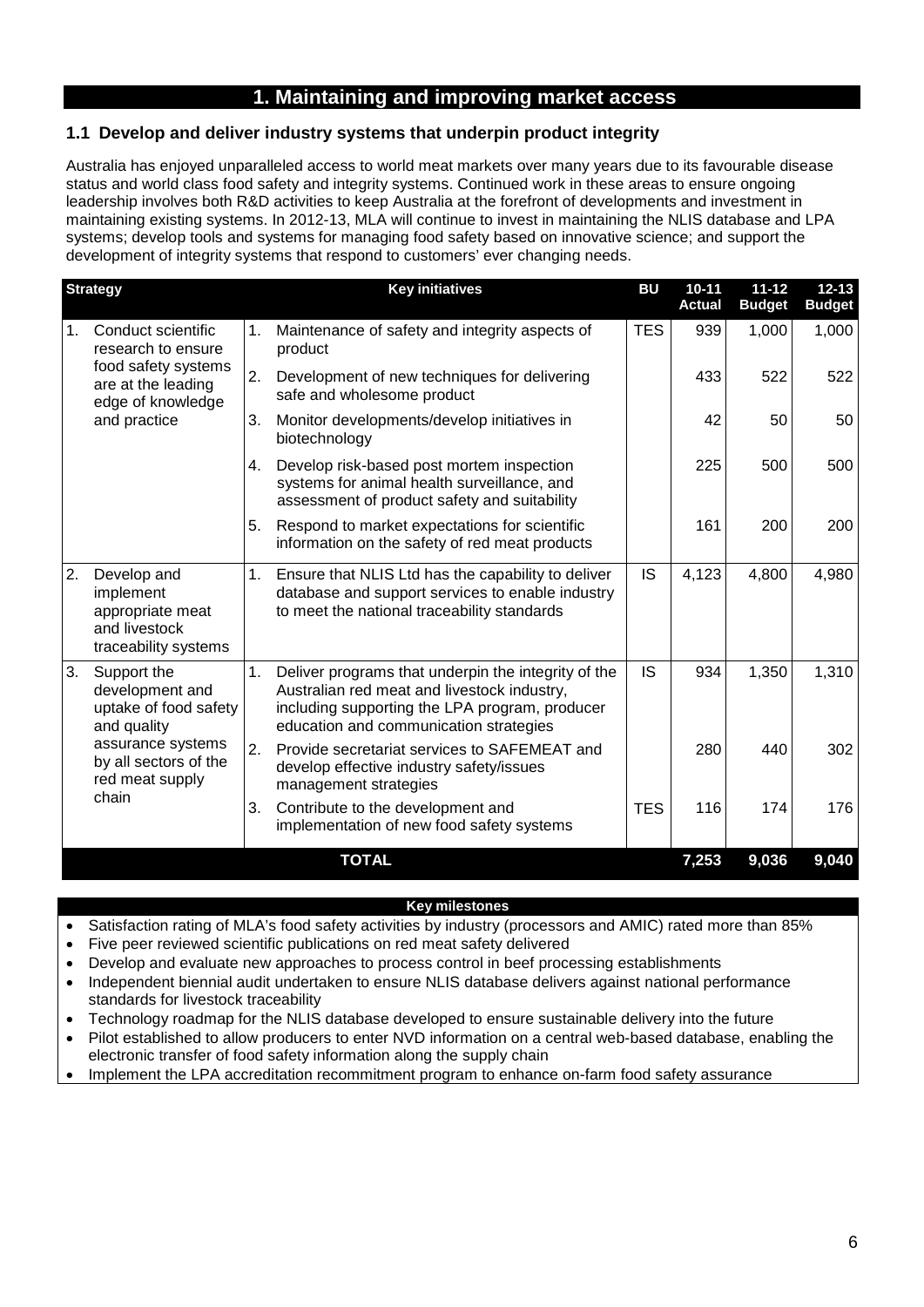# 1. Maintaining and improving market access

## 1.1 Develop and deliver industry systems that underpin product integrity

Australia has enjoyed unparalleled access to world meat markets over many years due to its favourable disease status and world class food safety and integrity systems. Continued work in these areas to ensure ongoing leadership involves both R&D activities to keep Australia at the forefront of developments and investment in maintaining existing systems. In 2012-13, MLA will continue to invest in maintaining the NLIS database and LPA systems; develop tools and systems for managing food safety based on innovative science; and support the development of integrity systems that respond to customers' ever changing needs.

| Strategy | Key initiatives | BU | 10-11 Actual | 11-12 Budget | 12-13 Budget |
|---|---|---|---|---|---|
| 1. Conduct scientific research to ensure food safety systems are at the leading edge of knowledge and practice | 1. Maintenance of safety and integrity aspects of product | TES | 939 | 1,000 | 1,000 |
| | 2. Development of new techniques for delivering safe and wholesome product | | 433 | 522 | 522 |
| | 3. Monitor developments/develop initiatives in biotechnology | | 42 | 50 | 50 |
| | 4. Develop risk-based post mortem inspection systems for animal health surveillance, and assessment of product safety and suitability | | 225 | 500 | 500 |
| | 5. Respond to market expectations for scientific information on the safety of red meat products | | 161 | 200 | 200 |
| 2. Develop and implement appropriate meat and livestock traceability systems | 1. Ensure that NLIS Ltd has the capability to deliver database and support services to enable industry to meet the national traceability standards | IS | 4,123 | 4,800 | 4,980 |
| 3. Support the development and uptake of food safety and quality assurance systems by all sectors of the red meat supply chain | 1. Deliver programs that underpin the integrity of the Australian red meat and livestock industry, including supporting the LPA program, producer education and communication strategies | IS | 934 | 1,350 | 1,310 |
| | 2. Provide secretariat services to SAFEMEAT and develop effective industry safety/issues management strategies | | 280 | 440 | 302 |
| | 3. Contribute to the development and implementation of new food safety systems | TES | 116 | 174 | 176 |
| **TOTAL** | | | **7,253** | **9,036** | **9,040** |

**Key milestones**

- Satisfaction rating of MLA's food safety activities by industry (processors and AMIC) rated more than 85%
- Five peer reviewed scientific publications on red meat safety delivered
- Develop and evaluate new approaches to process control in beef processing establishments
- Independent biennial audit undertaken to ensure NLIS database delivers against national performance standards for livestock traceability
- Technology roadmap for the NLIS database developed to ensure sustainable delivery into the future
- Pilot established to allow producers to enter NVD information on a central web-based database, enabling the electronic transfer of food safety information along the supply chain
- Implement the LPA accreditation recommitment program to enhance on-farm food safety assurance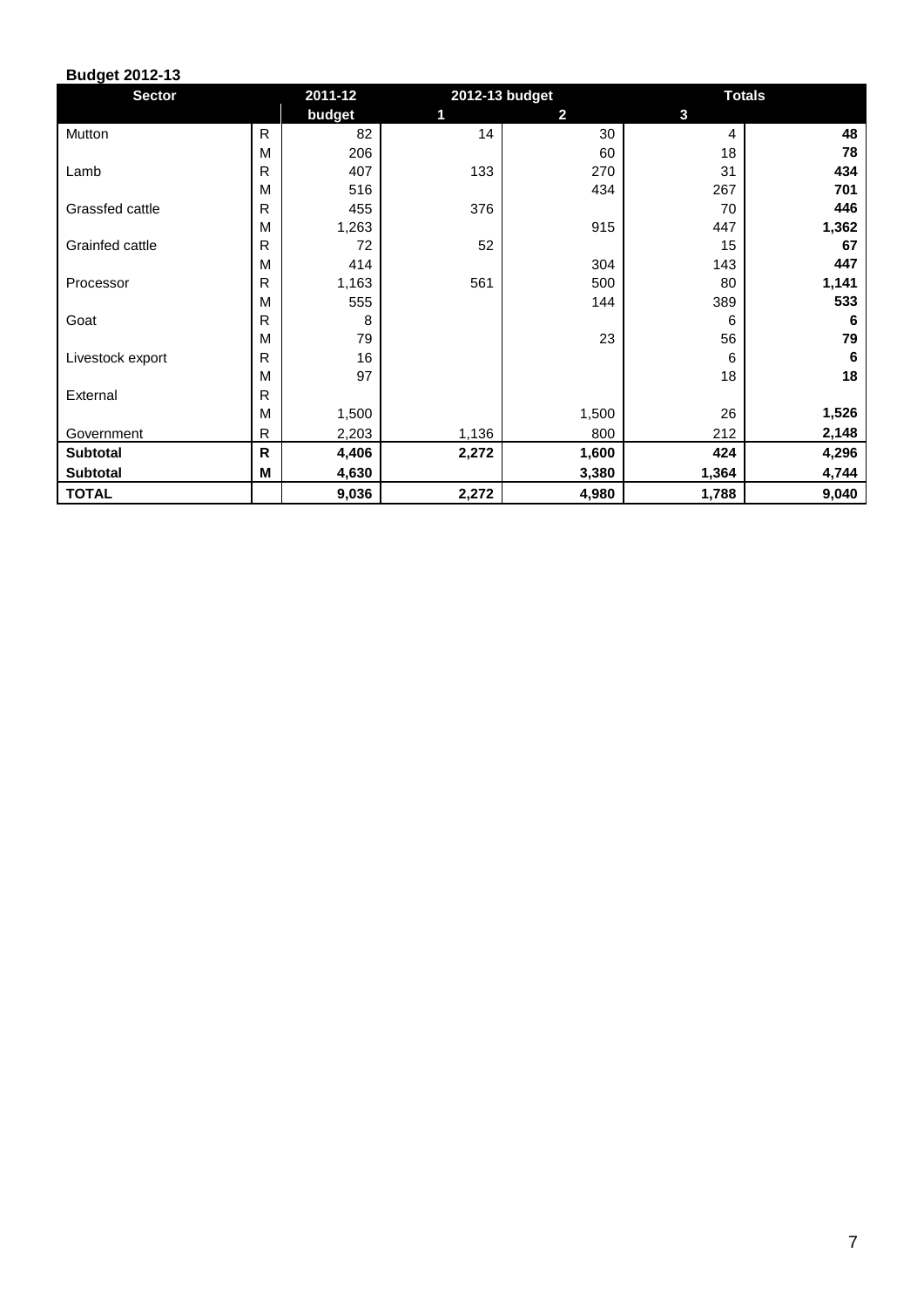**Budget 2012-13**

| Sector | | 2011-12 | 2012-13 budget | | | Totals |
|---|---|---|---|---|---|---|
| | | budget | 1 | 2 | 3 | |
| Mutton | R | 82 | 14 | 30 | 4 | **48** |
| | M | 206 | | 60 | 18 | **78** |
| Lamb | R | 407 | 133 | 270 | 31 | **434** |
| | M | 516 | | 434 | 267 | **701** |
| Grassfed cattle | R | 455 | 376 | | 70 | **446** |
| | M | 1,263 | | 915 | 447 | **1,362** |
| Grainfed cattle | R | 72 | 52 | | 15 | **67** |
| | M | 414 | | 304 | 143 | **447** |
| Processor | R | 1,163 | 561 | 500 | 80 | **1,141** |
| | M | 555 | | 144 | 389 | **533** |
| Goat | R | 8 | | | 6 | **6** |
| | M | 79 | | 23 | 56 | **79** |
| Livestock export | R | 16 | | | 6 | **6** |
| | M | 97 | | | 18 | **18** |
| External | R | | | | | |
| | M | 1,500 | | 1,500 | 26 | **1,526** |
| Government | R | 2,203 | 1,136 | 800 | 212 | **2,148** |
| **Subtotal** | **R** | **4,406** | **2,272** | **1,600** | **424** | **4,296** |
| **Subtotal** | **M** | **4,630** | | **3,380** | **1,364** | **4,744** |
| **TOTAL** | | **9,036** | **2,272** | **4,980** | **1,788** | **9,040** |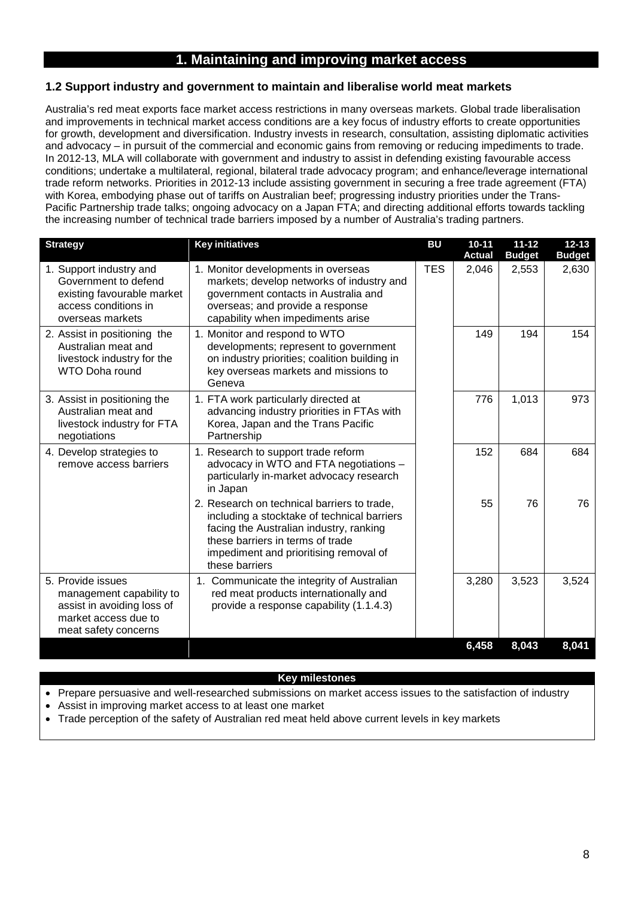# 1. Maintaining and improving market access

## 1.2 Support industry and government to maintain and liberalise world meat markets

Australia's red meat exports face market access restrictions in many overseas markets. Global trade liberalisation and improvements in technical market access conditions are a key focus of industry efforts to create opportunities for growth, development and diversification. Industry invests in research, consultation, assisting diplomatic activities and advocacy – in pursuit of the commercial and economic gains from removing or reducing impediments to trade. In 2012-13, MLA will collaborate with government and industry to assist in defending existing favourable access conditions; undertake a multilateral, regional, bilateral trade advocacy program; and enhance/leverage international trade reform networks. Priorities in 2012-13 include assisting government in securing a free trade agreement (FTA) with Korea, embodying phase out of tariffs on Australian beef; progressing industry priorities under the Trans-Pacific Partnership trade talks; ongoing advocacy on a Japan FTA; and directing additional efforts towards tackling the increasing number of technical trade barriers imposed by a number of Australia's trading partners.

| Strategy | Key initiatives | BU | 10-11 Actual | 11-12 Budget | 12-13 Budget |
|---|---|---|---|---|---|
| 1. Support industry and Government to defend existing favourable market access conditions in overseas markets | 1. Monitor developments in overseas markets; develop networks of industry and government contacts in Australia and overseas; and provide a response capability when impediments arise | TES | 2,046 | 2,553 | 2,630 |
| 2. Assist in positioning the Australian meat and livestock industry for the WTO Doha round | 1. Monitor and respond to WTO developments; represent to government on industry priorities; coalition building in key overseas markets and missions to Geneva | | 149 | 194 | 154 |
| 3. Assist in positioning the Australian meat and livestock industry for FTA negotiations | 1. FTA work particularly directed at advancing industry priorities in FTAs with Korea, Japan and the Trans Pacific Partnership | | 776 | 1,013 | 973 |
| 4. Develop strategies to remove access barriers | 1. Research to support trade reform advocacy in WTO and FTA negotiations – particularly in-market advocacy research in Japan | | 152 | 684 | 684 |
| | 2. Research on technical barriers to trade, including a stocktake of technical barriers facing the Australian industry, ranking these barriers in terms of trade impediment and prioritising removal of these barriers | | 55 | 76 | 76 |
| 5. Provide issues management capability to assist in avoiding loss of market access due to meat safety concerns | 1. Communicate the integrity of Australian red meat products internationally and provide a response capability (1.1.4.3) | | 3,280 | 3,523 | 3,524 |
| | | | **6,458** | **8,043** | **8,041** |

**Key milestones**

- Prepare persuasive and well-researched submissions on market access issues to the satisfaction of industry
- Assist in improving market access to at least one market
- Trade perception of the safety of Australian red meat held above current levels in key markets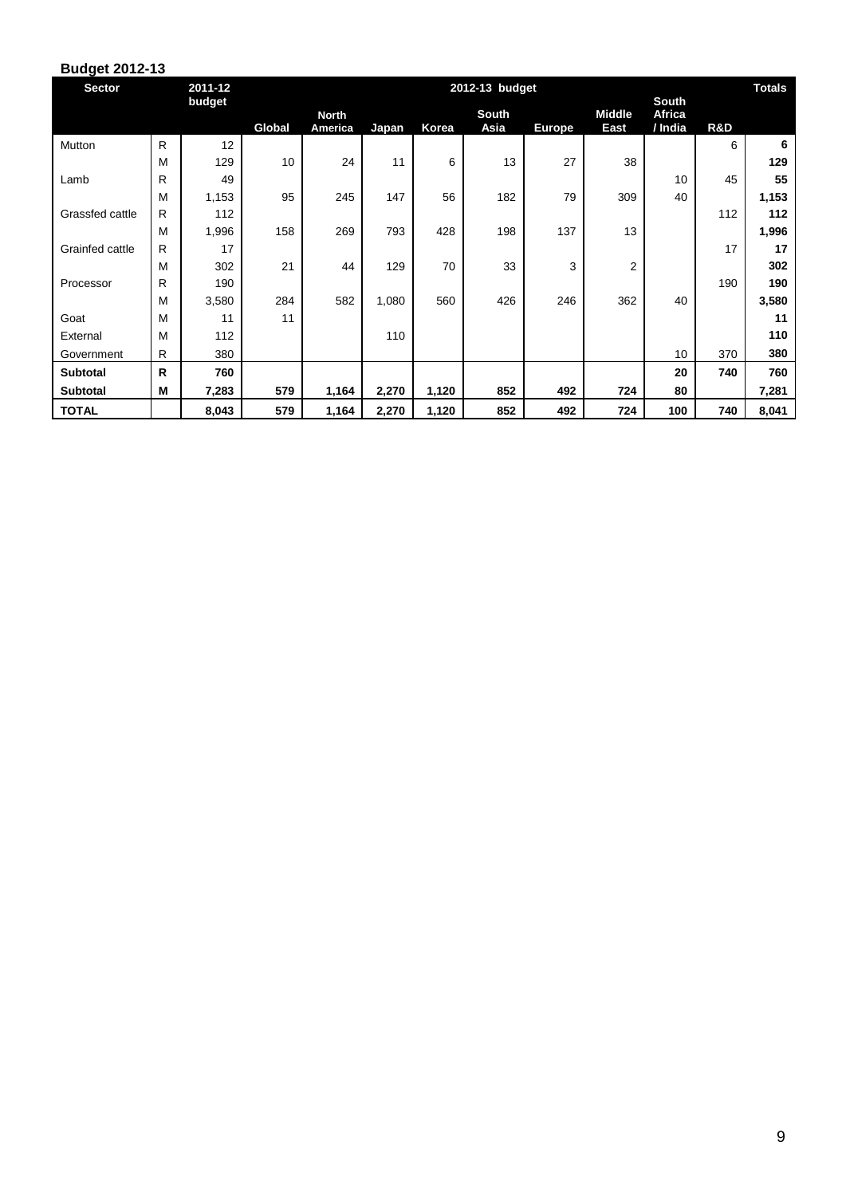**Budget 2012-13**

| Sector | | 2011-12 budget | 2012-13 budget | | | | | | | | | Totals |
|---|---|---|---|---|---|---|---|---|---|---|---|---|
| | | | Global | North America | Japan | Korea | South Asia | Europe | Middle East | South Africa / India | R&D | |
| Mutton | R | 12 | | | | | | | | | 6 | **6** |
| | M | 129 | 10 | 24 | 11 | 6 | 13 | 27 | 38 | | | **129** |
| Lamb | R | 49 | | | | | | | | 10 | 45 | **55** |
| | M | 1,153 | 95 | 245 | 147 | 56 | 182 | 79 | 309 | 40 | | **1,153** |
| Grassfed cattle | R | 112 | | | | | | | | | 112 | **112** |
| | M | 1,996 | 158 | 269 | 793 | 428 | 198 | 137 | 13 | | | **1,996** |
| Grainfed cattle | R | 17 | | | | | | | | | 17 | **17** |
| | M | 302 | 21 | 44 | 129 | 70 | 33 | 3 | 2 | | | **302** |
| Processor | R | 190 | | | | | | | | | 190 | **190** |
| | M | 3,580 | 284 | 582 | 1,080 | 560 | 426 | 246 | 362 | 40 | | **3,580** |
| Goat | M | 11 | 11 | | | | | | | | | **11** |
| External | M | 112 | | | 110 | | | | | | | **110** |
| Government | R | 380 | | | | | | | | 10 | 370 | **380** |
| **Subtotal** | **R** | **760** | | | | | | | | **20** | **740** | **760** |
| **Subtotal** | **M** | **7,283** | **579** | **1,164** | **2,270** | **1,120** | **852** | **492** | **724** | **80** | | **7,281** |
| **TOTAL** | | **8,043** | **579** | **1,164** | **2,270** | **1,120** | **852** | **492** | **724** | **100** | **740** | **8,041** |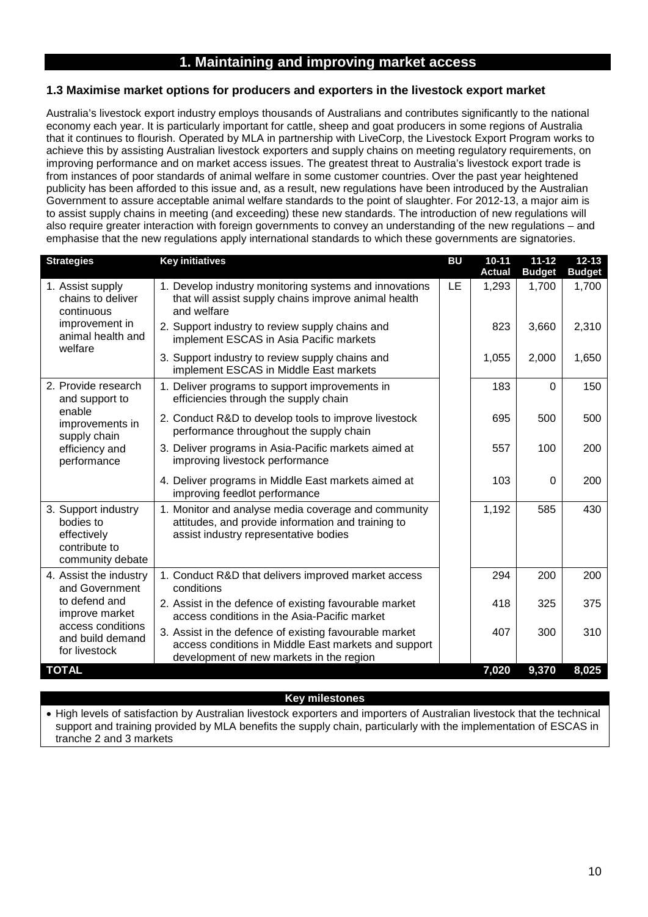## 1. Maintaining and improving market access

### 1.3 Maximise market options for producers and exporters in the livestock export market

Australia's livestock export industry employs thousands of Australians and contributes significantly to the national economy each year. It is particularly important for cattle, sheep and goat producers in some regions of Australia that it continues to flourish. Operated by MLA in partnership with LiveCorp, the Livestock Export Program works to achieve this by assisting Australian livestock exporters and supply chains on meeting regulatory requirements, on improving performance and on market access issues. The greatest threat to Australia's livestock export trade is from instances of poor standards of animal welfare in some customer countries. Over the past year heightened publicity has been afforded to this issue and, as a result, new regulations have been introduced by the Australian Government to assure acceptable animal welfare standards to the point of slaughter. For 2012-13, a major aim is to assist supply chains in meeting (and exceeding) these new standards. The introduction of new regulations will also require greater interaction with foreign governments to convey an understanding of the new regulations – and emphasise that the new regulations apply international standards to which these governments are signatories.

| Strategies | Key initiatives | BU | 10-11 Actual | 11-12 Budget | 12-13 Budget |
|---|---|---|---|---|---|
| 1. Assist supply chains to deliver continuous improvement in animal health and welfare | 1. Develop industry monitoring systems and innovations that will assist supply chains improve animal health and welfare | LE | 1,293 | 1,700 | 1,700 |
| | 2. Support industry to review supply chains and implement ESCAS in Asia Pacific markets | | 823 | 3,660 | 2,310 |
| | 3. Support industry to review supply chains and implement ESCAS in Middle East markets | | 1,055 | 2,000 | 1,650 |
| 2. Provide research and support to enable improvements in supply chain efficiency and performance | 1. Deliver programs to support improvements in efficiencies through the supply chain | | 183 | 0 | 150 |
| | 2. Conduct R&D to develop tools to improve livestock performance throughout the supply chain | | 695 | 500 | 500 |
| | 3. Deliver programs in Asia-Pacific markets aimed at improving livestock performance | | 557 | 100 | 200 |
| | 4. Deliver programs in Middle East markets aimed at improving feedlot performance | | 103 | 0 | 200 |
| 3. Support industry bodies to effectively contribute to community debate | 1. Monitor and analyse media coverage and community attitudes, and provide information and training to assist industry representative bodies | | 1,192 | 585 | 430 |
| 4. Assist the industry and Government to defend and improve market access conditions and build demand for livestock | 1. Conduct R&D that delivers improved market access conditions | | 294 | 200 | 200 |
| | 2. Assist in the defence of existing favourable market access conditions in the Asia-Pacific market | | 418 | 325 | 375 |
| | 3. Assist in the defence of existing favourable market access conditions in Middle East markets and support development of new markets in the region | | 407 | 300 | 310 |
| **TOTAL** | | | **7,020** | **9,370** | **8,025** |

| Key milestones |
|---|
| • High levels of satisfaction by Australian livestock exporters and importers of Australian livestock that the technical support and training provided by MLA benefits the supply chain, particularly with the implementation of ESCAS in tranche 2 and 3 markets |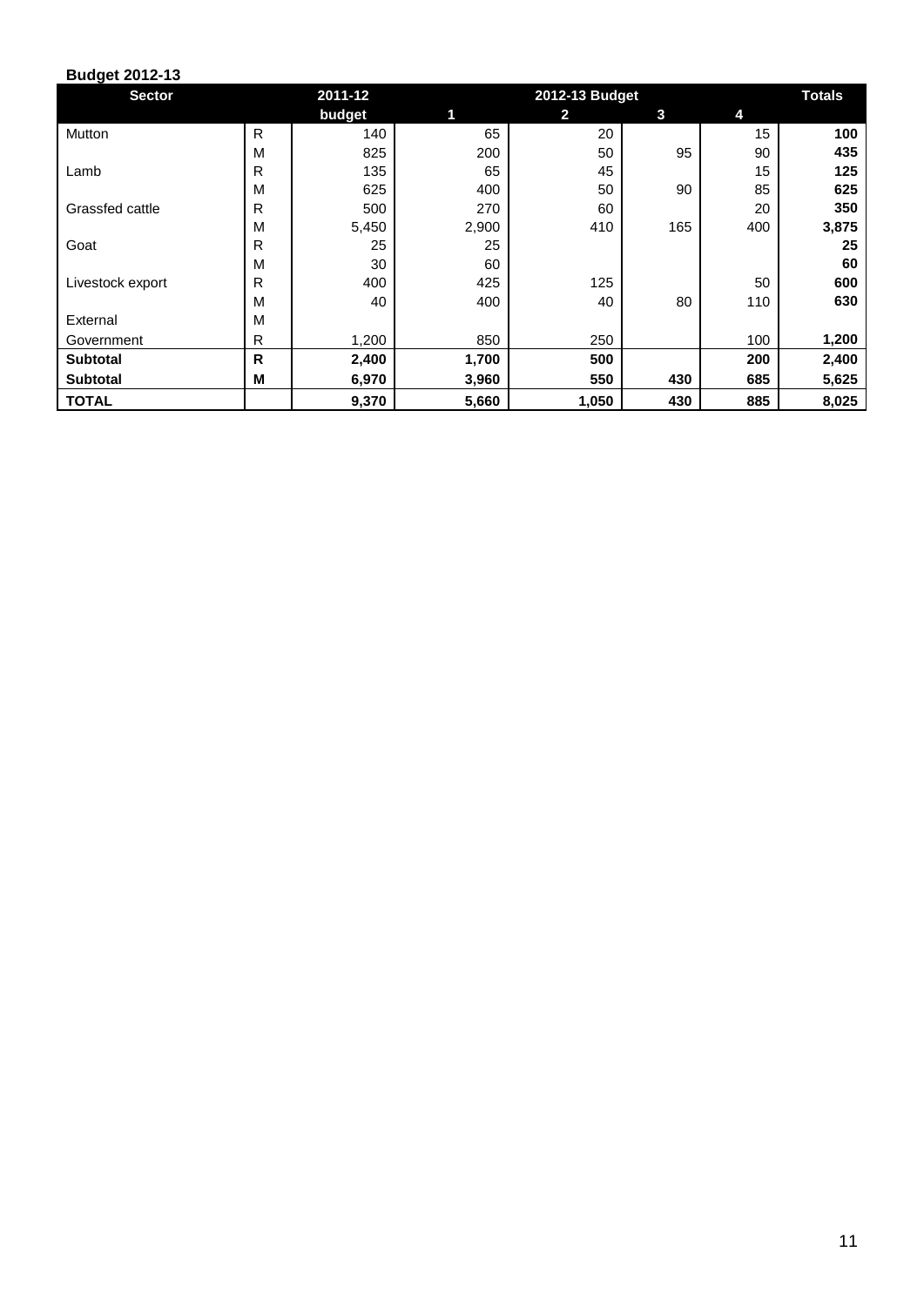**Budget 2012-13**

| Sector | | 2011-12 | 2012-13 Budget | | | | Totals |
|---|---|---|---|---|---|---|---|
| | | budget | 1 | 2 | 3 | 4 | |
| Mutton | R | 140 | 65 | 20 | | 15 | **100** |
| | M | 825 | 200 | 50 | 95 | 90 | **435** |
| Lamb | R | 135 | 65 | 45 | | 15 | **125** |
| | M | 625 | 400 | 50 | 90 | 85 | **625** |
| Grassfed cattle | R | 500 | 270 | 60 | | 20 | **350** |
| | M | 5,450 | 2,900 | 410 | 165 | 400 | **3,875** |
| Goat | R | 25 | 25 | | | | **25** |
| | M | 30 | 60 | | | | **60** |
| Livestock export | R | 400 | 425 | 125 | | 50 | **600** |
| | M | 40 | 400 | 40 | 80 | 110 | **630** |
| External | M | | | | | | |
| Government | R | 1,200 | 850 | 250 | | 100 | **1,200** |
| **Subtotal** | **R** | **2,400** | **1,700** | **500** | | **200** | **2,400** |
| **Subtotal** | **M** | **6,970** | **3,960** | **550** | **430** | **685** | **5,625** |
| **TOTAL** | | **9,370** | **5,660** | **1,050** | **430** | **885** | **8,025** |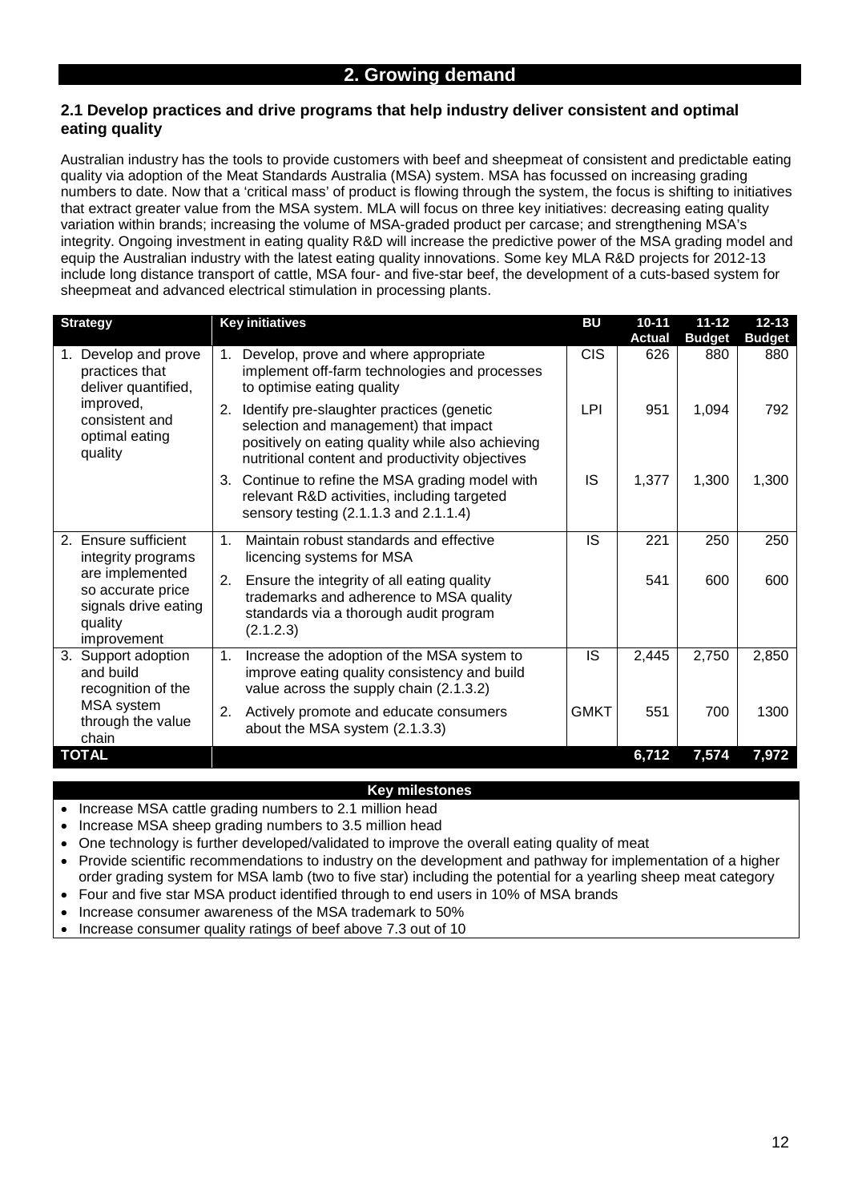## 2. Growing demand

### 2.1 Develop practices and drive programs that help industry deliver consistent and optimal eating quality

Australian industry has the tools to provide customers with beef and sheepmeat of consistent and predictable eating quality via adoption of the Meat Standards Australia (MSA) system. MSA has focussed on increasing grading numbers to date. Now that a 'critical mass' of product is flowing through the system, the focus is shifting to initiatives that extract greater value from the MSA system. MLA will focus on three key initiatives: decreasing eating quality variation within brands; increasing the volume of MSA-graded product per carcase; and strengthening MSA's integrity. Ongoing investment in eating quality R&D will increase the predictive power of the MSA grading model and equip the Australian industry with the latest eating quality innovations. Some key MLA R&D projects for 2012-13 include long distance transport of cattle, MSA four- and five-star beef, the development of a cuts-based system for sheepmeat and advanced electrical stimulation in processing plants.

| Strategy | Key initiatives | BU | 10-11 Actual | 11-12 Budget | 12-13 Budget |
|---|---|---|---|---|---|
| 1. Develop and prove practices that deliver quantified, improved, consistent and optimal eating quality | 1. Develop, prove and where appropriate implement off-farm technologies and processes to optimise eating quality | CIS | 626 | 880 | 880 |
| | 2. Identify pre-slaughter practices (genetic selection and management) that impact positively on eating quality while also achieving nutritional content and productivity objectives | LPI | 951 | 1,094 | 792 |
| | 3. Continue to refine the MSA grading model with relevant R&D activities, including targeted sensory testing (2.1.1.3 and 2.1.1.4) | IS | 1,377 | 1,300 | 1,300 |
| 2. Ensure sufficient integrity programs are implemented so accurate price signals drive eating quality improvement | 1. Maintain robust standards and effective licencing systems for MSA | IS | 221 | 250 | 250 |
| | 2. Ensure the integrity of all eating quality trademarks and adherence to MSA quality standards via a thorough audit program (2.1.2.3) | | 541 | 600 | 600 |
| 3. Support adoption and build recognition of the MSA system through the value chain | 1. Increase the adoption of the MSA system to improve eating quality consistency and build value across the supply chain (2.1.3.2) | IS | 2,445 | 2,750 | 2,850 |
| | 2. Actively promote and educate consumers about the MSA system (2.1.3.3) | GMKT | 551 | 700 | 1300 |
| **TOTAL** | | | **6,712** | **7,574** | **7,972** |

**Key milestones**

- Increase MSA cattle grading numbers to 2.1 million head
- Increase MSA sheep grading numbers to 3.5 million head
- One technology is further developed/validated to improve the overall eating quality of meat
- Provide scientific recommendations to industry on the development and pathway for implementation of a higher order grading system for MSA lamb (two to five star) including the potential for a yearling sheep meat category
- Four and five star MSA product identified through to end users in 10% of MSA brands
- Increase consumer awareness of the MSA trademark to 50%
- Increase consumer quality ratings of beef above 7.3 out of 10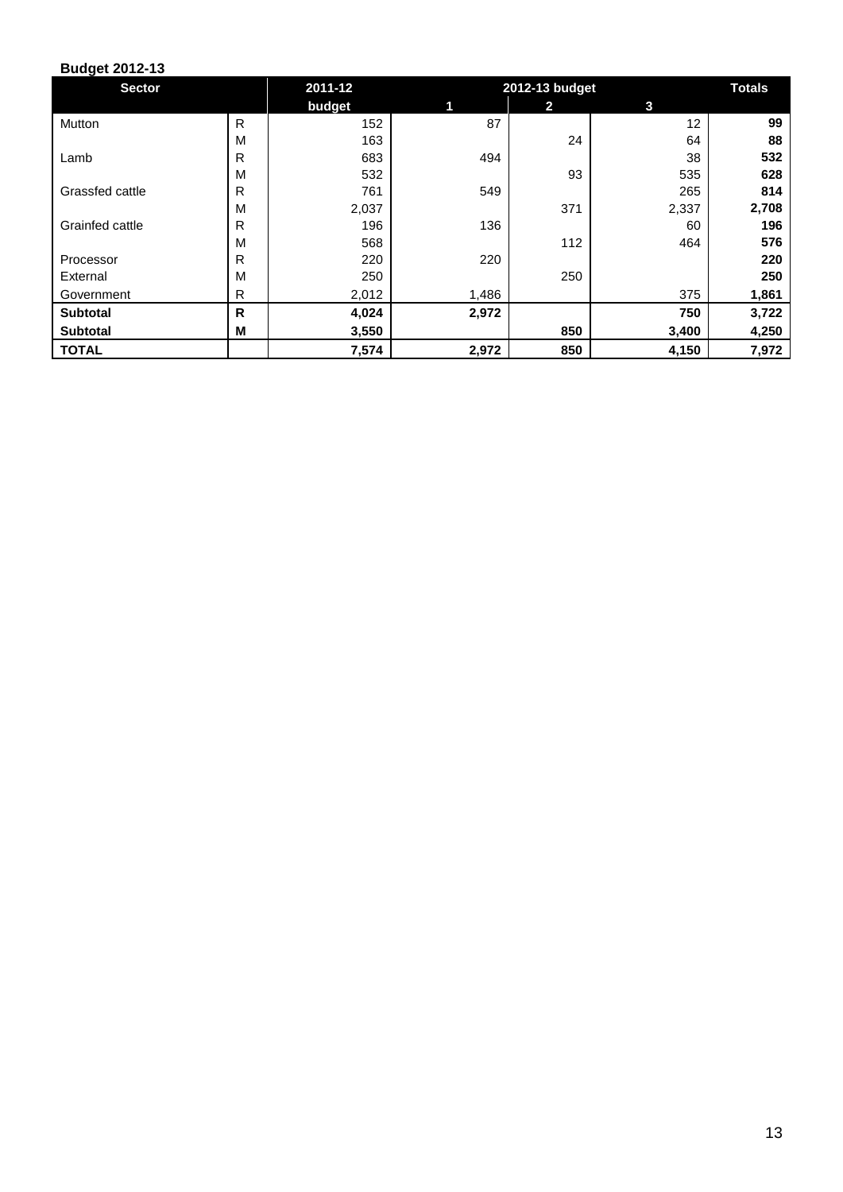**Budget 2012-13**

| Sector | | 2011-12 | 2012-13 budget | | | Totals |
|---|---|---|---|---|---|---|
| | | budget | 1 | 2 | 3 | |
| Mutton | R | 152 | 87 | | 12 | **99** |
| | M | 163 | | 24 | 64 | **88** |
| Lamb | R | 683 | 494 | | 38 | **532** |
| | M | 532 | | 93 | 535 | **628** |
| Grassfed cattle | R | 761 | 549 | | 265 | **814** |
| | M | 2,037 | | 371 | 2,337 | **2,708** |
| Grainfed cattle | R | 196 | 136 | | 60 | **196** |
| | M | 568 | | 112 | 464 | **576** |
| Processor | R | 220 | 220 | | | **220** |
| External | M | 250 | | 250 | | **250** |
| Government | R | 2,012 | 1,486 | | 375 | **1,861** |
| **Subtotal** | **R** | **4,024** | **2,972** | | **750** | **3,722** |
| **Subtotal** | **M** | **3,550** | | **850** | **3,400** | **4,250** |
| **TOTAL** | | **7,574** | **2,972** | **850** | **4,150** | **7,972** |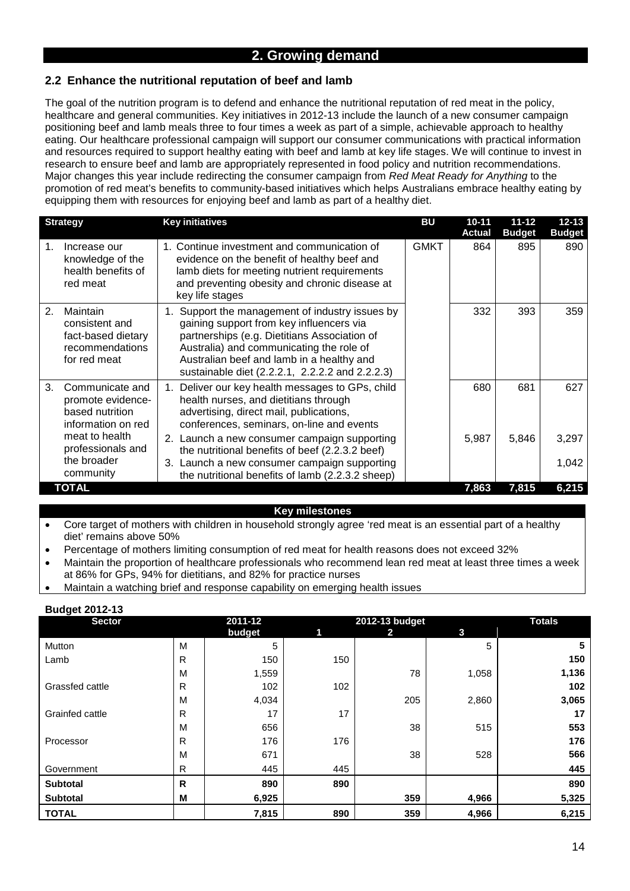# 2. Growing demand

## 2.2 Enhance the nutritional reputation of beef and lamb

The goal of the nutrition program is to defend and enhance the nutritional reputation of red meat in the policy, healthcare and general communities. Key initiatives in 2012-13 include the launch of a new consumer campaign positioning beef and lamb meals three to four times a week as part of a simple, achievable approach to healthy eating. Our healthcare professional campaign will support our consumer communications with practical information and resources required to support healthy eating with beef and lamb at key life stages. We will continue to invest in research to ensure beef and lamb are appropriately represented in food policy and nutrition recommendations. Major changes this year include redirecting the consumer campaign from *Red Meat Ready for Anything* to the promotion of red meat's benefits to community-based initiatives which helps Australians embrace healthy eating by equipping them with resources for enjoying beef and lamb as part of a healthy diet.

| Strategy | Key initiatives | BU | 10-11 Actual | 11-12 Budget | 12-13 Budget |
|---|---|---|---|---|---|
| 1. Increase our knowledge of the health benefits of red meat | 1. Continue investment and communication of evidence on the benefit of healthy beef and lamb diets for meeting nutrient requirements and preventing obesity and chronic disease at key life stages | GMKT | 864 | 895 | 890 |
| 2. Maintain consistent and fact-based dietary recommendations for red meat | 1. Support the management of industry issues by gaining support from key influencers via partnerships (e.g. Dietitians Association of Australia) and communicating the role of Australian beef and lamb in a healthy and sustainable diet (2.2.2.1, 2.2.2.2 and 2.2.2.3) | | 332 | 393 | 359 |
| 3. Communicate and promote evidence-based nutrition information on red meat to health professionals and the broader community | 1. Deliver our key health messages to GPs, child health nurses, and dietitians through advertising, direct mail, publications, conferences, seminars, on-line and events | | 680 | 681 | 627 |
| | 2. Launch a new consumer campaign supporting the nutritional benefits of beef (2.2.3.2 beef) | | 5,987 | 5,846 | 3,297 |
| | 3. Launch a new consumer campaign supporting the nutritional benefits of lamb (2.2.3.2 sheep) | | | | 1,042 |
| **TOTAL** | | | **7,863** | **7,815** | **6,215** |

**Key milestones**

- Core target of mothers with children in household strongly agree 'red meat is an essential part of a healthy diet' remains above 50%
- Percentage of mothers limiting consumption of red meat for health reasons does not exceed 32%
- Maintain the proportion of healthcare professionals who recommend lean red meat at least three times a week at 86% for GPs, 94% for dietitians, and 82% for practice nurses
- Maintain a watching brief and response capability on emerging health issues

**Budget 2012-13**

| Sector | | 2011-12 budget | 2012-13 budget 1 | 2 | 3 | Totals |
|---|---|---|---|---|---|---|
| Mutton | M | 5 | | | 5 | **5** |
| Lamb | R | 150 | 150 | | | **150** |
| | M | 1,559 | | 78 | 1,058 | **1,136** |
| Grassfed cattle | R | 102 | 102 | | | **102** |
| | M | 4,034 | | 205 | 2,860 | **3,065** |
| Grainfed cattle | R | 17 | 17 | | | **17** |
| | M | 656 | | 38 | 515 | **553** |
| Processor | R | 176 | 176 | | | **176** |
| | M | 671 | | 38 | 528 | **566** |
| Government | R | 445 | 445 | | | **445** |
| **Subtotal** | **R** | **890** | **890** | | | **890** |
| **Subtotal** | **M** | **6,925** | | **359** | **4,966** | **5,325** |
| **TOTAL** | | **7,815** | **890** | **359** | **4,966** | **6,215** |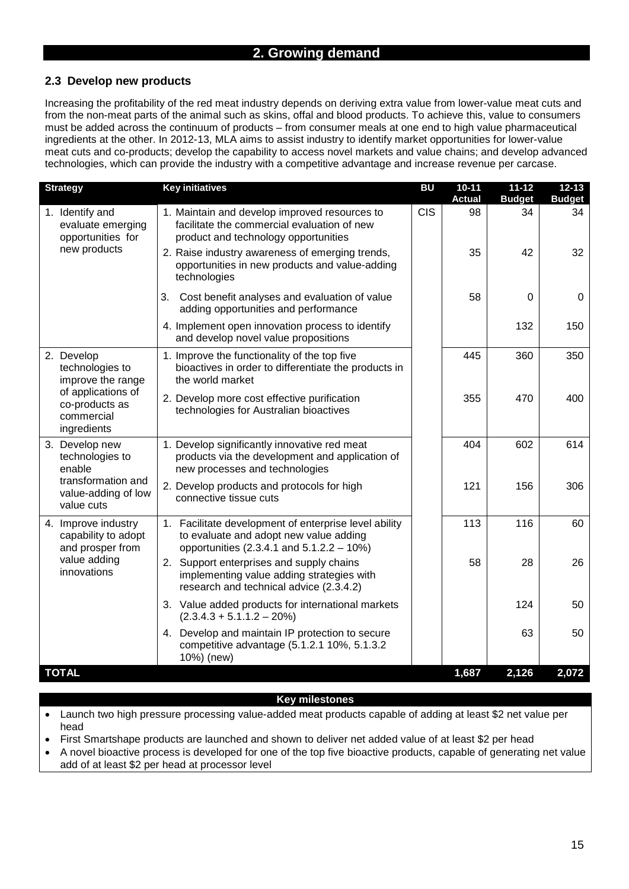## 2. Growing demand

### 2.3 Develop new products

Increasing the profitability of the red meat industry depends on deriving extra value from lower-value meat cuts and from the non-meat parts of the animal such as skins, offal and blood products. To achieve this, value to consumers must be added across the continuum of products – from consumer meals at one end to high value pharmaceutical ingredients at the other. In 2012-13, MLA aims to assist industry to identify market opportunities for lower-value meat cuts and co-products; develop the capability to access novel markets and value chains; and develop advanced technologies, which can provide the industry with a competitive advantage and increase revenue per carcase.

| Strategy | Key initiatives | BU | 10-11 Actual | 11-12 Budget | 12-13 Budget |
|---|---|---|---|---|---|
| 1. Identify and evaluate emerging opportunities for new products | 1. Maintain and develop improved resources to facilitate the commercial evaluation of new product and technology opportunities | CIS | 98 | 34 | 34 |
| | 2. Raise industry awareness of emerging trends, opportunities in new products and value-adding technologies | | 35 | 42 | 32 |
| | 3. Cost benefit analyses and evaluation of value adding opportunities and performance | | 58 | 0 | 0 |
| | 4. Implement open innovation process to identify and develop novel value propositions | | | 132 | 150 |
| 2. Develop technologies to improve the range of applications of co-products as commercial ingredients | 1. Improve the functionality of the top five bioactives in order to differentiate the products in the world market | | 445 | 360 | 350 |
| | 2. Develop more cost effective purification technologies for Australian bioactives | | 355 | 470 | 400 |
| 3. Develop new technologies to enable transformation and value-adding of low value cuts | 1. Develop significantly innovative red meat products via the development and application of new processes and technologies | | 404 | 602 | 614 |
| | 2. Develop products and protocols for high connective tissue cuts | | 121 | 156 | 306 |
| 4. Improve industry capability to adopt and prosper from value adding innovations | 1. Facilitate development of enterprise level ability to evaluate and adopt new value adding opportunities (2.3.4.1 and 5.1.2.2 – 10%) | | 113 | 116 | 60 |
| | 2. Support enterprises and supply chains implementing value adding strategies with research and technical advice (2.3.4.2) | | 58 | 28 | 26 |
| | 3. Value added products for international markets (2.3.4.3 + 5.1.1.2 – 20%) | | | 124 | 50 |
| | 4. Develop and maintain IP protection to secure competitive advantage (5.1.2.1 10%, 5.1.3.2 10%) (new) | | | 63 | 50 |
| **TOTAL** | | | **1,687** | **2,126** | **2,072** |

**Key milestones**

- Launch two high pressure processing value-added meat products capable of adding at least $2 net value per head
- First Smartshape products are launched and shown to deliver net added value of at least $2 per head
- A novel bioactive process is developed for one of the top five bioactive products, capable of generating net value add of at least $2 per head at processor level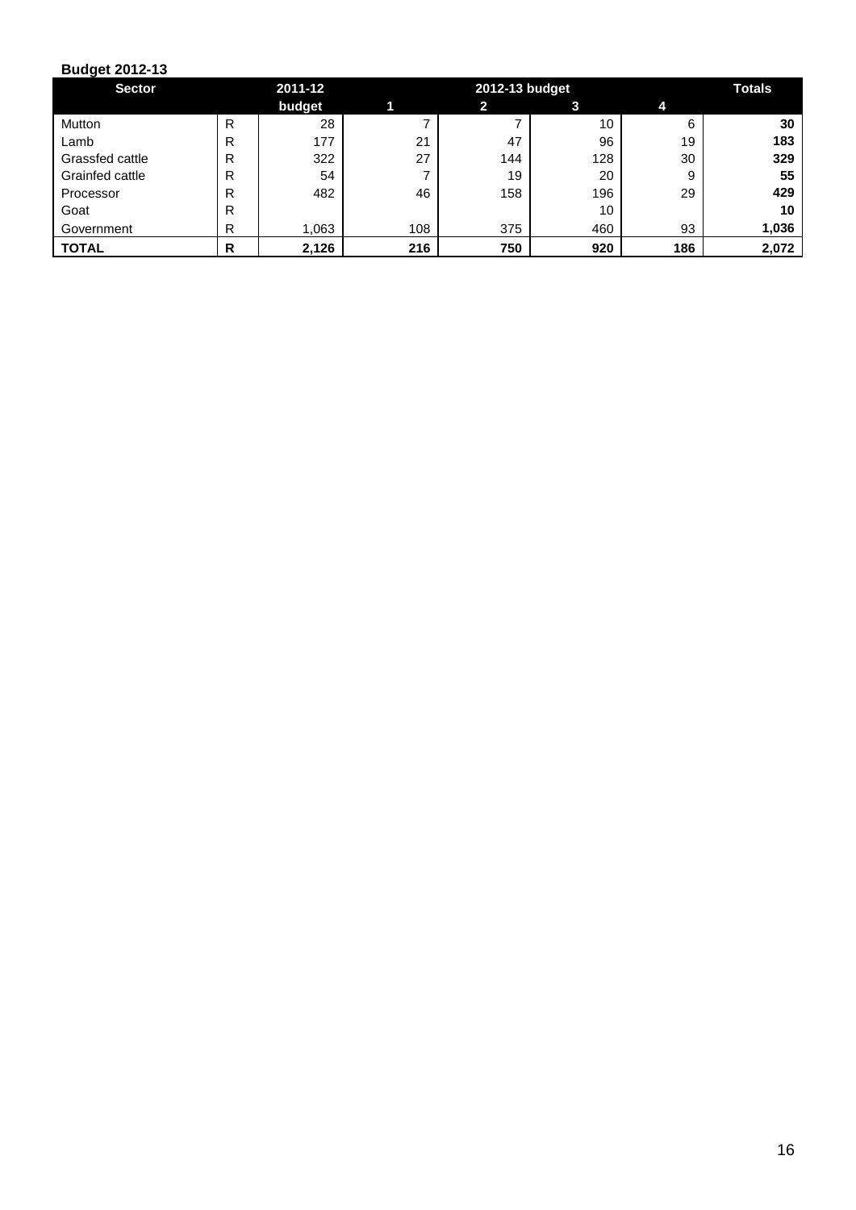**Budget 2012-13**

| Sector | | 2011-12 | 2012-13 budget | | | | Totals |
|---|---|---|---|---|---|---|---|
| | | budget | 1 | 2 | 3 | 4 | |
| Mutton | R | 28 | 7 | 7 | 10 | 6 | **30** |
| Lamb | R | 177 | 21 | 47 | 96 | 19 | **183** |
| Grassfed cattle | R | 322 | 27 | 144 | 128 | 30 | **329** |
| Grainfed cattle | R | 54 | 7 | 19 | 20 | 9 | **55** |
| Processor | R | 482 | 46 | 158 | 196 | 29 | **429** |
| Goat | R | | | | 10 | | **10** |
| Government | R | 1,063 | 108 | 375 | 460 | 93 | **1,036** |
| **TOTAL** | **R** | **2,126** | **216** | **750** | **920** | **186** | **2,072** |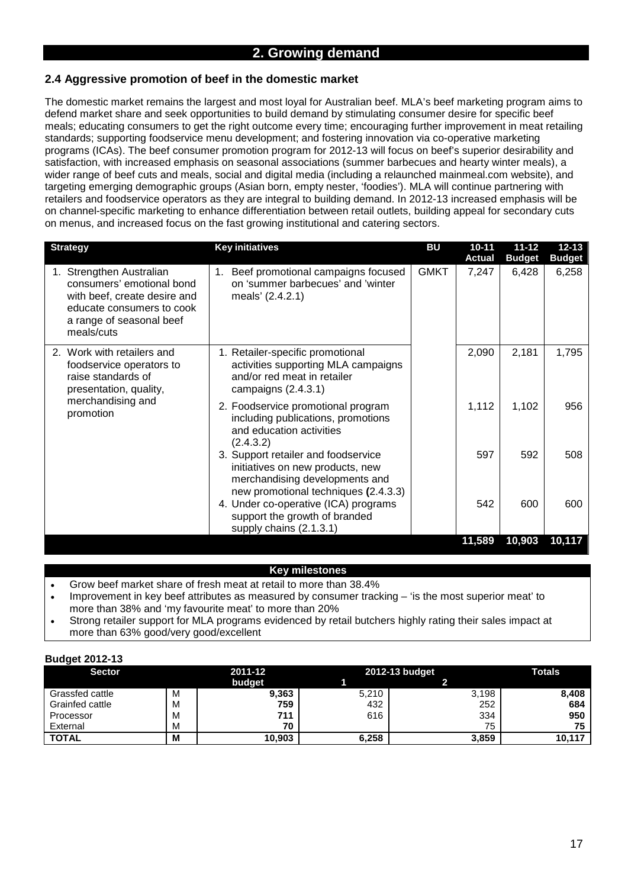## 2. Growing demand

### 2.4 Aggressive promotion of beef in the domestic market

The domestic market remains the largest and most loyal for Australian beef. MLA's beef marketing program aims to defend market share and seek opportunities to build demand by stimulating consumer desire for specific beef meals; educating consumers to get the right outcome every time; encouraging further improvement in meat retailing standards; supporting foodservice menu development; and fostering innovation via co-operative marketing programs (ICAs). The beef consumer promotion program for 2012-13 will focus on beef's superior desirability and satisfaction, with increased emphasis on seasonal associations (summer barbecues and hearty winter meals), a wider range of beef cuts and meals, social and digital media (including a relaunched mainmeal.com website), and targeting emerging demographic groups (Asian born, empty nester, 'foodies'). MLA will continue partnering with retailers and foodservice operators as they are integral to building demand. In 2012-13 increased emphasis will be on channel-specific marketing to enhance differentiation between retail outlets, building appeal for secondary cuts on menus, and increased focus on the fast growing institutional and catering sectors.

| Strategy | Key initiatives | BU | 10-11 Actual | 11-12 Budget | 12-13 Budget |
|---|---|---|---|---|---|
| 1. Strengthen Australian consumers' emotional bond with beef, create desire and educate consumers to cook a range of seasonal beef meals/cuts | 1. Beef promotional campaigns focused on 'summer barbecues' and 'winter meals' (2.4.2.1) | GMKT | 7,247 | 6,428 | 6,258 |
| 2. Work with retailers and foodservice operators to raise standards of presentation, quality, merchandising and promotion | 1. Retailer-specific promotional activities supporting MLA campaigns and/or red meat in retailer campaigns (2.4.3.1) | | 2,090 | 2,181 | 1,795 |
| | 2. Foodservice promotional program including publications, promotions and education activities (2.4.3.2) | | 1,112 | 1,102 | 956 |
| | 3. Support retailer and foodservice initiatives on new products, new merchandising developments and new promotional techniques (2.4.3.3) | | 597 | 592 | 508 |
| | 4. Under co-operative (ICA) programs support the growth of branded supply chains (2.1.3.1) | | 542 | 600 | 600 |
| | | | **11,589** | **10,903** | **10,117** |

**Key milestones**

- Grow beef market share of fresh meat at retail to more than 38.4%
- Improvement in key beef attributes as measured by consumer tracking – 'is the most superior meat' to more than 38% and 'my favourite meat' to more than 20%
- Strong retailer support for MLA programs evidenced by retail butchers highly rating their sales impact at more than 63% good/very good/excellent

**Budget 2012-13**

| Sector | | 2011-12 budget | 2012-13 budget 1 | 2012-13 budget 2 | Totals |
|---|---|---|---|---|---|
| Grassfed cattle | M | **9,363** | 5,210 | 3,198 | **8,408** |
| Grainfed cattle | M | **759** | 432 | 252 | **684** |
| Processor | M | **711** | 616 | 334 | **950** |
| External | M | **70** | | 75 | **75** |
| **TOTAL** | **M** | **10,903** | **6,258** | **3,859** | **10,117** |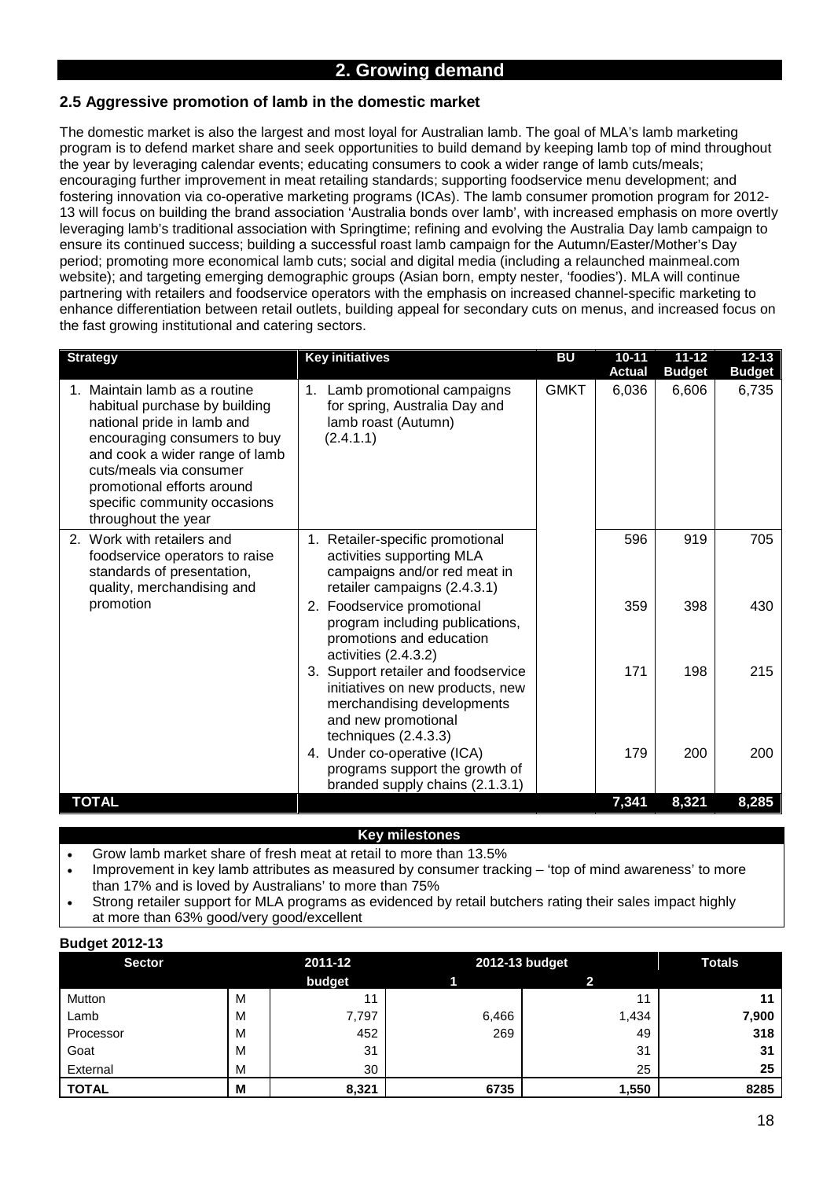# 2. Growing demand

## 2.5 Aggressive promotion of lamb in the domestic market

The domestic market is also the largest and most loyal for Australian lamb. The goal of MLA's lamb marketing program is to defend market share and seek opportunities to build demand by keeping lamb top of mind throughout the year by leveraging calendar events; educating consumers to cook a wider range of lamb cuts/meals; encouraging further improvement in meat retailing standards; supporting foodservice menu development; and fostering innovation via co-operative marketing programs (ICAs). The lamb consumer promotion program for 2012-13 will focus on building the brand association 'Australia bonds over lamb', with increased emphasis on more overtly leveraging lamb's traditional association with Springtime; refining and evolving the Australia Day lamb campaign to ensure its continued success; building a successful roast lamb campaign for the Autumn/Easter/Mother's Day period; promoting more economical lamb cuts; social and digital media (including a relaunched mainmeal.com website); and targeting emerging demographic groups (Asian born, empty nester, 'foodies'). MLA will continue partnering with retailers and foodservice operators with the emphasis on increased channel-specific marketing to enhance differentiation between retail outlets, building appeal for secondary cuts on menus, and increased focus on the fast growing institutional and catering sectors.

| Strategy | Key initiatives | BU | 10-11 Actual | 11-12 Budget | 12-13 Budget |
|---|---|---|---|---|---|
| 1. Maintain lamb as a routine habitual purchase by building national pride in lamb and encouraging consumers to buy and cook a wider range of lamb cuts/meals via consumer promotional efforts around specific community occasions throughout the year | 1. Lamb promotional campaigns for spring, Australia Day and lamb roast (Autumn) (2.4.1.1) | GMKT | 6,036 | 6,606 | 6,735 |
| 2. Work with retailers and foodservice operators to raise standards of presentation, quality, merchandising and promotion | 1. Retailer-specific promotional activities supporting MLA campaigns and/or red meat in retailer campaigns (2.4.3.1) | | 596 | 919 | 705 |
| | 2. Foodservice promotional program including publications, promotions and education activities (2.4.3.2) | | 359 | 398 | 430 |
| | 3. Support retailer and foodservice initiatives on new products, new merchandising developments and new promotional techniques (2.4.3.3) | | 171 | 198 | 215 |
| | 4. Under co-operative (ICA) programs support the growth of branded supply chains (2.1.3.1) | | 179 | 200 | 200 |
| **TOTAL** | | | **7,341** | **8,321** | **8,285** |

**Key milestones**

- Grow lamb market share of fresh meat at retail to more than 13.5%
- Improvement in key lamb attributes as measured by consumer tracking – 'top of mind awareness' to more than 17% and is loved by Australians' to more than 75%
- Strong retailer support for MLA programs as evidenced by retail butchers rating their sales impact highly at more than 63% good/very good/excellent

**Budget 2012-13**

| Sector | | 2011-12 budget | 2012-13 budget 1 | 2012-13 budget 2 | Totals |
|---|---|---|---|---|---|
| Mutton | M | 11 | | 11 | **11** |
| Lamb | M | 7,797 | 6,466 | 1,434 | **7,900** |
| Processor | M | 452 | 269 | 49 | **318** |
| Goat | M | 31 | | 31 | **31** |
| External | M | 30 | | 25 | **25** |
| **TOTAL** | **M** | **8,321** | **6735** | **1,550** | **8285** |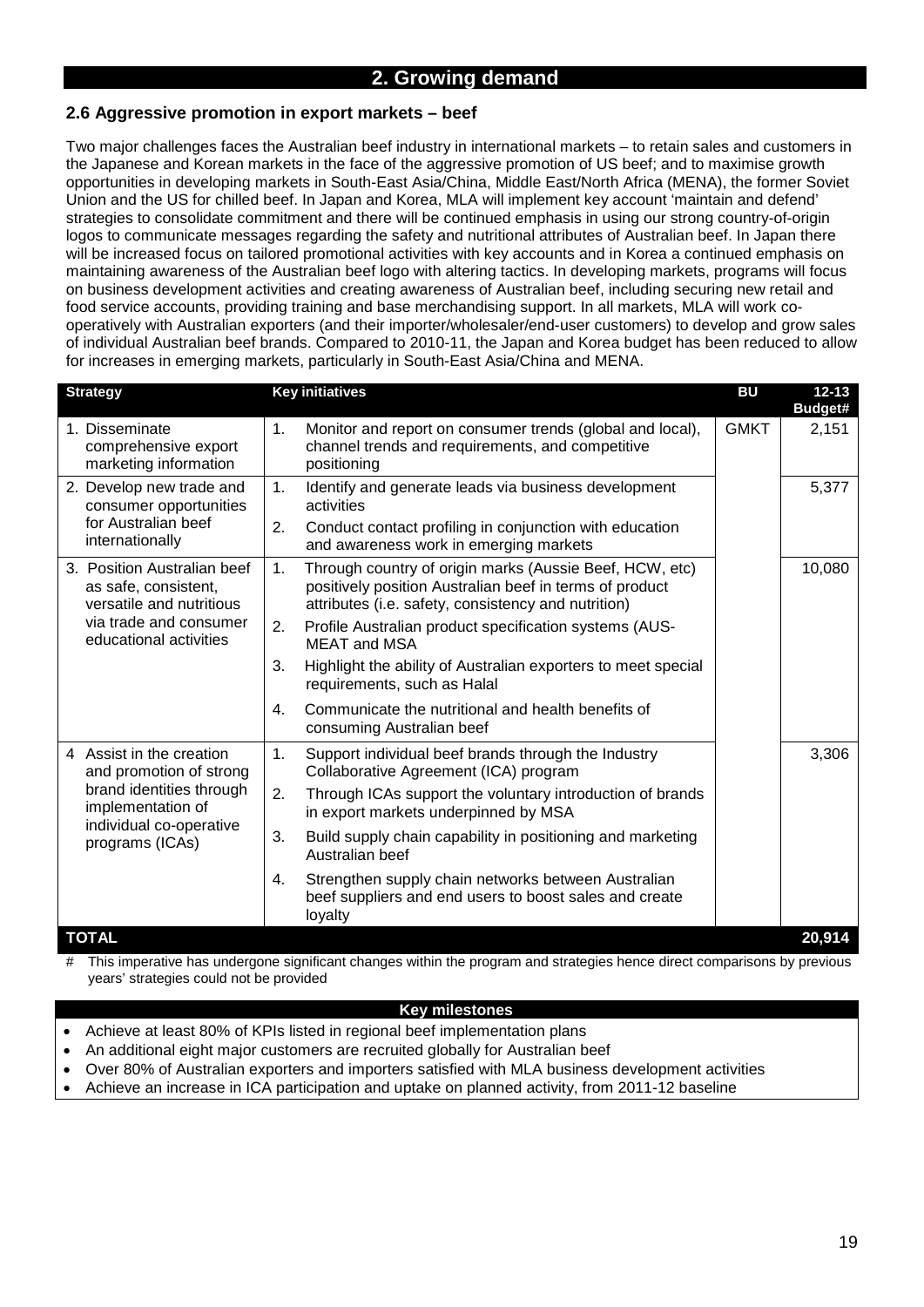## 2. Growing demand

### 2.6 Aggressive promotion in export markets – beef

Two major challenges faces the Australian beef industry in international markets – to retain sales and customers in the Japanese and Korean markets in the face of the aggressive promotion of US beef; and to maximise growth opportunities in developing markets in South-East Asia/China, Middle East/North Africa (MENA), the former Soviet Union and the US for chilled beef. In Japan and Korea, MLA will implement key account 'maintain and defend' strategies to consolidate commitment and there will be continued emphasis in using our strong country-of-origin logos to communicate messages regarding the safety and nutritional attributes of Australian beef. In Japan there will be increased focus on tailored promotional activities with key accounts and in Korea a continued emphasis on maintaining awareness of the Australian beef logo with altering tactics. In developing markets, programs will focus on business development activities and creating awareness of Australian beef, including securing new retail and food service accounts, providing training and base merchandising support. In all markets, MLA will work co-operatively with Australian exporters (and their importer/wholesaler/end-user customers) to develop and grow sales of individual Australian beef brands. Compared to 2010-11, the Japan and Korea budget has been reduced to allow for increases in emerging markets, particularly in South-East Asia/China and MENA.

| Strategy | Key initiatives | BU | 12-13 Budget# |
|---|---|---|---|
| 1. Disseminate comprehensive export marketing information | 1. Monitor and report on consumer trends (global and local), channel trends and requirements, and competitive positioning | GMKT | 2,151 |
| 2. Develop new trade and consumer opportunities for Australian beef internationally | 1. Identify and generate leads via business development activities<br>2. Conduct contact profiling in conjunction with education and awareness work in emerging markets | | 5,377 |
| 3. Position Australian beef as safe, consistent, versatile and nutritious via trade and consumer educational activities | 1. Through country of origin marks (Aussie Beef, HCW, etc) positively position Australian beef in terms of product attributes (i.e. safety, consistency and nutrition)<br>2. Profile Australian product specification systems (AUS-MEAT and MSA<br>3. Highlight the ability of Australian exporters to meet special requirements, such as Halal<br>4. Communicate the nutritional and health benefits of consuming Australian beef | | 10,080 |
| 4 Assist in the creation and promotion of strong brand identities through implementation of individual co-operative programs (ICAs) | 1. Support individual beef brands through the Industry Collaborative Agreement (ICA) program<br>2. Through ICAs support the voluntary introduction of brands in export markets underpinned by MSA<br>3. Build supply chain capability in positioning and marketing Australian beef<br>4. Strengthen supply chain networks between Australian beef suppliers and end users to boost sales and create loyalty | | 3,306 |
| **TOTAL** | | | **20,914** |

\# This imperative has undergone significant changes within the program and strategies hence direct comparisons by previous years' strategies could not be provided

**Key milestones**

- Achieve at least 80% of KPIs listed in regional beef implementation plans
- An additional eight major customers are recruited globally for Australian beef
- Over 80% of Australian exporters and importers satisfied with MLA business development activities
- Achieve an increase in ICA participation and uptake on planned activity, from 2011-12 baseline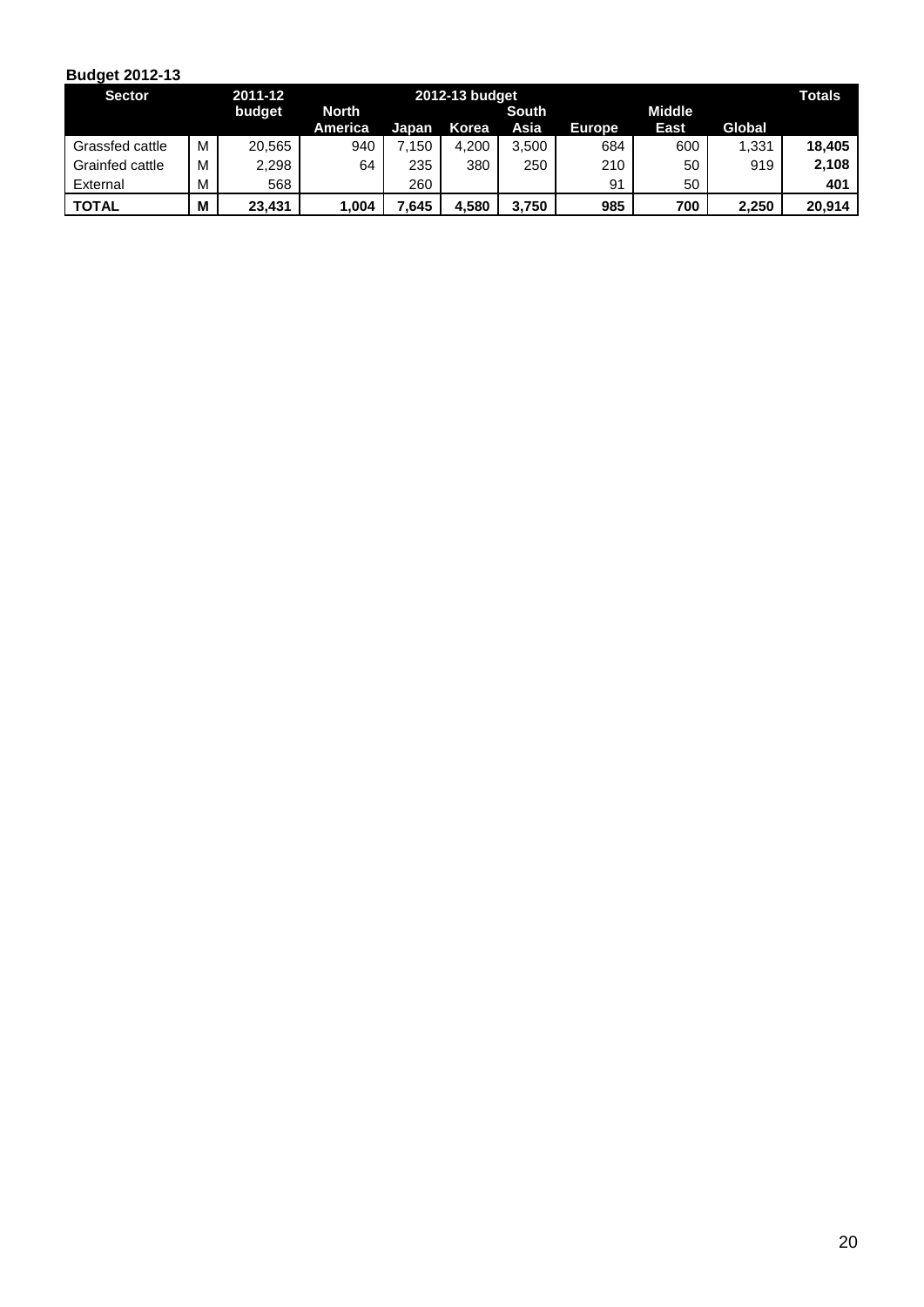**Budget 2012-13**

| Sector | | 2011-12 budget | 2012-13 budget | | | | | | | Totals |
|---|---|---|---|---|---|---|---|---|---|---|
| | | | North America | Japan | Korea | South Asia | Europe | Middle East | Global | |
| Grassfed cattle | M | 20,565 | 940 | 7,150 | 4,200 | 3,500 | 684 | 600 | 1,331 | **18,405** |
| Grainfed cattle | M | 2,298 | 64 | 235 | 380 | 250 | 210 | 50 | 919 | **2,108** |
| External | M | 568 | | 260 | | | 91 | 50 | | **401** |
| **TOTAL** | **M** | **23,431** | **1,004** | **7,645** | **4,580** | **3,750** | **985** | **700** | **2,250** | **20,914** |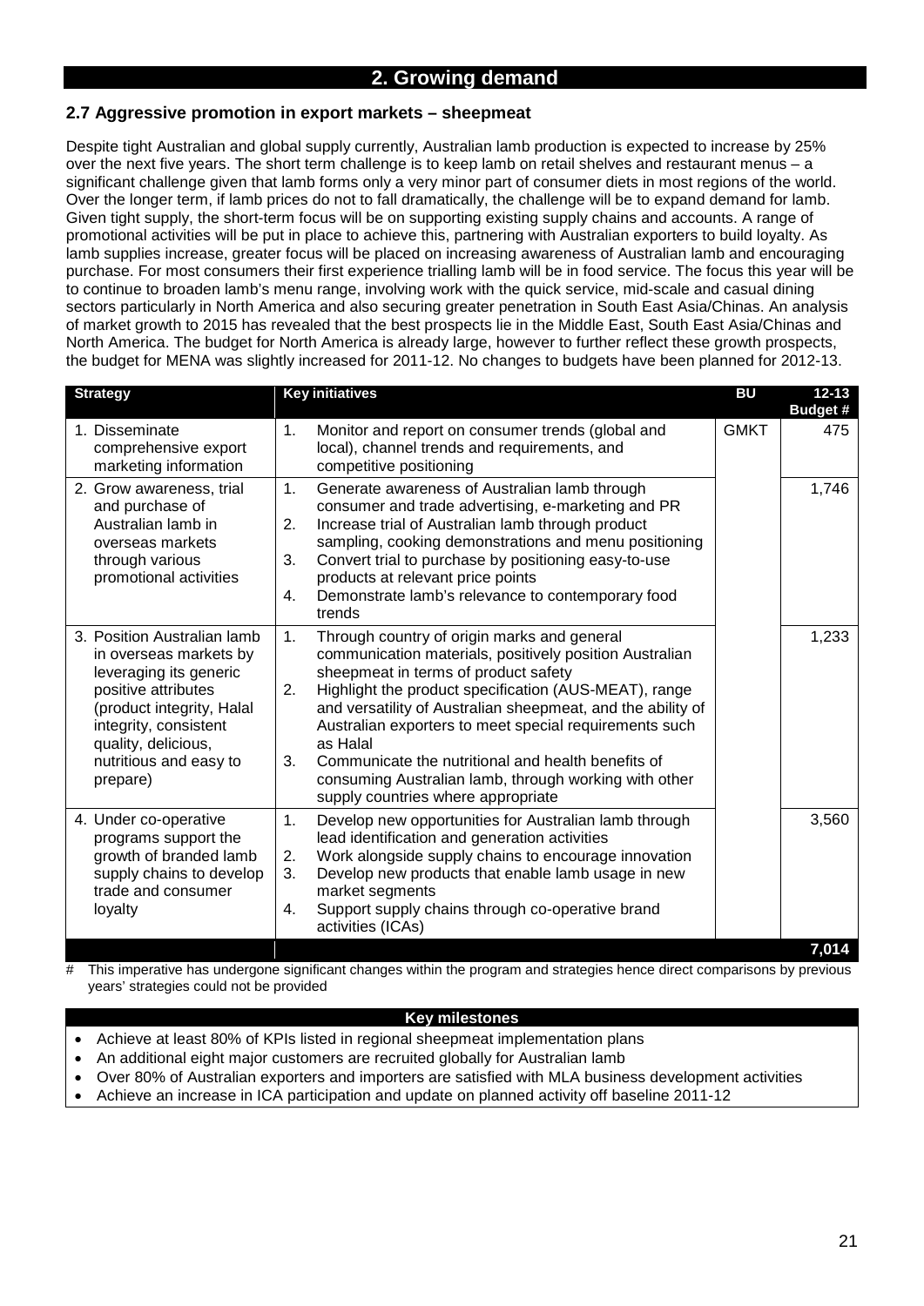## 2. Growing demand

### 2.7 Aggressive promotion in export markets – sheepmeat

Despite tight Australian and global supply currently, Australian lamb production is expected to increase by 25% over the next five years. The short term challenge is to keep lamb on retail shelves and restaurant menus – a significant challenge given that lamb forms only a very minor part of consumer diets in most regions of the world. Over the longer term, if lamb prices do not to fall dramatically, the challenge will be to expand demand for lamb. Given tight supply, the short-term focus will be on supporting existing supply chains and accounts. A range of promotional activities will be put in place to achieve this, partnering with Australian exporters to build loyalty. As lamb supplies increase, greater focus will be placed on increasing awareness of Australian lamb and encouraging purchase. For most consumers their first experience trialling lamb will be in food service. The focus this year will be to continue to broaden lamb's menu range, involving work with the quick service, mid-scale and casual dining sectors particularly in North America and also securing greater penetration in South East Asia/Chinas. An analysis of market growth to 2015 has revealed that the best prospects lie in the Middle East, South East Asia/Chinas and North America. The budget for North America is already large, however to further reflect these growth prospects, the budget for MENA was slightly increased for 2011-12. No changes to budgets have been planned for 2012-13.

| Strategy | Key initiatives | BU | 12-13 Budget # |
|---|---|---|---|
| 1. Disseminate comprehensive export marketing information | 1. Monitor and report on consumer trends (global and local), channel trends and requirements, and competitive positioning | GMKT | 475 |
| 2. Grow awareness, trial and purchase of Australian lamb in overseas markets through various promotional activities | 1. Generate awareness of Australian lamb through consumer and trade advertising, e-marketing and PR<br>2. Increase trial of Australian lamb through product sampling, cooking demonstrations and menu positioning<br>3. Convert trial to purchase by positioning easy-to-use products at relevant price points<br>4. Demonstrate lamb's relevance to contemporary food trends | | 1,746 |
| 3. Position Australian lamb in overseas markets by leveraging its generic positive attributes (product integrity, Halal integrity, consistent quality, delicious, nutritious and easy to prepare) | 1. Through country of origin marks and general communication materials, positively position Australian sheepmeat in terms of product safety<br>2. Highlight the product specification (AUS-MEAT), range and versatility of Australian sheepmeat, and the ability of Australian exporters to meet special requirements such as Halal<br>3. Communicate the nutritional and health benefits of consuming Australian lamb, through working with other supply countries where appropriate | | 1,233 |
| 4. Under co-operative programs support the growth of branded lamb supply chains to develop trade and consumer loyalty | 1. Develop new opportunities for Australian lamb through lead identification and generation activities<br>2. Work alongside supply chains to encourage innovation<br>3. Develop new products that enable lamb usage in new market segments<br>4. Support supply chains through co-operative brand activities (ICAs) | | 3,560 |
| | | | **7,014** |

# This imperative has undergone significant changes within the program and strategies hence direct comparisons by previous years' strategies could not be provided

**Key milestones**

- Achieve at least 80% of KPIs listed in regional sheepmeat implementation plans
- An additional eight major customers are recruited globally for Australian lamb
- Over 80% of Australian exporters and importers are satisfied with MLA business development activities
- Achieve an increase in ICA participation and update on planned activity off baseline 2011-12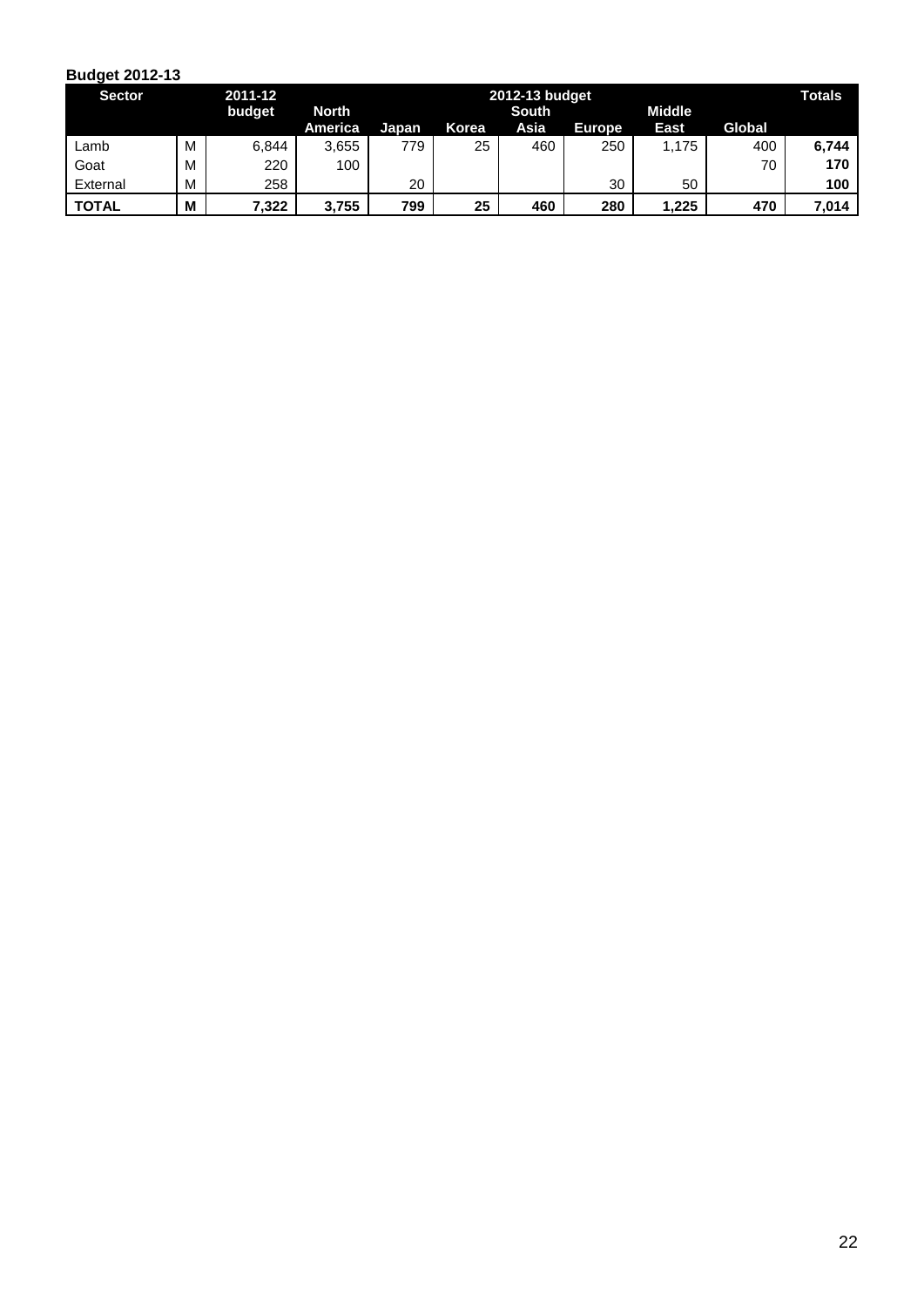**Budget 2012-13**

| Sector | | 2011-12 budget | 2012-13 budget | | | | | | | Totals |
|---|---|---|---|---|---|---|---|---|---|---|
| | | | North America | Japan | Korea | South Asia | Europe | Middle East | Global | |
| Lamb | M | 6,844 | 3,655 | 779 | 25 | 460 | 250 | 1,175 | 400 | **6,744** |
| Goat | M | 220 | 100 | | | | | | 70 | **170** |
| External | M | 258 | | 20 | | | 30 | 50 | | **100** |
| **TOTAL** | **M** | **7,322** | **3,755** | **799** | **25** | **460** | **280** | **1,225** | **470** | **7,014** |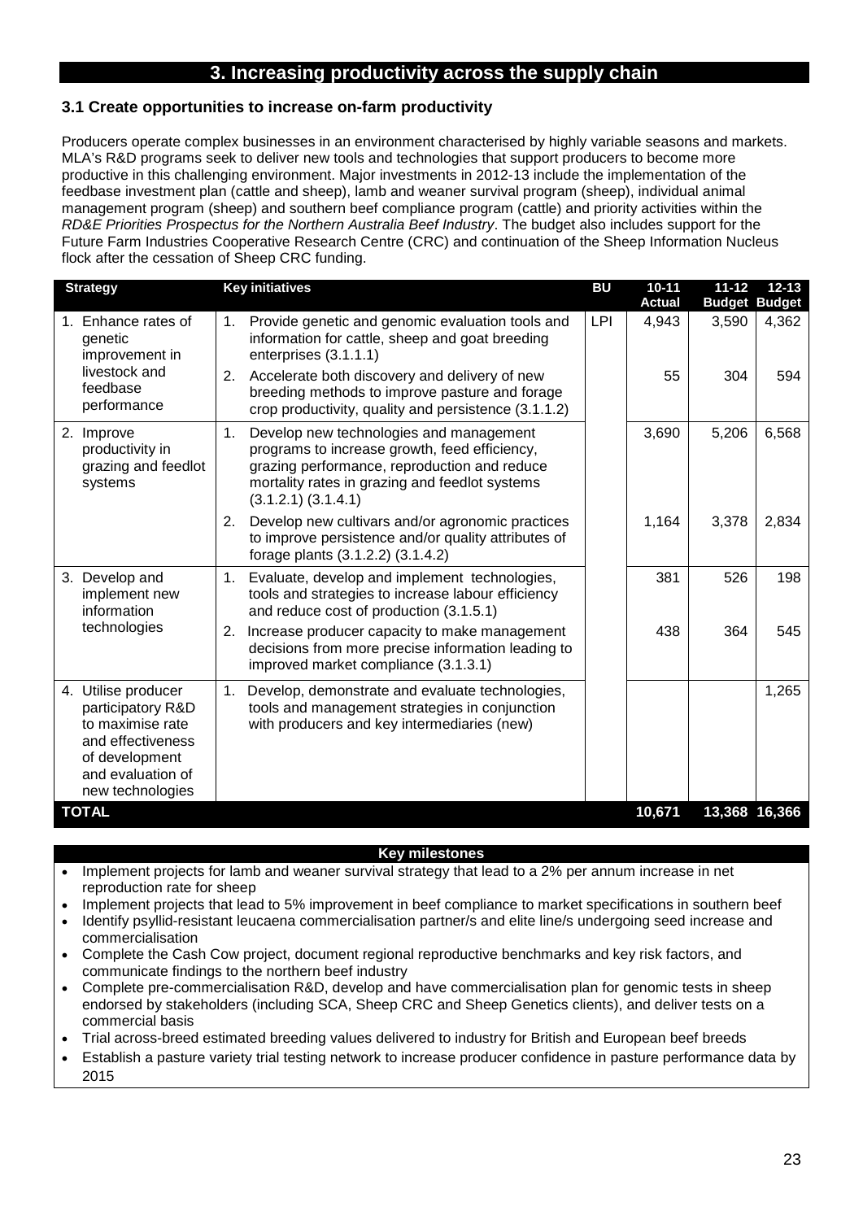## 3. Increasing productivity across the supply chain

### 3.1 Create opportunities to increase on-farm productivity

Producers operate complex businesses in an environment characterised by highly variable seasons and markets. MLA's R&D programs seek to deliver new tools and technologies that support producers to become more productive in this challenging environment. Major investments in 2012-13 include the implementation of the feedbase investment plan (cattle and sheep), lamb and weaner survival program (sheep), individual animal management program (sheep) and southern beef compliance program (cattle) and priority activities within the *RD&E Priorities Prospectus for the Northern Australia Beef Industry*. The budget also includes support for the Future Farm Industries Cooperative Research Centre (CRC) and continuation of the Sheep Information Nucleus flock after the cessation of Sheep CRC funding.

| Strategy | Key initiatives | BU | 10-11 Actual | 11-12 Budget | 12-13 Budget |
|---|---|---|---|---|---|
| 1. Enhance rates of genetic improvement in livestock and feedbase performance | 1. Provide genetic and genomic evaluation tools and information for cattle, sheep and goat breeding enterprises (3.1.1.1) | LPI | 4,943 | 3,590 | 4,362 |
| | 2. Accelerate both discovery and delivery of new breeding methods to improve pasture and forage crop productivity, quality and persistence (3.1.1.2) | | 55 | 304 | 594 |
| 2. Improve productivity in grazing and feedlot systems | 1. Develop new technologies and management programs to increase growth, feed efficiency, grazing performance, reproduction and reduce mortality rates in grazing and feedlot systems (3.1.2.1) (3.1.4.1) | | 3,690 | 5,206 | 6,568 |
| | 2. Develop new cultivars and/or agronomic practices to improve persistence and/or quality attributes of forage plants (3.1.2.2) (3.1.4.2) | | 1,164 | 3,378 | 2,834 |
| 3. Develop and implement new information technologies | 1. Evaluate, develop and implement technologies, tools and strategies to increase labour efficiency and reduce cost of production (3.1.5.1) | | 381 | 526 | 198 |
| | 2. Increase producer capacity to make management decisions from more precise information leading to improved market compliance (3.1.3.1) | | 438 | 364 | 545 |
| 4. Utilise producer participatory R&D to maximise rate and effectiveness of development and evaluation of new technologies | 1. Develop, demonstrate and evaluate technologies, tools and management strategies in conjunction with producers and key intermediaries (new) | | | | 1,265 |
| **TOTAL** | | | **10,671** | **13,368** | **16,366** |

**Key milestones**

- Implement projects for lamb and weaner survival strategy that lead to a 2% per annum increase in net reproduction rate for sheep
- Implement projects that lead to 5% improvement in beef compliance to market specifications in southern beef
- Identify psyllid-resistant leucaena commercialisation partner/s and elite line/s undergoing seed increase and commercialisation
- Complete the Cash Cow project, document regional reproductive benchmarks and key risk factors, and communicate findings to the northern beef industry
- Complete pre-commercialisation R&D, develop and have commercialisation plan for genomic tests in sheep endorsed by stakeholders (including SCA, Sheep CRC and Sheep Genetics clients), and deliver tests on a commercial basis
- Trial across-breed estimated breeding values delivered to industry for British and European beef breeds
- Establish a pasture variety trial testing network to increase producer confidence in pasture performance data by 2015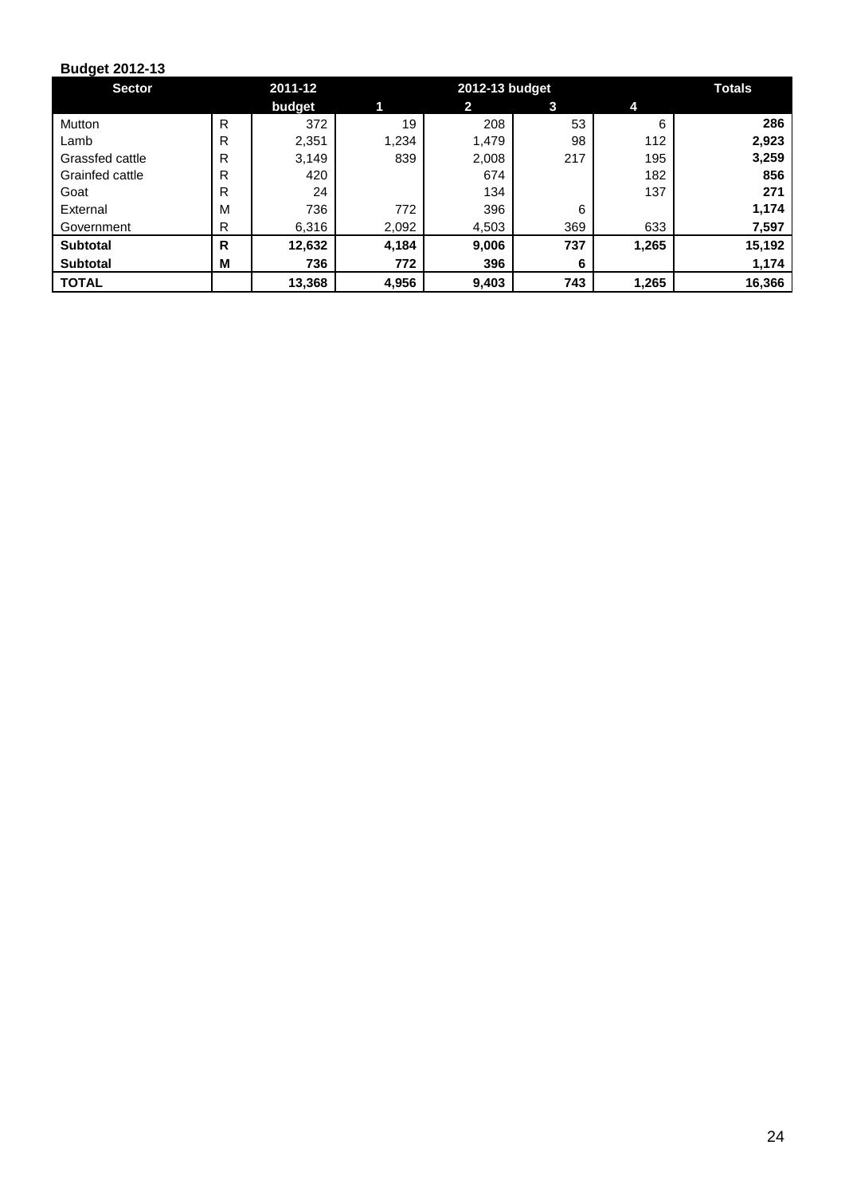**Budget 2012-13**

| Sector | | 2011-12 | 2012-13 budget | | | | Totals |
|---|---|---|---|---|---|---|---|
| | | budget | 1 | 2 | 3 | 4 | |
| Mutton | R | 372 | 19 | 208 | 53 | 6 | **286** |
| Lamb | R | 2,351 | 1,234 | 1,479 | 98 | 112 | **2,923** |
| Grassfed cattle | R | 3,149 | 839 | 2,008 | 217 | 195 | **3,259** |
| Grainfed cattle | R | 420 | | 674 | | 182 | **856** |
| Goat | R | 24 | | 134 | | 137 | **271** |
| External | M | 736 | 772 | 396 | 6 | | **1,174** |
| Government | R | 6,316 | 2,092 | 4,503 | 369 | 633 | **7,597** |
| **Subtotal** | **R** | **12,632** | **4,184** | **9,006** | **737** | **1,265** | **15,192** |
| **Subtotal** | **M** | **736** | **772** | **396** | **6** | | **1,174** |
| **TOTAL** | | **13,368** | **4,956** | **9,403** | **743** | **1,265** | **16,366** |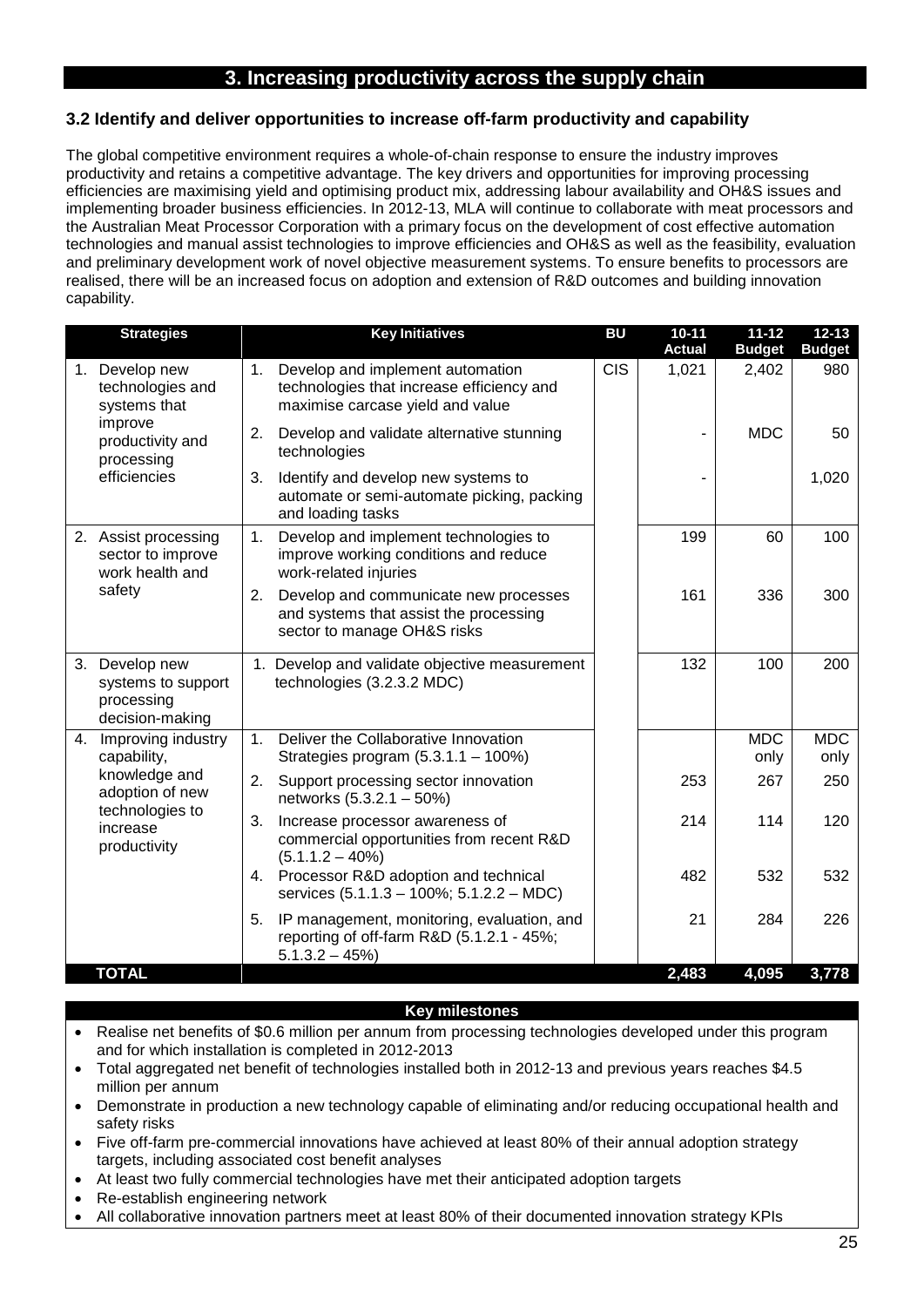# 3. Increasing productivity across the supply chain

### 3.2 Identify and deliver opportunities to increase off-farm productivity and capability

The global competitive environment requires a whole-of-chain response to ensure the industry improves productivity and retains a competitive advantage. The key drivers and opportunities for improving processing efficiencies are maximising yield and optimising product mix, addressing labour availability and OH&S issues and implementing broader business efficiencies. In 2012-13, MLA will continue to collaborate with meat processors and the Australian Meat Processor Corporation with a primary focus on the development of cost effective automation technologies and manual assist technologies to improve efficiencies and OH&S as well as the feasibility, evaluation and preliminary development work of novel objective measurement systems. To ensure benefits to processors are realised, there will be an increased focus on adoption and extension of R&D outcomes and building innovation capability.

| Strategies | Key Initiatives | BU | 10-11 Actual | 11-12 Budget | 12-13 Budget |
|---|---|---|---|---|---|
| 1. Develop new technologies and systems that improve productivity and processing efficiencies | 1. Develop and implement automation technologies that increase efficiency and maximise carcase yield and value | CIS | 1,021 | 2,402 | 980 |
| | 2. Develop and validate alternative stunning technologies | | - | MDC | 50 |
| | 3. Identify and develop new systems to automate or semi-automate picking, packing and loading tasks | | - | | 1,020 |
| 2. Assist processing sector to improve work health and safety | 1. Develop and implement technologies to improve working conditions and reduce work-related injuries | | 199 | 60 | 100 |
| | 2. Develop and communicate new processes and systems that assist the processing sector to manage OH&S risks | | 161 | 336 | 300 |
| 3. Develop new systems to support processing decision-making | 1. Develop and validate objective measurement technologies (3.2.3.2 MDC) | | 132 | 100 | 200 |
| 4. Improving industry capability, knowledge and adoption of new technologies to increase productivity | 1. Deliver the Collaborative Innovation Strategies program (5.3.1.1 – 100%) | | | MDC only | MDC only |
| | 2. Support processing sector innovation networks (5.3.2.1 – 50%) | | 253 | 267 | 250 |
| | 3. Increase processor awareness of commercial opportunities from recent R&D (5.1.1.2 – 40%) | | 214 | 114 | 120 |
| | 4. Processor R&D adoption and technical services (5.1.1.3 – 100%; 5.1.2.2 – MDC) | | 482 | 532 | 532 |
| | 5. IP management, monitoring, evaluation, and reporting of off-farm R&D (5.1.2.1 - 45%; 5.1.3.2 – 45%) | | 21 | 284 | 226 |
| **TOTAL** | | | **2,483** | **4,095** | **3,778** |

**Key milestones**

- Realise net benefits of $0.6 million per annum from processing technologies developed under this program and for which installation is completed in 2012-2013
- Total aggregated net benefit of technologies installed both in 2012-13 and previous years reaches $4.5 million per annum
- Demonstrate in production a new technology capable of eliminating and/or reducing occupational health and safety risks
- Five off-farm pre-commercial innovations have achieved at least 80% of their annual adoption strategy targets, including associated cost benefit analyses
- At least two fully commercial technologies have met their anticipated adoption targets
- Re-establish engineering network
- All collaborative innovation partners meet at least 80% of their documented innovation strategy KPIs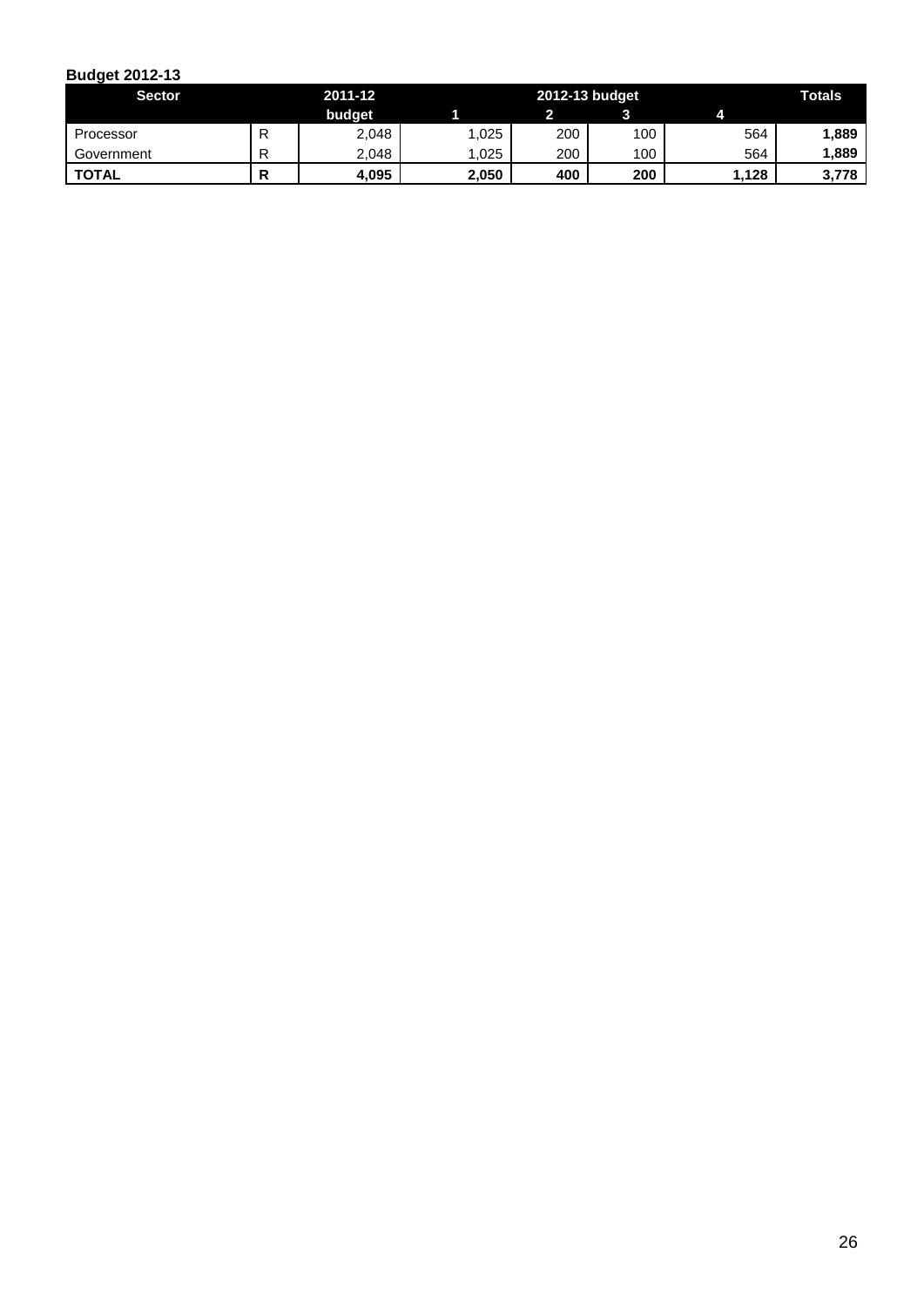**Budget 2012-13**

| Sector | | 2011-12 budget | 2012-13 budget 1 | 2 | 3 | 4 | Totals |
|---|---|---|---|---|---|---|---|
| Processor | R | 2,048 | 1,025 | 200 | 100 | 564 | **1,889** |
| Government | R | 2,048 | 1,025 | 200 | 100 | 564 | **1,889** |
| **TOTAL** | **R** | **4,095** | **2,050** | **400** | **200** | **1,128** | **3,778** |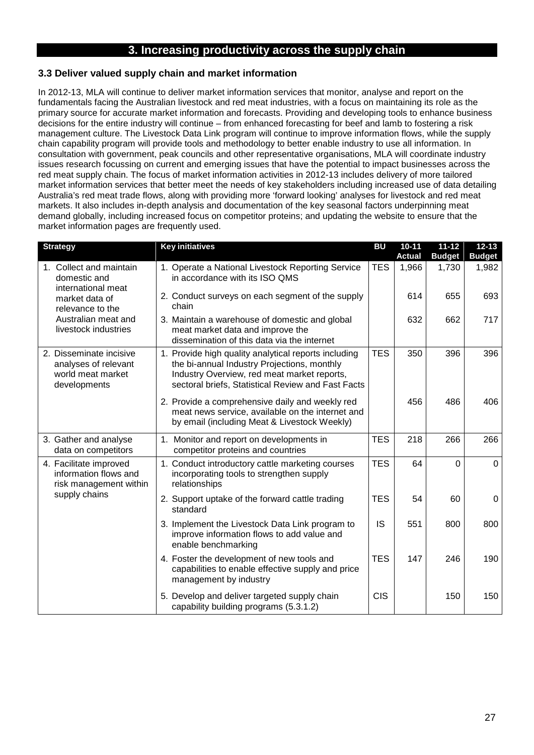# 3. Increasing productivity across the supply chain

### 3.3 Deliver valued supply chain and market information

In 2012-13, MLA will continue to deliver market information services that monitor, analyse and report on the fundamentals facing the Australian livestock and red meat industries, with a focus on maintaining its role as the primary source for accurate market information and forecasts. Providing and developing tools to enhance business decisions for the entire industry will continue – from enhanced forecasting for beef and lamb to fostering a risk management culture. The Livestock Data Link program will continue to improve information flows, while the supply chain capability program will provide tools and methodology to better enable industry to use all information. In consultation with government, peak councils and other representative organisations, MLA will coordinate industry issues research focussing on current and emerging issues that have the potential to impact businesses across the red meat supply chain. The focus of market information activities in 2012-13 includes delivery of more tailored market information services that better meet the needs of key stakeholders including increased use of data detailing Australia's red meat trade flows, along with providing more 'forward looking' analyses for livestock and red meat markets. It also includes in-depth analysis and documentation of the key seasonal factors underpinning meat demand globally, including increased focus on competitor proteins; and updating the website to ensure that the market information pages are frequently used.

| Strategy | Key initiatives | BU | 10-11 Actual | 11-12 Budget | 12-13 Budget |
|---|---|---|---|---|---|
| 1. Collect and maintain domestic and international meat market data of relevance to the Australian meat and livestock industries | 1. Operate a National Livestock Reporting Service in accordance with its ISO QMS | TES | 1,966 | 1,730 | 1,982 |
| | 2. Conduct surveys on each segment of the supply chain | | 614 | 655 | 693 |
| | 3. Maintain a warehouse of domestic and global meat market data and improve the dissemination of this data via the internet | | 632 | 662 | 717 |
| 2. Disseminate incisive analyses of relevant world meat market developments | 1. Provide high quality analytical reports including the bi-annual Industry Projections, monthly Industry Overview, red meat market reports, sectoral briefs, Statistical Review and Fast Facts | TES | 350 | 396 | 396 |
| | 2. Provide a comprehensive daily and weekly red meat news service, available on the internet and by email (including Meat & Livestock Weekly) | | 456 | 486 | 406 |
| 3. Gather and analyse data on competitors | 1. Monitor and report on developments in competitor proteins and countries | TES | 218 | 266 | 266 |
| 4. Facilitate improved information flows and risk management within supply chains | 1. Conduct introductory cattle marketing courses incorporating tools to strengthen supply relationships | TES | 64 | 0 | 0 |
| | 2. Support uptake of the forward cattle trading standard | TES | 54 | 60 | 0 |
| | 3. Implement the Livestock Data Link program to improve information flows to add value and enable benchmarking | IS | 551 | 800 | 800 |
| | 4. Foster the development of new tools and capabilities to enable effective supply and price management by industry | TES | 147 | 246 | 190 |
| | 5. Develop and deliver targeted supply chain capability building programs (5.3.1.2) | CIS | | 150 | 150 |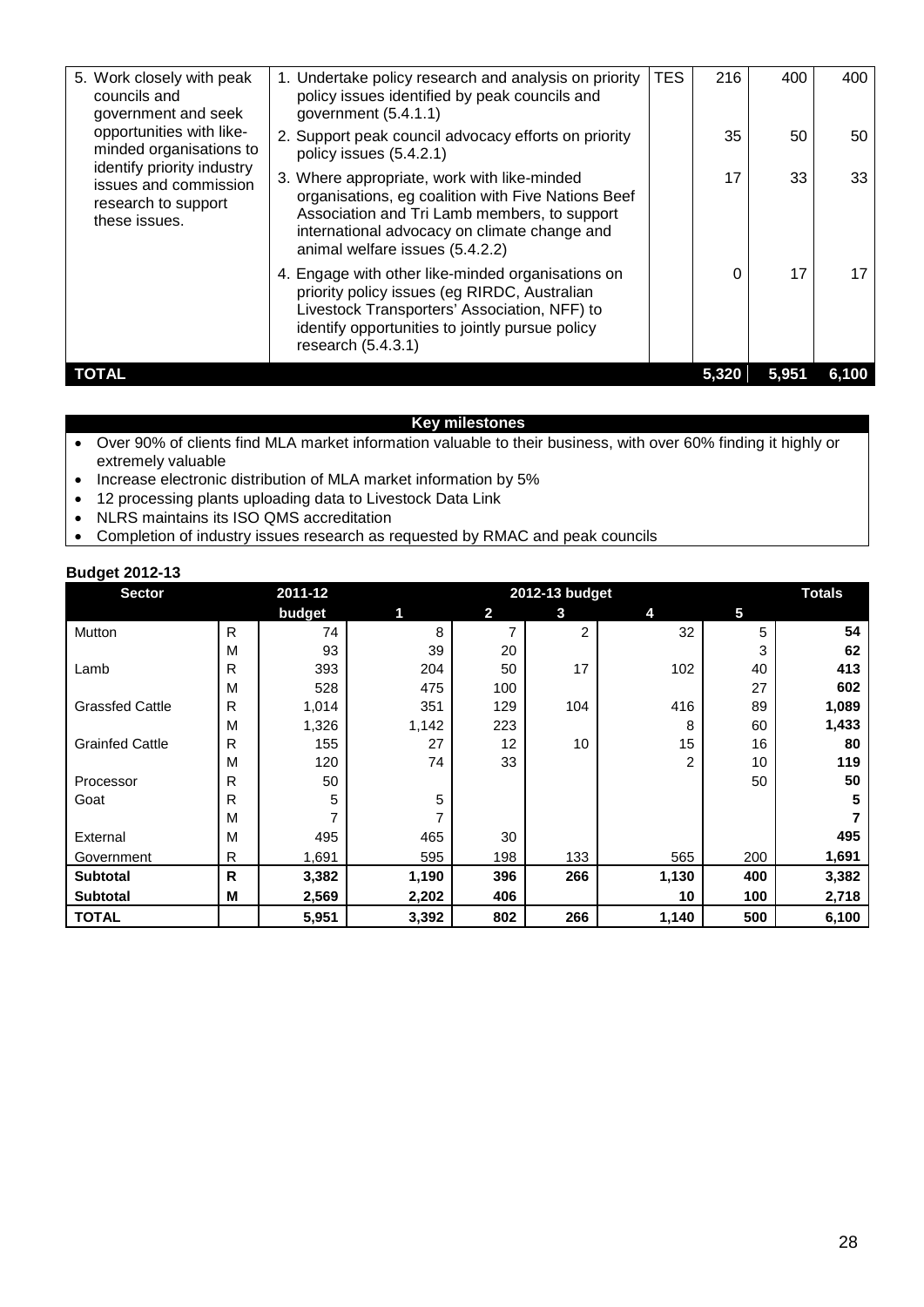| | | | | | |
|---|---|---|---|---|---|
| 5. Work closely with peak councils and government and seek opportunities with like-minded organisations to identify priority industry issues and commission research to support these issues. | 1. Undertake policy research and analysis on priority policy issues identified by peak councils and government (5.4.1.1) | TES | 216 | 400 | 400 |
| | 2. Support peak council advocacy efforts on priority policy issues (5.4.2.1) | | 35 | 50 | 50 |
| | 3. Where appropriate, work with like-minded organisations, eg coalition with Five Nations Beef Association and Tri Lamb members, to support international advocacy on climate change and animal welfare issues (5.4.2.2) | | 17 | 33 | 33 |
| | 4. Engage with other like-minded organisations on priority policy issues (eg RIRDC, Australian Livestock Transporters' Association, NFF) to identify opportunities to jointly pursue policy research (5.4.3.1) | | 0 | 17 | 17 |
| **TOTAL** | | | **5,320** | **5,951** | **6,100** |

**Key milestones**

- Over 90% of clients find MLA market information valuable to their business, with over 60% finding it highly or extremely valuable
- Increase electronic distribution of MLA market information by 5%
- 12 processing plants uploading data to Livestock Data Link
- NLRS maintains its ISO QMS accreditation
- Completion of industry issues research as requested by RMAC and peak councils

**Budget 2012-13**

| Sector | | 2011-12 | 2012-13 budget | | | | | Totals |
|---|---|---|---|---|---|---|---|---|
| | | budget | 1 | 2 | 3 | 4 | 5 | |
| Mutton | R | 74 | 8 | 7 | 2 | 32 | 5 | **54** |
| | M | 93 | 39 | 20 | | | 3 | **62** |
| Lamb | R | 393 | 204 | 50 | 17 | 102 | 40 | **413** |
| | M | 528 | 475 | 100 | | | 27 | **602** |
| Grassfed Cattle | R | 1,014 | 351 | 129 | 104 | 416 | 89 | **1,089** |
| | M | 1,326 | 1,142 | 223 | | 8 | 60 | **1,433** |
| Grainfed Cattle | R | 155 | 27 | 12 | 10 | 15 | 16 | **80** |
| | M | 120 | 74 | 33 | | 2 | 10 | **119** |
| Processor | R | 50 | | | | | 50 | **50** |
| Goat | R | 5 | 5 | | | | | **5** |
| | M | 7 | 7 | | | | | **7** |
| External | M | 495 | 465 | 30 | | | | **495** |
| Government | R | 1,691 | 595 | 198 | 133 | 565 | 200 | **1,691** |
| **Subtotal** | **R** | **3,382** | **1,190** | **396** | **266** | **1,130** | **400** | **3,382** |
| **Subtotal** | **M** | **2,569** | **2,202** | **406** | | **10** | **100** | **2,718** |
| **TOTAL** | | **5,951** | **3,392** | **802** | **266** | **1,140** | **500** | **6,100** |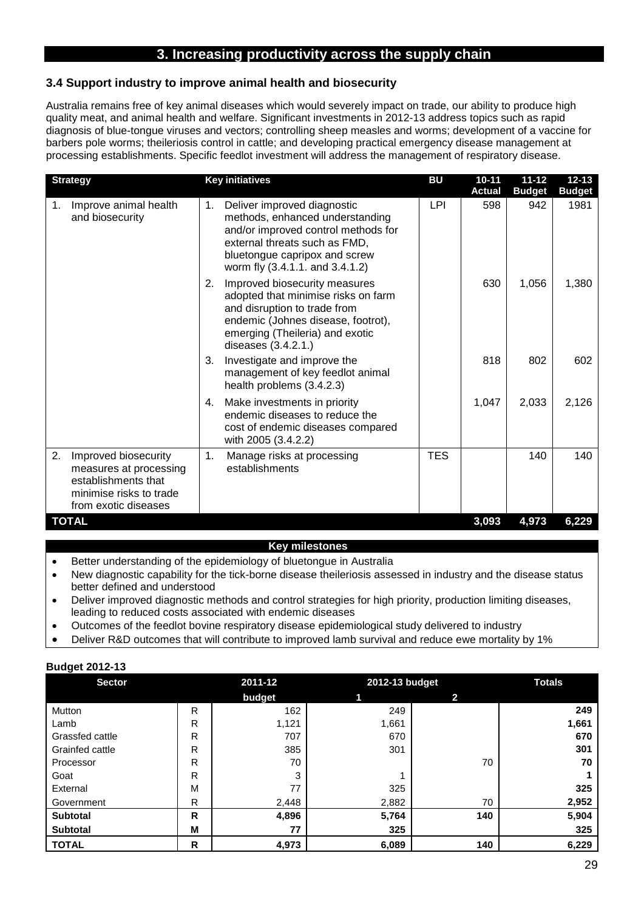## 3. Increasing productivity across the supply chain

### 3.4 Support industry to improve animal health and biosecurity

Australia remains free of key animal diseases which would severely impact on trade, our ability to produce high quality meat, and animal health and welfare. Significant investments in 2012-13 address topics such as rapid diagnosis of blue-tongue viruses and vectors; controlling sheep measles and worms; development of a vaccine for barbers pole worms; theileriosis control in cattle; and developing practical emergency disease management at processing establishments. Specific feedlot investment will address the management of respiratory disease.

| Strategy | Key initiatives | BU | 10-11 Actual | 11-12 Budget | 12-13 Budget |
|---|---|---|---|---|---|
| 1. Improve animal health and biosecurity | 1. Deliver improved diagnostic methods, enhanced understanding and/or improved control methods for external threats such as FMD, bluetongue capripox and screw worm fly (3.4.1.1. and 3.4.1.2) | LPI | 598 | 942 | 1981 |
| | 2. Improved biosecurity measures adopted that minimise risks on farm and disruption to trade from endemic (Johnes disease, footrot), emerging (Theileria) and exotic diseases (3.4.2.1.) | | 630 | 1,056 | 1,380 |
| | 3. Investigate and improve the management of key feedlot animal health problems (3.4.2.3) | | 818 | 802 | 602 |
| | 4. Make investments in priority endemic diseases to reduce the cost of endemic diseases compared with 2005 (3.4.2.2) | | 1,047 | 2,033 | 2,126 |
| 2. Improved biosecurity measures at processing establishments that minimise risks to trade from exotic diseases | 1. Manage risks at processing establishments | TES | | 140 | 140 |
| **TOTAL** | | | **3,093** | **4,973** | **6,229** |

**Key milestones**

- Better understanding of the epidemiology of bluetongue in Australia
- New diagnostic capability for the tick-borne disease theileriosis assessed in industry and the disease status better defined and understood
- Deliver improved diagnostic methods and control strategies for high priority, production limiting diseases, leading to reduced costs associated with endemic diseases
- Outcomes of the feedlot bovine respiratory disease epidemiological study delivered to industry
- Deliver R&D outcomes that will contribute to improved lamb survival and reduce ewe mortality by 1%

**Budget 2012-13**

| Sector | | 2011-12 budget | 2012-13 budget 1 | 2012-13 budget 2 | Totals |
|---|---|---|---|---|---|
| Mutton | R | 162 | 249 | | **249** |
| Lamb | R | 1,121 | 1,661 | | **1,661** |
| Grassfed cattle | R | 707 | 670 | | **670** |
| Grainfed cattle | R | 385 | 301 | | **301** |
| Processor | R | 70 | | 70 | **70** |
| Goat | R | 3 | 1 | | **1** |
| External | M | 77 | 325 | | **325** |
| Government | R | 2,448 | 2,882 | 70 | **2,952** |
| **Subtotal** | **R** | **4,896** | **5,764** | **140** | **5,904** |
| **Subtotal** | **M** | **77** | **325** | | **325** |
| **TOTAL** | **R** | **4,973** | **6,089** | **140** | **6,229** |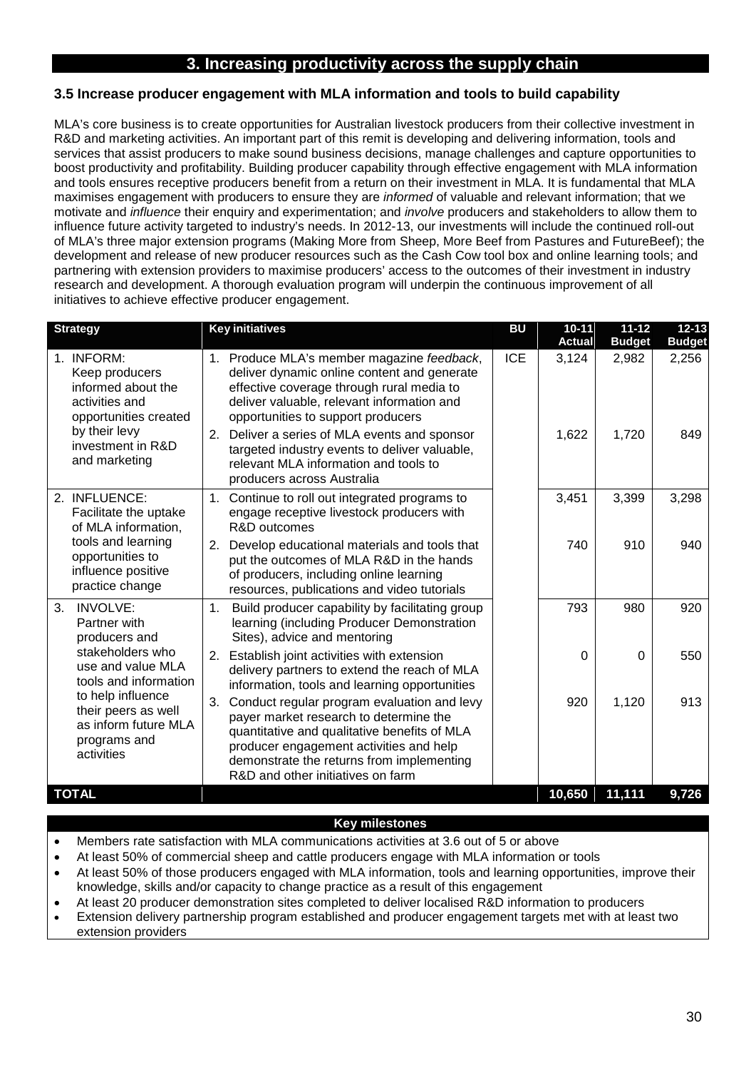## 3. Increasing productivity across the supply chain

### 3.5 Increase producer engagement with MLA information and tools to build capability

MLA's core business is to create opportunities for Australian livestock producers from their collective investment in R&D and marketing activities. An important part of this remit is developing and delivering information, tools and services that assist producers to make sound business decisions, manage challenges and capture opportunities to boost productivity and profitability. Building producer capability through effective engagement with MLA information and tools ensures receptive producers benefit from a return on their investment in MLA. It is fundamental that MLA maximises engagement with producers to ensure they are *informed* of valuable and relevant information; that we motivate and *influence* their enquiry and experimentation; and *involve* producers and stakeholders to allow them to influence future activity targeted to industry's needs. In 2012-13, our investments will include the continued roll-out of MLA's three major extension programs (Making More from Sheep, More Beef from Pastures and FutureBeef); the development and release of new producer resources such as the Cash Cow tool box and online learning tools; and partnering with extension providers to maximise producers' access to the outcomes of their investment in industry research and development. A thorough evaluation program will underpin the continuous improvement of all initiatives to achieve effective producer engagement.

| Strategy | Key initiatives | BU | 10-11 Actual | 11-12 Budget | 12-13 Budget |
|---|---|---|---|---|---|
| 1. INFORM: Keep producers informed about the activities and opportunities created by their levy investment in R&D and marketing | 1. Produce MLA's member magazine *feedback*, deliver dynamic online content and generate effective coverage through rural media to deliver valuable, relevant information and opportunities to support producers | ICE | 3,124 | 2,982 | 2,256 |
| | 2. Deliver a series of MLA events and sponsor targeted industry events to deliver valuable, relevant MLA information and tools to producers across Australia | | 1,622 | 1,720 | 849 |
| 2. INFLUENCE: Facilitate the uptake of MLA information, tools and learning opportunities to influence positive practice change | 1. Continue to roll out integrated programs to engage receptive livestock producers with R&D outcomes | | 3,451 | 3,399 | 3,298 |
| | 2. Develop educational materials and tools that put the outcomes of MLA R&D in the hands of producers, including online learning resources, publications and video tutorials | | 740 | 910 | 940 |
| 3. INVOLVE: Partner with producers and stakeholders who use and value MLA tools and information to help influence their peers as well as inform future MLA programs and activities | 1. Build producer capability by facilitating group learning (including Producer Demonstration Sites), advice and mentoring | | 793 | 980 | 920 |
| | 2. Establish joint activities with extension delivery partners to extend the reach of MLA information, tools and learning opportunities | | 0 | 0 | 550 |
| | 3. Conduct regular program evaluation and levy payer market research to determine the quantitative and qualitative benefits of MLA producer engagement activities and help demonstrate the returns from implementing R&D and other initiatives on farm | | 920 | 1,120 | 913 |
| **TOTAL** | | | **10,650** | **11,111** | **9,726** |

**Key milestones**

- Members rate satisfaction with MLA communications activities at 3.6 out of 5 or above
- At least 50% of commercial sheep and cattle producers engage with MLA information or tools
- At least 50% of those producers engaged with MLA information, tools and learning opportunities, improve their knowledge, skills and/or capacity to change practice as a result of this engagement
- At least 20 producer demonstration sites completed to deliver localised R&D information to producers
- Extension delivery partnership program established and producer engagement targets met with at least two extension providers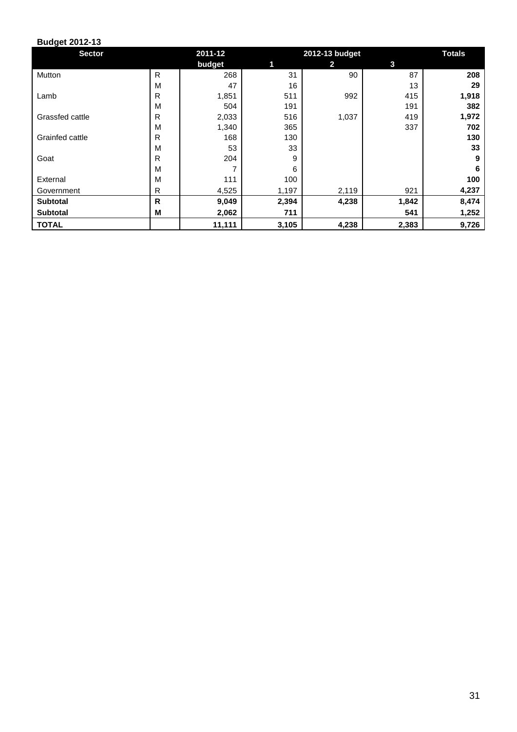**Budget 2012-13**

| Sector | | 2011-12 | 2012-13 budget | | | Totals |
|---|---|---|---|---|---|---|
| | | budget | 1 | 2 | 3 | |
| Mutton | R | 268 | 31 | 90 | 87 | **208** |
| | M | 47 | 16 | | 13 | **29** |
| Lamb | R | 1,851 | 511 | 992 | 415 | **1,918** |
| | M | 504 | 191 | | 191 | **382** |
| Grassfed cattle | R | 2,033 | 516 | 1,037 | 419 | **1,972** |
| | M | 1,340 | 365 | | 337 | **702** |
| Grainfed cattle | R | 168 | 130 | | | **130** |
| | M | 53 | 33 | | | **33** |
| Goat | R | 204 | 9 | | | **9** |
| | M | 7 | 6 | | | **6** |
| External | M | 111 | 100 | | | **100** |
| Government | R | 4,525 | 1,197 | 2,119 | 921 | **4,237** |
| **Subtotal** | **R** | **9,049** | **2,394** | **4,238** | **1,842** | **8,474** |
| **Subtotal** | **M** | **2,062** | **711** | | **541** | **1,252** |
| **TOTAL** | | **11,111** | **3,105** | **4,238** | **2,383** | **9,726** |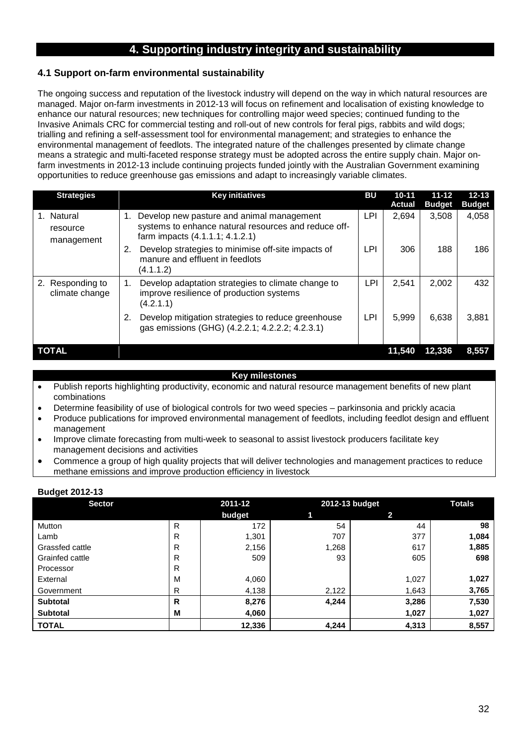# 4. Supporting industry integrity and sustainability

## 4.1 Support on-farm environmental sustainability

The ongoing success and reputation of the livestock industry will depend on the way in which natural resources are managed. Major on-farm investments in 2012-13 will focus on refinement and localisation of existing knowledge to enhance our natural resources; new techniques for controlling major weed species; continued funding to the Invasive Animals CRC for commercial testing and roll-out of new controls for feral pigs, rabbits and wild dogs; trialling and refining a self-assessment tool for environmental management; and strategies to enhance the environmental management of feedlots. The integrated nature of the challenges presented by climate change means a strategic and multi-faceted response strategy must be adopted across the entire supply chain. Major on-farm investments in 2012-13 include continuing projects funded jointly with the Australian Government examining opportunities to reduce greenhouse gas emissions and adapt to increasingly variable climates.

| Strategies | Key initiatives | BU | 10-11 Actual | 11-12 Budget | 12-13 Budget |
|---|---|---|---|---|---|
| 1. Natural resource management | 1. Develop new pasture and animal management systems to enhance natural resources and reduce off-farm impacts (4.1.1.1; 4.1.2.1) | LPI | 2,694 | 3,508 | 4,058 |
| | 2. Develop strategies to minimise off-site impacts of manure and effluent in feedlots (4.1.1.2) | LPI | 306 | 188 | 186 |
| 2. Responding to climate change | 1. Develop adaptation strategies to climate change to improve resilience of production systems (4.2.1.1) | LPI | 2,541 | 2,002 | 432 |
| | 2. Develop mitigation strategies to reduce greenhouse gas emissions (GHG) (4.2.2.1; 4.2.2.2; 4.2.3.1) | LPI | 5,999 | 6,638 | 3,881 |
| **TOTAL** | | | **11,540** | **12,336** | **8,557** |

**Key milestones**

- Publish reports highlighting productivity, economic and natural resource management benefits of new plant combinations
- Determine feasibility of use of biological controls for two weed species – parkinsonia and prickly acacia
- Produce publications for improved environmental management of feedlots, including feedlot design and effluent management
- Improve climate forecasting from multi-week to seasonal to assist livestock producers facilitate key management decisions and activities
- Commence a group of high quality projects that will deliver technologies and management practices to reduce methane emissions and improve production efficiency in livestock

**Budget 2012-13**

| Sector | | 2011-12 budget | 2012-13 budget 1 | 2012-13 budget 2 | Totals |
|---|---|---|---|---|---|
| Mutton | R | 172 | 54 | 44 | **98** |
| Lamb | R | 1,301 | 707 | 377 | **1,084** |
| Grassfed cattle | R | 2,156 | 1,268 | 617 | **1,885** |
| Grainfed cattle | R | 509 | 93 | 605 | **698** |
| Processor | R | | | | |
| External | M | 4,060 | | 1,027 | **1,027** |
| Government | R | 4,138 | 2,122 | 1,643 | **3,765** |
| **Subtotal** | **R** | **8,276** | **4,244** | **3,286** | **7,530** |
| **Subtotal** | **M** | **4,060** | | **1,027** | **1,027** |
| **TOTAL** | | **12,336** | **4,244** | **4,313** | **8,557** |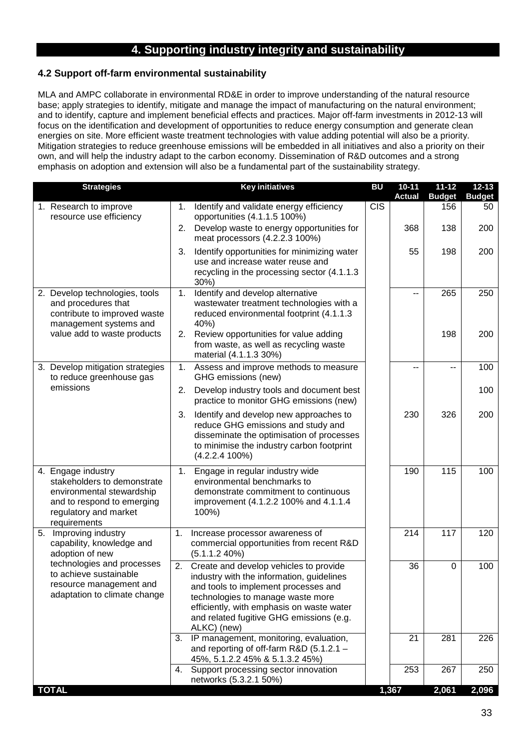# 4. Supporting industry integrity and sustainability

### 4.2 Support off-farm environmental sustainability

MLA and AMPC collaborate in environmental RD&E in order to improve understanding of the natural resource base; apply strategies to identify, mitigate and manage the impact of manufacturing on the natural environment; and to identify, capture and implement beneficial effects and practices. Major off-farm investments in 2012-13 will focus on the identification and development of opportunities to reduce energy consumption and generate clean energies on site. More efficient waste treatment technologies with value adding potential will also be a priority. Mitigation strategies to reduce greenhouse emissions will be embedded in all initiatives and also a priority on their own, and will help the industry adapt to the carbon economy. Dissemination of R&D outcomes and a strong emphasis on adoption and extension will also be a fundamental part of the sustainability strategy.

| Strategies | Key initiatives | BU | 10-11 Actual | 11-12 Budget | 12-13 Budget |
|---|---|---|---|---|---|
| 1. Research to improve resource use efficiency | 1. Identify and validate energy efficiency opportunities (4.1.1.5 100%) | CIS | | 156 | 50 |
| | 2. Develop waste to energy opportunities for meat processors (4.2.2.3 100%) | | 368 | 138 | 200 |
| | 3. Identify opportunities for minimizing water use and increase water reuse and recycling in the processing sector (4.1.1.3 30%) | | 55 | 198 | 200 |
| 2. Develop technologies, tools and procedures that contribute to improved waste management systems and value add to waste products | 1. Identify and develop alternative wastewater treatment technologies with a reduced environmental footprint (4.1.1.3 40%) | | -- | 265 | 250 |
| | 2. Review opportunities for value adding from waste, as well as recycling waste material (4.1.1.3 30%) | | | 198 | 200 |
| 3. Develop mitigation strategies to reduce greenhouse gas emissions | 1. Assess and improve methods to measure GHG emissions (new) | | -- | -- | 100 |
| | 2. Develop industry tools and document best practice to monitor GHG emissions (new) | | | | 100 |
| | 3. Identify and develop new approaches to reduce GHG emissions and study and disseminate the optimisation of processes to minimise the industry carbon footprint (4.2.2.4 100%) | | 230 | 326 | 200 |
| 4. Engage industry stakeholders to demonstrate environmental stewardship and to respond to emerging regulatory and market requirements | 1. Engage in regular industry wide environmental benchmarks to demonstrate commitment to continuous improvement (4.1.2.2 100% and 4.1.1.4 100%) | | 190 | 115 | 100 |
| 5. Improving industry capability, knowledge and adoption of new technologies and processes to achieve sustainable resource management and adaptation to climate change | 1. Increase processor awareness of commercial opportunities from recent R&D (5.1.1.2 40%) | | 214 | 117 | 120 |
| | 2. Create and develop vehicles to provide industry with the information, guidelines and tools to implement processes and technologies to manage waste more efficiently, with emphasis on waste water and related fugitive GHG emissions (e.g. ALKC) (new) | | 36 | 0 | 100 |
| | 3. IP management, monitoring, evaluation, and reporting of off-farm R&D (5.1.2.1 – 45%, 5.1.2.2 45% & 5.1.3.2 45%) | | 21 | 281 | 226 |
| | 4. Support processing sector innovation networks (5.3.2.1 50%) | | 253 | 267 | 250 |
| **TOTAL** | | | **1,367** | **2,061** | **2,096** |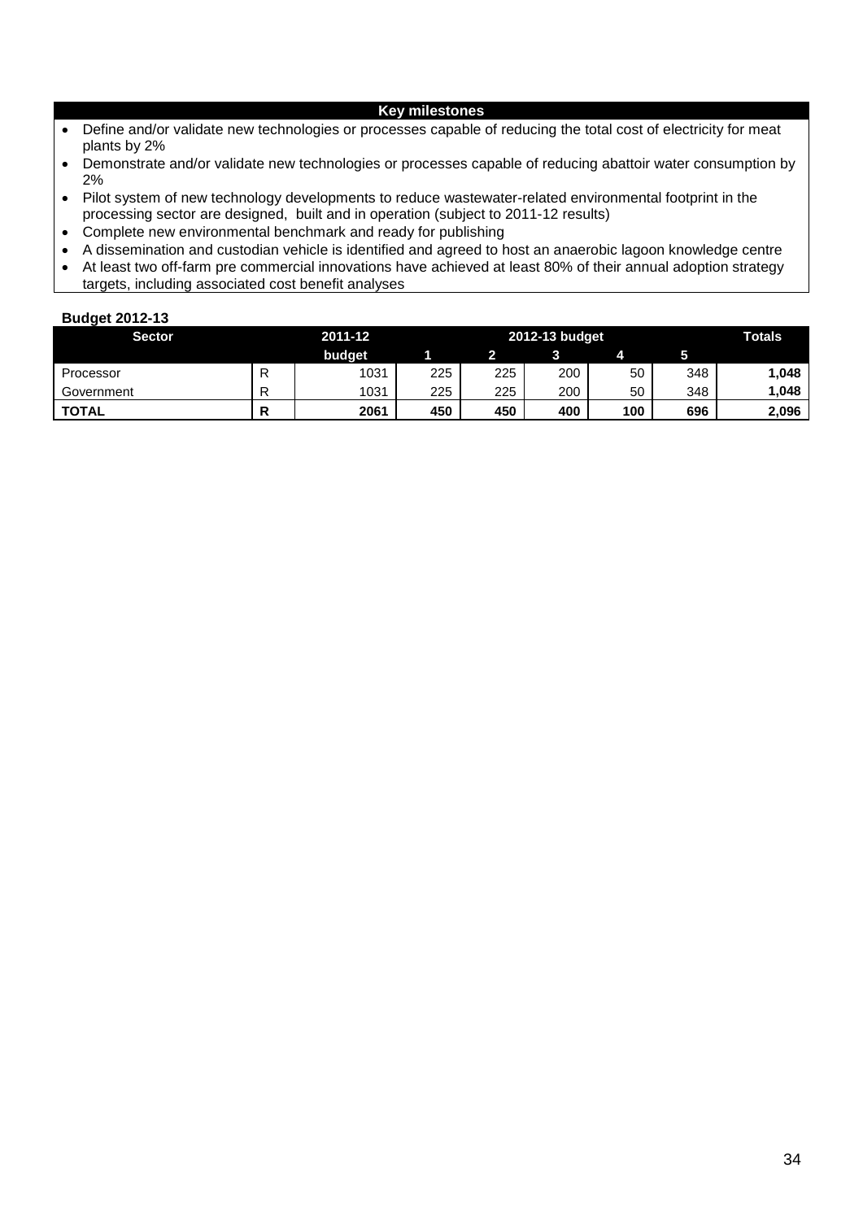| Key milestones |
|---|

- Define and/or validate new technologies or processes capable of reducing the total cost of electricity for meat plants by 2%
- Demonstrate and/or validate new technologies or processes capable of reducing abattoir water consumption by 2%
- Pilot system of new technology developments to reduce wastewater-related environmental footprint in the processing sector are designed, built and in operation (subject to 2011-12 results)
- Complete new environmental benchmark and ready for publishing
- A dissemination and custodian vehicle is identified and agreed to host an anaerobic lagoon knowledge centre
- At least two off-farm pre commercial innovations have achieved at least 80% of their annual adoption strategy targets, including associated cost benefit analyses

**Budget 2012-13**

| Sector | | 2011-12 | 2012-13 budget | | | | | Totals |
|---|---|---|---|---|---|---|---|---|
| | | budget | 1 | 2 | 3 | 4 | 5 | |
| Processor | R | 1031 | 225 | 225 | 200 | 50 | 348 | **1,048** |
| Government | R | 1031 | 225 | 225 | 200 | 50 | 348 | **1,048** |
| **TOTAL** | **R** | **2061** | **450** | **450** | **400** | **100** | **696** | **2,096** |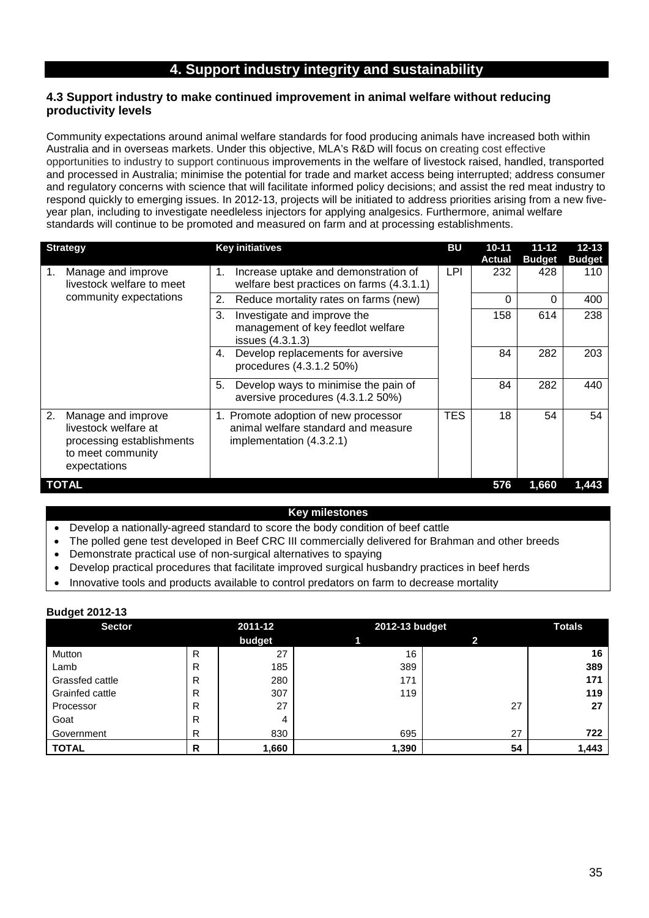# 4. Support industry integrity and sustainability

### 4.3 Support industry to make continued improvement in animal welfare without reducing productivity levels

Community expectations around animal welfare standards for food producing animals have increased both within Australia and in overseas markets. Under this objective, MLA's R&D will focus on creating cost effective opportunities to industry to support continuous improvements in the welfare of livestock raised, handled, transported and processed in Australia; minimise the potential for trade and market access being interrupted; address consumer and regulatory concerns with science that will facilitate informed policy decisions; and assist the red meat industry to respond quickly to emerging issues. In 2012-13, projects will be initiated to address priorities arising from a new five-year plan, including to investigate needleless injectors for applying analgesics. Furthermore, animal welfare standards will continue to be promoted and measured on farm and at processing establishments.

| Strategy | Key initiatives | BU | 10-11 Actual | 11-12 Budget | 12-13 Budget |
|---|---|---|---|---|---|
| 1. Manage and improve livestock welfare to meet community expectations | 1. Increase uptake and demonstration of welfare best practices on farms (4.3.1.1) | LPI | 232 | 428 | 110 |
| | 2. Reduce mortality rates on farms (new) | | 0 | 0 | 400 |
| | 3. Investigate and improve the management of key feedlot welfare issues (4.3.1.3) | | 158 | 614 | 238 |
| | 4. Develop replacements for aversive procedures (4.3.1.2 50%) | | 84 | 282 | 203 |
| | 5. Develop ways to minimise the pain of aversive procedures (4.3.1.2 50%) | | 84 | 282 | 440 |
| 2. Manage and improve livestock welfare at processing establishments to meet community expectations | 1. Promote adoption of new processor animal welfare standard and measure implementation (4.3.2.1) | TES | 18 | 54 | 54 |
| **TOTAL** | | | **576** | **1,660** | **1,443** |

**Key milestones**

- Develop a nationally-agreed standard to score the body condition of beef cattle
- The polled gene test developed in Beef CRC III commercially delivered for Brahman and other breeds
- Demonstrate practical use of non-surgical alternatives to spaying
- Develop practical procedures that facilitate improved surgical husbandry practices in beef herds
- Innovative tools and products available to control predators on farm to decrease mortality

**Budget 2012-13**

| Sector | | 2011-12 budget | 2012-13 budget 1 | 2012-13 budget 2 | Totals |
|---|---|---|---|---|---|
| Mutton | R | 27 | 16 | | **16** |
| Lamb | R | 185 | 389 | | **389** |
| Grassfed cattle | R | 280 | 171 | | **171** |
| Grainfed cattle | R | 307 | 119 | | **119** |
| Processor | R | 27 | | 27 | **27** |
| Goat | R | 4 | | | |
| Government | R | 830 | 695 | 27 | **722** |
| **TOTAL** | **R** | **1,660** | **1,390** | **54** | **1,443** |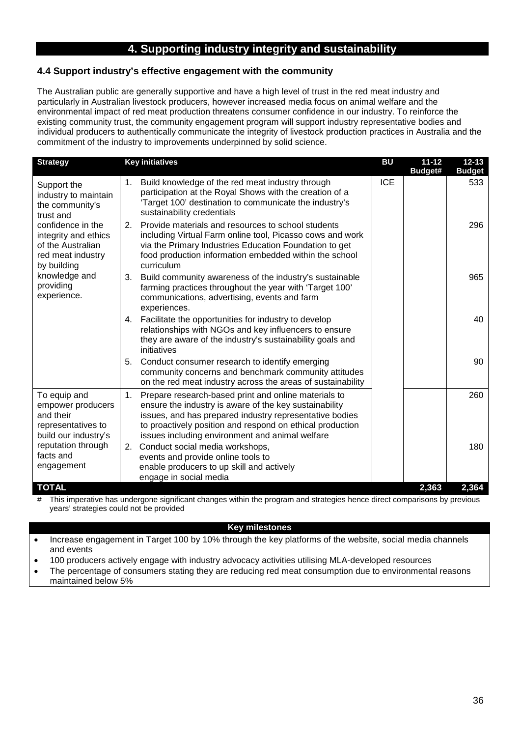# 4. Supporting industry integrity and sustainability

### 4.4 Support industry's effective engagement with the community

The Australian public are generally supportive and have a high level of trust in the red meat industry and particularly in Australian livestock producers, however increased media focus on animal welfare and the environmental impact of red meat production threatens consumer confidence in our industry. To reinforce the existing community trust, the community engagement program will support industry representative bodies and individual producers to authentically communicate the integrity of livestock production practices in Australia and the commitment of the industry to improvements underpinned by solid science.

| Strategy | Key initiatives | BU | 11-12 Budget# | 12-13 Budget |
|---|---|---|---|---|
| Support the industry to maintain the community's trust and confidence in the integrity and ethics of the Australian red meat industry by building knowledge and providing experience. | 1. Build knowledge of the red meat industry through participation at the Royal Shows with the creation of a 'Target 100' destination to communicate the industry's sustainability credentials | ICE | | 533 |
| | 2. Provide materials and resources to school students including Virtual Farm online tool, Picasso cows and work via the Primary Industries Education Foundation to get food production information embedded within the school curriculum | | | 296 |
| | 3. Build community awareness of the industry's sustainable farming practices throughout the year with 'Target 100' communications, advertising, events and farm experiences. | | | 965 |
| | 4. Facilitate the opportunities for industry to develop relationships with NGOs and key influencers to ensure they are aware of the industry's sustainability goals and initiatives | | | 40 |
| | 5. Conduct consumer research to identify emerging community concerns and benchmark community attitudes on the red meat industry across the areas of sustainability | | | 90 |
| To equip and empower producers and their representatives to build our industry's reputation through facts and engagement | 1. Prepare research-based print and online materials to ensure the industry is aware of the key sustainability issues, and has prepared industry representative bodies to proactively position and respond on ethical production issues including environment and animal welfare | | | 260 |
| | 2. Conduct social media workshops, events and provide online tools to enable producers to up skill and actively engage in social media | | | 180 |
| **TOTAL** | | | **2,363** | **2,364** |

\# This imperative has undergone significant changes within the program and strategies hence direct comparisons by previous years' strategies could not be provided

**Key milestones**

- Increase engagement in Target 100 by 10% through the key platforms of the website, social media channels and events
- 100 producers actively engage with industry advocacy activities utilising MLA-developed resources
- The percentage of consumers stating they are reducing red meat consumption due to environmental reasons maintained below 5%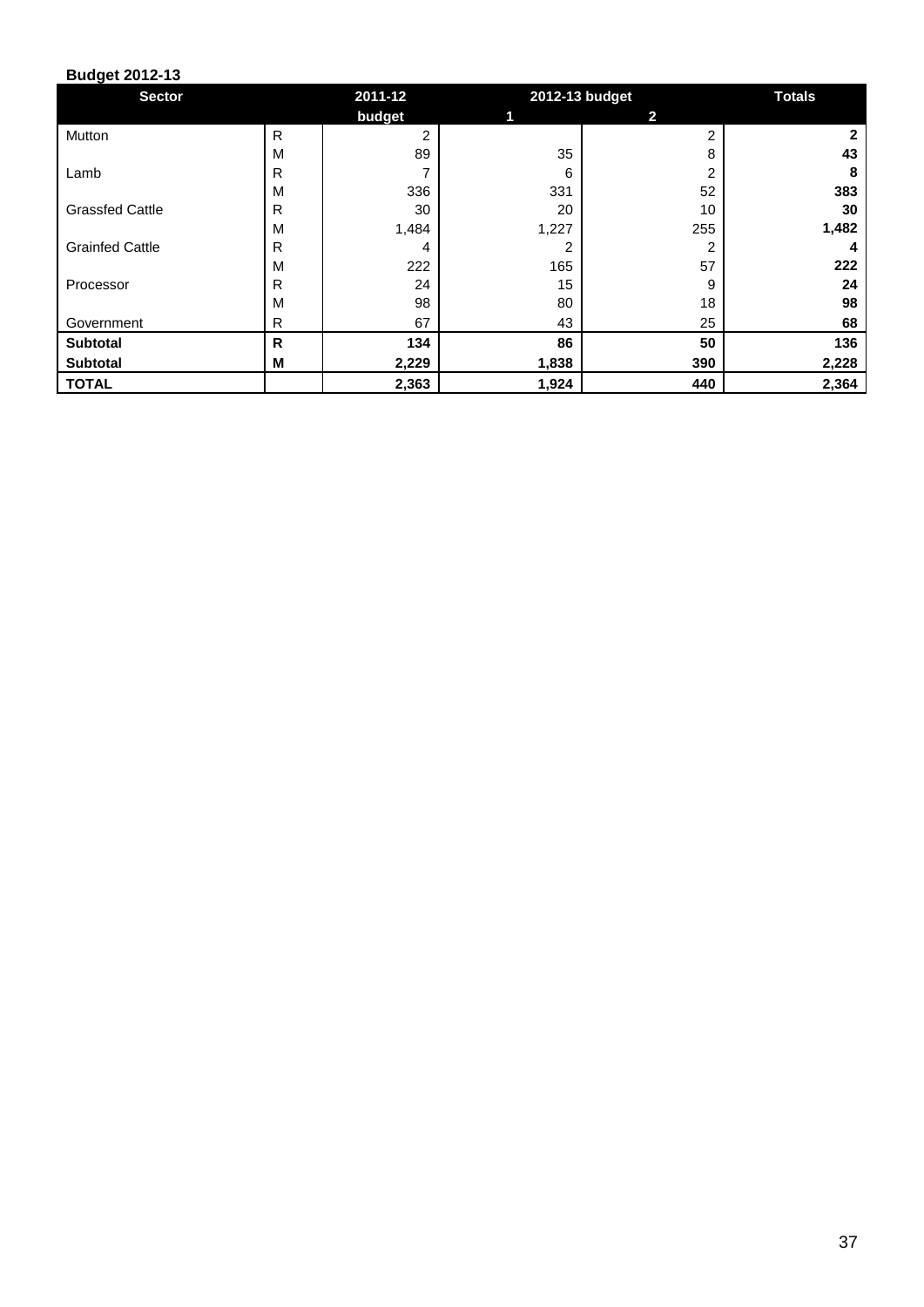**Budget 2012-13**

| Sector | | 2011-12 | 2012-13 budget | | Totals |
|---|---|---|---|---|---|
| | | budget | 1 | 2 | |
| Mutton | R | 2 | | 2 | **2** |
| | M | 89 | 35 | 8 | **43** |
| Lamb | R | 7 | 6 | 2 | **8** |
| | M | 336 | 331 | 52 | **383** |
| Grassfed Cattle | R | 30 | 20 | 10 | **30** |
| | M | 1,484 | 1,227 | 255 | **1,482** |
| Grainfed Cattle | R | 4 | 2 | 2 | **4** |
| | M | 222 | 165 | 57 | **222** |
| Processor | R | 24 | 15 | 9 | **24** |
| | M | 98 | 80 | 18 | **98** |
| Government | R | 67 | 43 | 25 | **68** |
| **Subtotal** | **R** | **134** | **86** | **50** | **136** |
| **Subtotal** | **M** | **2,229** | **1,838** | **390** | **2,228** |
| **TOTAL** | | **2,363** | **1,924** | **440** | **2,364** |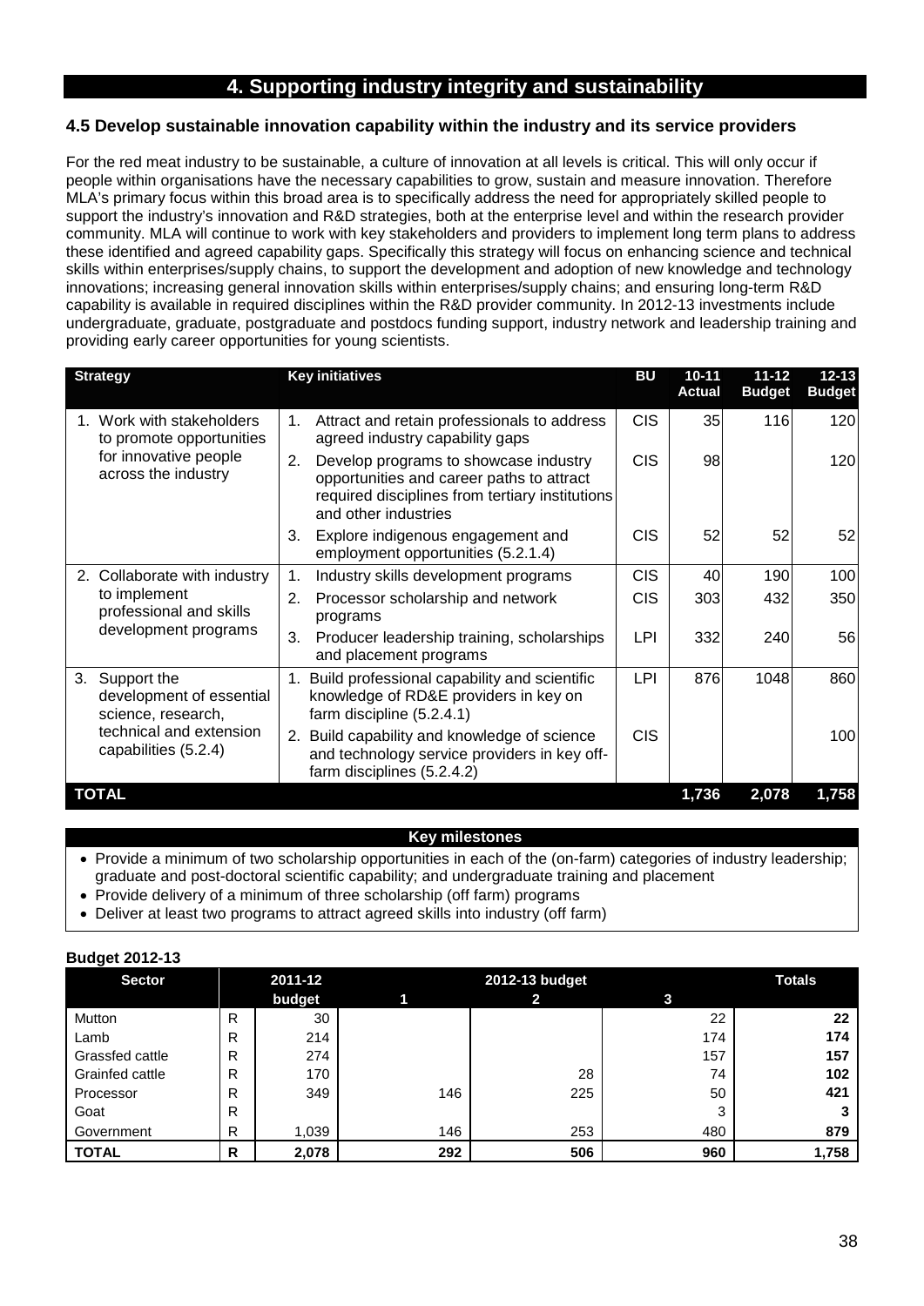# 4. Supporting industry integrity and sustainability

### 4.5 Develop sustainable innovation capability within the industry and its service providers

For the red meat industry to be sustainable, a culture of innovation at all levels is critical. This will only occur if people within organisations have the necessary capabilities to grow, sustain and measure innovation. Therefore MLA's primary focus within this broad area is to specifically address the need for appropriately skilled people to support the industry's innovation and R&D strategies, both at the enterprise level and within the research provider community. MLA will continue to work with key stakeholders and providers to implement long term plans to address these identified and agreed capability gaps. Specifically this strategy will focus on enhancing science and technical skills within enterprises/supply chains, to support the development and adoption of new knowledge and technology innovations; increasing general innovation skills within enterprises/supply chains; and ensuring long-term R&D capability is available in required disciplines within the R&D provider community. In 2012-13 investments include undergraduate, graduate, postgraduate and postdocs funding support, industry network and leadership training and providing early career opportunities for young scientists.

| Strategy | Key initiatives | BU | 10-11 Actual | 11-12 Budget | 12-13 Budget |
|---|---|---|---|---|---|
| 1. Work with stakeholders to promote opportunities for innovative people across the industry | 1. Attract and retain professionals to address agreed industry capability gaps | CIS | 35 | 116 | 120 |
| | 2. Develop programs to showcase industry opportunities and career paths to attract required disciplines from tertiary institutions and other industries | CIS | 98 | | 120 |
| | 3. Explore indigenous engagement and employment opportunities (5.2.1.4) | CIS | 52 | 52 | 52 |
| 2. Collaborate with industry to implement professional and skills development programs | 1. Industry skills development programs | CIS | 40 | 190 | 100 |
| | 2. Processor scholarship and network programs | CIS | 303 | 432 | 350 |
| | 3. Producer leadership training, scholarships and placement programs | LPI | 332 | 240 | 56 |
| 3. Support the development of essential science, research, technical and extension capabilities (5.2.4) | 1. Build professional capability and scientific knowledge of RD&E providers in key on farm discipline (5.2.4.1) | LPI | 876 | 1048 | 860 |
| | 2. Build capability and knowledge of science and technology service providers in key off-farm disciplines (5.2.4.2) | CIS | | | 100 |
| **TOTAL** | | | **1,736** | **2,078** | **1,758** |

**Key milestones**

- Provide a minimum of two scholarship opportunities in each of the (on-farm) categories of industry leadership; graduate and post-doctoral scientific capability; and undergraduate training and placement
- Provide delivery of a minimum of three scholarship (off farm) programs
- Deliver at least two programs to attract agreed skills into industry (off farm)

**Budget 2012-13**

| Sector | | 2011-12 budget | 2012-13 budget 1 | 2 | 3 | Totals |
|---|---|---|---|---|---|---|
| Mutton | R | 30 | | | 22 | **22** |
| Lamb | R | 214 | | | 174 | **174** |
| Grassfed cattle | R | 274 | | | 157 | **157** |
| Grainfed cattle | R | 170 | | 28 | 74 | **102** |
| Processor | R | 349 | 146 | 225 | 50 | **421** |
| Goat | R | | | | 3 | **3** |
| Government | R | 1,039 | 146 | 253 | 480 | **879** |
| **TOTAL** | **R** | **2,078** | **292** | **506** | **960** | **1,758** |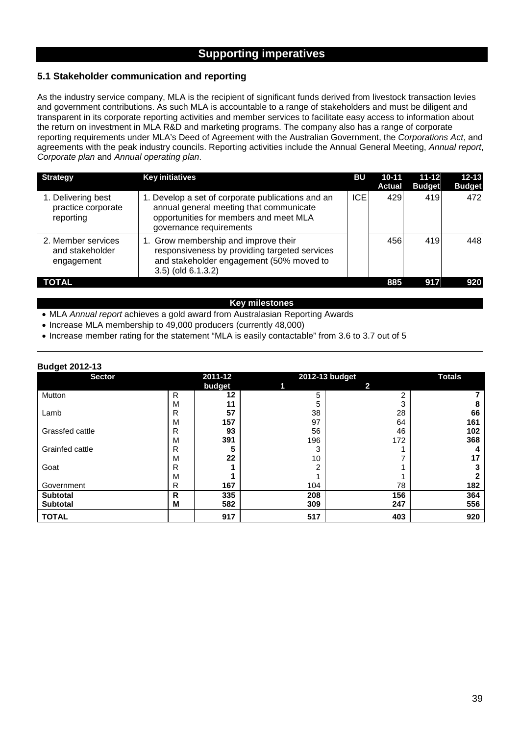# Supporting imperatives

## 5.1 Stakeholder communication and reporting

As the industry service company, MLA is the recipient of significant funds derived from livestock transaction levies and government contributions. As such MLA is accountable to a range of stakeholders and must be diligent and transparent in its corporate reporting activities and member services to facilitate easy access to information about the return on investment in MLA R&D and marketing programs. The company also has a range of corporate reporting requirements under MLA's Deed of Agreement with the Australian Government, the *Corporations Act*, and agreements with the peak industry councils. Reporting activities include the Annual General Meeting, *Annual report*, *Corporate plan* and *Annual operating plan*.

| Strategy | Key initiatives | BU | 10-11 Actual | 11-12 Budget | 12-13 Budget |
|---|---|---|---|---|---|
| 1. Delivering best practice corporate reporting | 1. Develop a set of corporate publications and an annual general meeting that communicate opportunities for members and meet MLA governance requirements | ICE | 429 | 419 | 472 |
| 2. Member services and stakeholder engagement | 1. Grow membership and improve their responsiveness by providing targeted services and stakeholder engagement (50% moved to 3.5) (old 6.1.3.2) | | 456 | 419 | 448 |
| **TOTAL** | | | **885** | **917** | **920** |

**Key milestones**

- MLA *Annual report* achieves a gold award from Australasian Reporting Awards
- Increase MLA membership to 49,000 producers (currently 48,000)
- Increase member rating for the statement "MLA is easily contactable" from 3.6 to 3.7 out of 5

**Budget 2012-13**

| Sector | | 2011-12 budget | 2012-13 budget 1 | 2012-13 budget 2 | Totals |
|---|---|---|---|---|---|
| Mutton | R | **12** | 5 | 2 | **7** |
| | M | **11** | 5 | 3 | **8** |
| Lamb | R | **57** | 38 | 28 | **66** |
| | M | **157** | 97 | 64 | **161** |
| Grassfed cattle | R | **93** | 56 | 46 | **102** |
| | M | **391** | 196 | 172 | **368** |
| Grainfed cattle | R | **5** | 3 | 1 | **4** |
| | M | **22** | 10 | 7 | **17** |
| Goat | R | **1** | 2 | 1 | **3** |
| | M | **1** | 1 | 1 | **2** |
| Government | R | **167** | 104 | 78 | **182** |
| **Subtotal** | **R** | **335** | **208** | **156** | **364** |
| **Subtotal** | **M** | **582** | **309** | **247** | **556** |
| **TOTAL** | | **917** | **517** | **403** | **920** |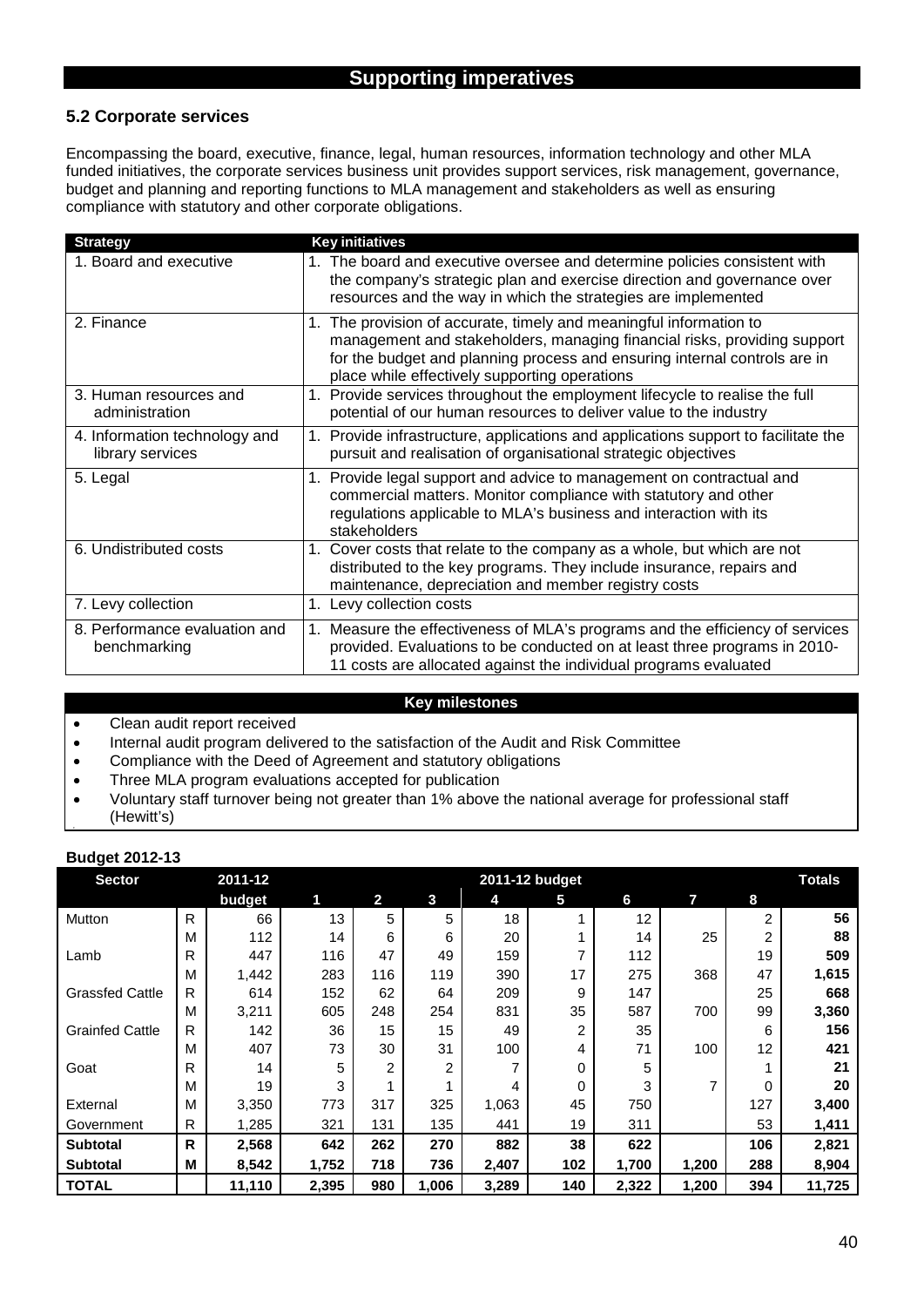## Supporting imperatives

### 5.2 Corporate services

Encompassing the board, executive, finance, legal, human resources, information technology and other MLA funded initiatives, the corporate services business unit provides support services, risk management, governance, budget and planning and reporting functions to MLA management and stakeholders as well as ensuring compliance with statutory and other corporate obligations.

| Strategy | Key initiatives |
|---|---|
| 1. Board and executive | 1. The board and executive oversee and determine policies consistent with the company's strategic plan and exercise direction and governance over resources and the way in which the strategies are implemented |
| 2. Finance | 1. The provision of accurate, timely and meaningful information to management and stakeholders, managing financial risks, providing support for the budget and planning process and ensuring internal controls are in place while effectively supporting operations |
| 3. Human resources and administration | 1. Provide services throughout the employment lifecycle to realise the full potential of our human resources to deliver value to the industry |
| 4. Information technology and library services | 1. Provide infrastructure, applications and applications support to facilitate the pursuit and realisation of organisational strategic objectives |
| 5. Legal | 1. Provide legal support and advice to management on contractual and commercial matters. Monitor compliance with statutory and other regulations applicable to MLA's business and interaction with its stakeholders |
| 6. Undistributed costs | 1. Cover costs that relate to the company as a whole, but which are not distributed to the key programs. They include insurance, repairs and maintenance, depreciation and member registry costs |
| 7. Levy collection | 1. Levy collection costs |
| 8. Performance evaluation and benchmarking | 1. Measure the effectiveness of MLA's programs and the efficiency of services provided. Evaluations to be conducted on at least three programs in 2010-11 costs are allocated against the individual programs evaluated |

**Key milestones**

- Clean audit report received
- Internal audit program delivered to the satisfaction of the Audit and Risk Committee
- Compliance with the Deed of Agreement and statutory obligations
- Three MLA program evaluations accepted for publication
- Voluntary staff turnover being not greater than 1% above the national average for professional staff (Hewitt's)

**Budget 2012-13**

| Sector | | 2011-12 budget | 2011-12 budget 1 | 2 | 3 | 4 | 5 | 6 | 7 | 8 | Totals |
|---|---|---|---|---|---|---|---|---|---|---|---|
| Mutton | R | 66 | 13 | 5 | 5 | 18 | 1 | 12 | | 2 | **56** |
| | M | 112 | 14 | 6 | 6 | 20 | 1 | 14 | 25 | 2 | **88** |
| Lamb | R | 447 | 116 | 47 | 49 | 159 | 7 | 112 | | 19 | **509** |
| | M | 1,442 | 283 | 116 | 119 | 390 | 17 | 275 | 368 | 47 | **1,615** |
| Grassfed Cattle | R | 614 | 152 | 62 | 64 | 209 | 9 | 147 | | 25 | **668** |
| | M | 3,211 | 605 | 248 | 254 | 831 | 35 | 587 | 700 | 99 | **3,360** |
| Grainfed Cattle | R | 142 | 36 | 15 | 15 | 49 | 2 | 35 | | 6 | **156** |
| | M | 407 | 73 | 30 | 31 | 100 | 4 | 71 | 100 | 12 | **421** |
| Goat | R | 14 | 5 | 2 | 2 | 7 | 0 | 5 | | 1 | **21** |
| | M | 19 | 3 | 1 | 1 | 4 | 0 | 3 | 7 | 0 | **20** |
| External | M | 3,350 | 773 | 317 | 325 | 1,063 | 45 | 750 | | 127 | **3,400** |
| Government | R | 1,285 | 321 | 131 | 135 | 441 | 19 | 311 | | 53 | **1,411** |
| **Subtotal** | **R** | **2,568** | **642** | **262** | **270** | **882** | **38** | **622** | | **106** | **2,821** |
| **Subtotal** | **M** | **8,542** | **1,752** | **718** | **736** | **2,407** | **102** | **1,700** | **1,200** | **288** | **8,904** |
| **TOTAL** | | **11,110** | **2,395** | **980** | **1,006** | **3,289** | **140** | **2,322** | **1,200** | **394** | **11,725** |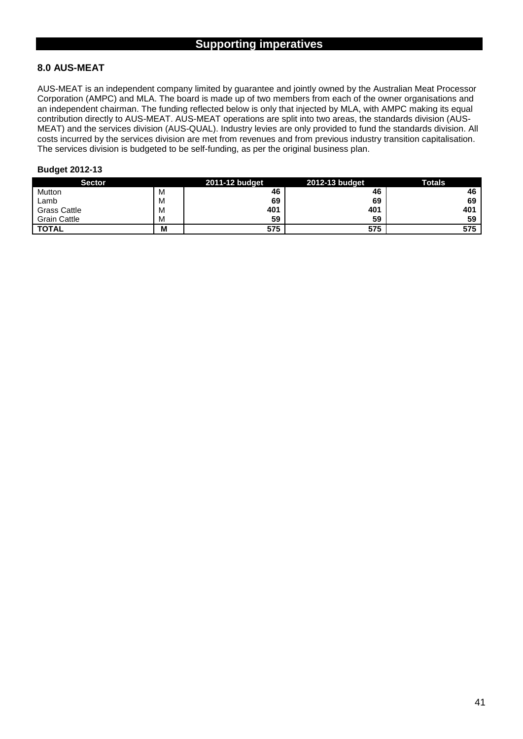## Supporting imperatives

### 8.0 AUS-MEAT

AUS-MEAT is an independent company limited by guarantee and jointly owned by the Australian Meat Processor Corporation (AMPC) and MLA. The board is made up of two members from each of the owner organisations and an independent chairman. The funding reflected below is only that injected by MLA, with AMPC making its equal contribution directly to AUS-MEAT. AUS-MEAT operations are split into two areas, the standards division (AUS-MEAT) and the services division (AUS-QUAL). Industry levies are only provided to fund the standards division. All costs incurred by the services division are met from revenues and from previous industry transition capitalisation. The services division is budgeted to be self-funding, as per the original business plan.

**Budget 2012-13**

| Sector | | 2011-12 budget | 2012-13 budget | Totals |
|---|---|---|---|---|
| Mutton | M | **46** | **46** | **46** |
| Lamb | M | **69** | **69** | **69** |
| Grass Cattle | M | **401** | **401** | **401** |
| Grain Cattle | M | **59** | **59** | **59** |
| **TOTAL** | **M** | **575** | **575** | **575** |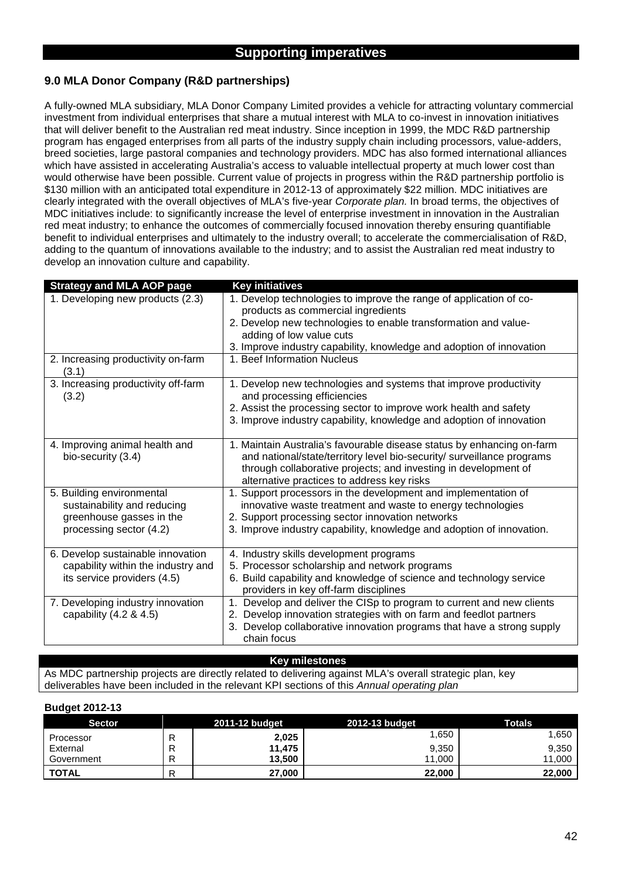## Supporting imperatives

### 9.0 MLA Donor Company (R&D partnerships)

A fully-owned MLA subsidiary, MLA Donor Company Limited provides a vehicle for attracting voluntary commercial investment from individual enterprises that share a mutual interest with MLA to co-invest in innovation initiatives that will deliver benefit to the Australian red meat industry. Since inception in 1999, the MDC R&D partnership program has engaged enterprises from all parts of the industry supply chain including processors, value-adders, breed societies, large pastoral companies and technology providers. MDC has also formed international alliances which have assisted in accelerating Australia's access to valuable intellectual property at much lower cost than would otherwise have been possible. Current value of projects in progress within the R&D partnership portfolio is $130 million with an anticipated total expenditure in 2012-13 of approximately $22 million. MDC initiatives are clearly integrated with the overall objectives of MLA's five-year *Corporate plan.* In broad terms, the objectives of MDC initiatives include: to significantly increase the level of enterprise investment in innovation in the Australian red meat industry; to enhance the outcomes of commercially focused innovation thereby ensuring quantifiable benefit to individual enterprises and ultimately to the industry overall; to accelerate the commercialisation of R&D, adding to the quantum of innovations available to the industry; and to assist the Australian red meat industry to develop an innovation culture and capability.

| Strategy and MLA AOP page | Key initiatives |
|---|---|
| 1. Developing new products (2.3) | 1. Develop technologies to improve the range of application of co-products as commercial ingredients<br>2. Develop new technologies to enable transformation and value-adding of low value cuts<br>3. Improve industry capability, knowledge and adoption of innovation |
| 2. Increasing productivity on-farm (3.1) | 1. Beef Information Nucleus |
| 3. Increasing productivity off-farm (3.2) | 1. Develop new technologies and systems that improve productivity and processing efficiencies<br>2. Assist the processing sector to improve work health and safety<br>3. Improve industry capability, knowledge and adoption of innovation |
| 4. Improving animal health and bio-security (3.4) | 1. Maintain Australia's favourable disease status by enhancing on-farm and national/state/territory level bio-security/ surveillance programs through collaborative projects; and investing in development of alternative practices to address key risks |
| 5. Building environmental sustainability and reducing greenhouse gasses in the processing sector (4.2) | 1. Support processors in the development and implementation of innovative waste treatment and waste to energy technologies<br>2. Support processing sector innovation networks<br>3. Improve industry capability, knowledge and adoption of innovation. |
| 6. Develop sustainable innovation capability within the industry and its service providers (4.5) | 4. Industry skills development programs<br>5. Processor scholarship and network programs<br>6. Build capability and knowledge of science and technology service providers in key off-farm disciplines |
| 7. Developing industry innovation capability (4.2 & 4.5) | 1. Develop and deliver the CISp to program to current and new clients<br>2. Develop innovation strategies with on farm and feedlot partners<br>3. Develop collaborative innovation programs that have a strong supply chain focus |

| Key milestones |
|---|
| As MDC partnership projects are directly related to delivering against MLA's overall strategic plan, key deliverables have been included in the relevant KPI sections of this *Annual operating plan* |

**Budget 2012-13**

| Sector | | 2011-12 budget | 2012-13 budget | Totals |
|---|---|---|---|---|
| Processor | R | **2,025** | 1,650 | 1,650 |
| External | R | **11,475** | 9,350 | 9,350 |
| Government | R | **13,500** | 11,000 | 11,000 |
| **TOTAL** | R | **27,000** | **22,000** | **22,000** |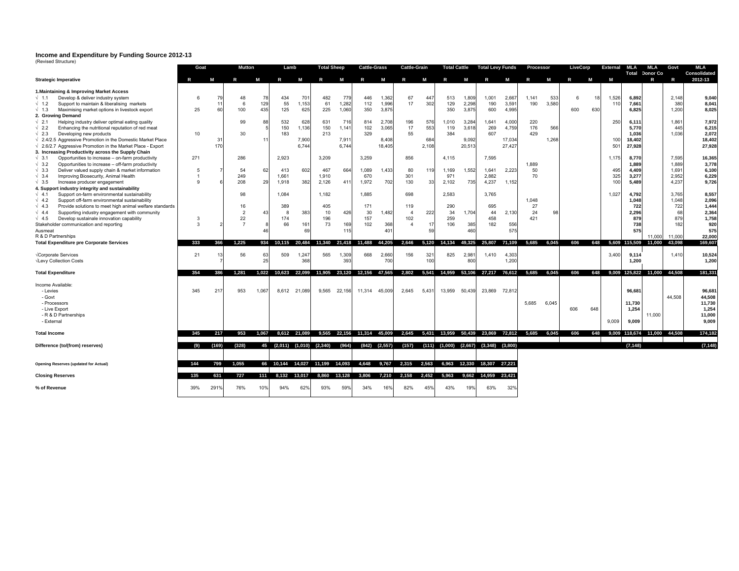# Income and Expenditure by Funding Source 2012-13

(Revised Structure)

| | Goat | | Mutton | | Lamb | | Total Sheep | | Cattle-Grass | | Cattle-Grain | | Total Cattle | | Total Levy Funds | | Processor | | LiveCorp | | External | MLA Total | MLA Donor Co | Govt | MLA Consolidated |
|---|---|---|---|---|---|---|---|---|---|---|---|---|---|---|---|---|---|---|---|---|---|---|---|---|---|
| **Strategic Imperative** | R | M | R | M | R | M | R | M | R | M | R | M | R | M | R | M | R | M | R | M | M | | R | R | 2012-13 |
| **1.Maintaining & Improving Market Access** | | | | | | | | | | | | | | | | | | | | | | | | | |
| √ 1.1 Develop & deliver industry system | 6 | 79 | 48 | 78 | 434 | 701 | 482 | 779 | 446 | 1,362 | 67 | 447 | 513 | 1,809 | 1,001 | 2,667 | 1,141 | 533 | 6 | 18 | 1,526 | 6,892 | | 2,148 | 9,040 |
| √ 1.2 Support to maintain & liberalising markets | | 11 | 6 | 129 | 55 | 1,153 | 61 | 1,282 | 112 | 1,996 | 17 | 302 | 129 | 2,298 | 190 | 3,591 | 190 | 3,580 | | | 110 | 7,661 | | 380 | 8,041 |
| √ 1.3 Maximising market options in livestock export | 25 | 60 | 100 | 435 | 125 | 625 | 225 | 1,060 | 350 | 3,875 | | | 350 | 3,875 | 600 | 4,995 | | | 600 | 630 | | 6,825 | | 1,200 | 8,025 |
| **2. Growing Demand** | | | | | | | | | | | | | | | | | | | | | | | | | |
| √ 2.1 Helping industry deliver optimal eating quality | | | 99 | 88 | 532 | 628 | 631 | 716 | 814 | 2,708 | 196 | 576 | 1,010 | 3,284 | 1,641 | 4,000 | 220 | | | | 250 | 6,111 | | 1,861 | 7,972 |
| √ 2.2 Enhancing the nutritional reputation of red meat | | | | 5 | 150 | 1,136 | 150 | 1,141 | 102 | 3,065 | 17 | 553 | 119 | 3,618 | 269 | 4,759 | 176 | 566 | | | | 5,770 | | 445 | 6,215 |
| √ 2.3 Developing new products | 10 | | 30 | | 183 | | 213 | | 329 | | 55 | | 384 | | 607 | | 429 | | | | | 1,036 | | 1,036 | 2,072 |
| √ 2.4/2.5 Aggressive Promotion in the Domestic Market Place | | 31 | | 11 | | 7,900 | | 7,911 | | 8,408 | | 684 | | 9,092 | | 17,034 | | 1,268 | | | 100 | 18,402 | | | 18,402 |
| √ 2.6/2.7 Aggressive Promotion in the Market Place - Export | | 170 | | | | 6,744 | | 6,744 | | 18,405 | | 2,108 | | 20,513 | | 27,427 | | | | | 501 | 27,928 | | | 27,928 |
| **3. Increasing Productivity across the Supply Chain** | | | | | | | | | | | | | | | | | | | | | | | | | |
| √ 3.1 Opportunities to increase – on-farm productivity | 271 | | 286 | | 2,923 | | 3,209 | | 3,259 | | 856 | | 4,115 | | 7,595 | | | | | | 1,175 | 8,770 | | 7,595 | 16,365 |
| √ 3.2 Opportunities to increase – off-farm productivity | | | | | | | | | | | | | | | | | 1,889 | | | | | 1,889 | | 1,889 | 3,778 |
| √ 3.3 Deliver valued supply chain & market information | 5 | 7 | 54 | 62 | 413 | 602 | 467 | 664 | 1,089 | 1,433 | 80 | 119 | 1,169 | 1,552 | 1,641 | 2,223 | 50 | | | | 495 | 4,409 | | 1,691 | 6,100 |
| √ 3.4 Improving Biosecurity, Animal Health | 1 | | 249 | | 1,661 | | 1,910 | | 670 | | 301 | | 971 | | 2,882 | | 70 | | | | 325 | 3,277 | | 2,952 | 6,229 |
| √ 3.5 Increase producer engagement | 9 | 6 | 208 | 29 | 1,918 | 382 | 2,126 | 411 | 1,972 | 702 | 130 | 33 | 2,102 | 735 | 4,237 | 1,152 | | | | | 100 | 5,489 | | 4,237 | 9,726 |
| **4. Support industry integrity and sustainability** | | | | | | | | | | | | | | | | | | | | | | | | | |
| √ 4.1 Support on-farm environmental sustainability | | | 98 | | 1,084 | | 1,182 | | 1,885 | | 698 | | 2,583 | | 3,765 | | | | | | 1,027 | 4,792 | | 3,765 | 8,557 |
| √ 4.2 Support off-farm environmental sustainability | | | | | | | | | | | | | | | | | 1,048 | | | | | 1,048 | | 1,048 | 2,096 |
| √ 4.3 Provide solutions to meet high animal welfare standards | | | 16 | | 389 | | 405 | | 171 | | 119 | | 290 | | 695 | | 27 | | | | | 722 | | 722 | 1,444 |
| √ 4.4 Supporting industry engagement with community | | | 2 | 43 | 8 | 383 | 10 | 426 | 30 | 1,482 | 4 | 222 | 34 | 1,704 | 44 | 2,130 | 24 | 98 | | | | 2,296 | | 68 | 2,364 |
| √ 4.5 Develop sustainale innovation capability | 3 | | 22 | | 174 | | 196 | | 157 | | 102 | | 259 | | 458 | | 421 | | | | | 879 | | 879 | 1,758 |
| Stakeholder communication and reporting | 3 | 2 | 7 | 8 | 66 | 161 | 73 | 169 | 102 | 368 | 4 | 17 | 106 | 385 | 182 | 556 | | | | | | 738 | | 182 | 920 |
| Ausmeat | | | | 46 | | 69 | | 115 | | 401 | | 59 | | 460 | | 575 | | | | | | 575 | | | 575 |
| R & D Partnerships | | | | | | | | | | | | | | | | | | | | | | | 11,000 | 11,000 | 22,000 |
| **Total Expenditure pre Corporate Services** | 333 | 366 | 1,225 | 934 | 10,115 | 20,484 | 11,340 | 21,418 | 11,488 | 44,205 | 2,646 | 5,120 | 14,134 | 49,325 | 25,807 | 71,109 | 5,685 | 6,045 | 606 | 648 | 5,609 | 115,509 | 11,000 | 43,098 | 169,607 |
| √Corporate Services | 21 | 13 | 56 | 63 | 509 | 1,247 | 565 | 1,309 | 668 | 2,660 | 156 | 321 | 825 | 2,981 | 1,410 | 4,303 | | | | | 3,400 | 9,114 | | 1,410 | 10,524 |
| √Levy Collection Costs | | 7 | | 25 | | 368 | | 393 | | 700 | | 100 | | 800 | | 1,200 | | | | | | 1,200 | | | 1,200 |
| **Total Expenditure** | 354 | 386 | 1,281 | 1,022 | 10,623 | 22,099 | 11,905 | 23,120 | 12,156 | 47,565 | 2,802 | 5,541 | 14,959 | 53,106 | 27,217 | 76,612 | 5,685 | 6,045 | 606 | 648 | 9,009 | 125,822 | 11,000 | 44,508 | 181,331 |
| Income Available: | | | | | | | | | | | | | | | | | | | | | | | | | |
| - Levies | 345 | 217 | 953 | 1,067 | 8,612 | 21,089 | 9,565 | 22,156 | 11,314 | 45,009 | 2,645 | 5,431 | 13,959 | 50,439 | 23,869 | 72,812 | | | | | | 96,681 | | | 96,681 |
| - Govt | | | | | | | | | | | | | | | | | | | | | | | | 44,508 | 44,508 |
| - Processors | | | | | | | | | | | | | | | | | 5,685 | 6,045 | | | | 11,730 | | | 11,730 |
| - Live Export | | | | | | | | | | | | | | | | | | | 606 | 648 | | 1,254 | | | 1,254 |
| - R & D Partnerships | | | | | | | | | | | | | | | | | | | | | | | 11,000 | | 11,000 |
| - External | | | | | | | | | | | | | | | | | | | | | 9,009 | 9,009 | | | 9,009 |
| **Total Income** | 345 | 217 | 953 | 1,067 | 8,612 | 21,089 | 9,565 | 22,156 | 11,314 | 45,009 | 2,645 | 5,431 | 13,959 | 50,439 | 23,869 | 72,812 | 5,685 | 6,045 | 606 | 648 | 9,009 | 118,674 | 11,000 | 44,508 | 174,182 |
| **Difference (to/(from) reserves)** | (9) | (169) | (328) | 45 | (2,011) | (1,010) | (2,340) | (964) | (842) | (2,557) | (157) | (111) | (1,000) | (2,667) | (3,348) | (3,800) | | | | | | (7,148) | | | (7,148) |
| **Opening Reserves (updated for Actual)** | 144 | 799 | 1,055 | 66 | 10,144 | 14,027 | 11,199 | 14,093 | 4,648 | 9,767 | 2,315 | 2,563 | 6,963 | 12,330 | 18,307 | 27,221 | | | | | | | | | |
| **Closing Reserves** | 135 | 631 | 727 | 111 | 8,132 | 13,017 | 8,860 | 13,128 | 3,806 | 7,210 | 2,158 | 2,452 | 5,963 | 9,662 | 14,959 | 23,421 | | | | | | | | | |
| **% of Revenue** | 39% | 291% | 76% | 10% | 94% | 62% | 93% | 59% | 34% | 16% | 82% | 45% | 43% | 19% | 63% | 32% | | | | | | | | | |